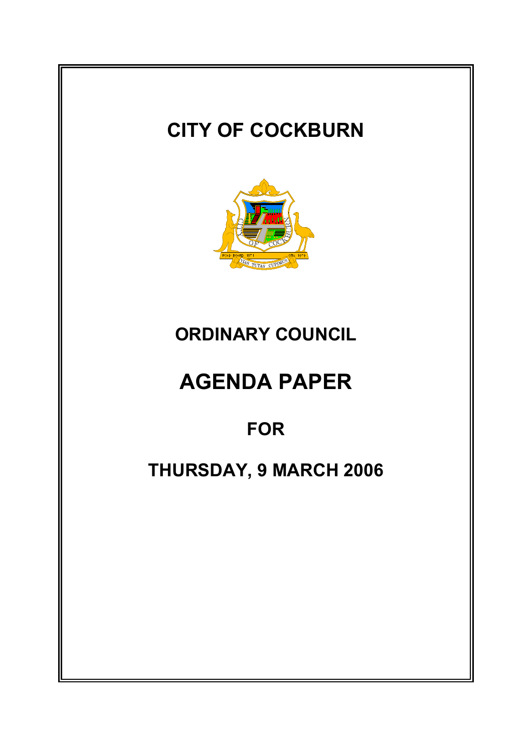# CITY OF COCKBURN

## ORDINARY COUNCIL

# AGENDA PAPER

## FOR

## THURSDAY, 9 MARCH 2006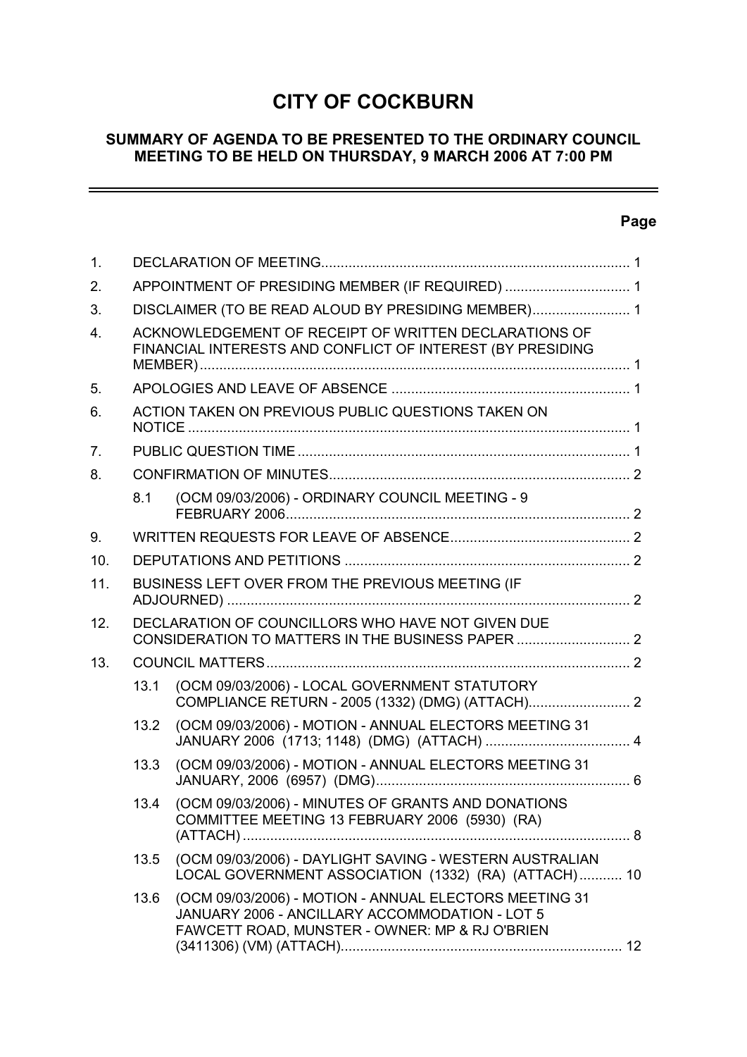# CITY OF COCKBURN

## SUMMARY OF AGENDA TO BE PRESENTED TO THE ORDINARY COUNCIL MEETING TO BE HELD ON THURSDAY, 9 MARCH 2006 AT 7:00 PM

| | | | Page |
|---|---|---|---|
| 1. | DECLARATION OF MEETING | | 1 |
| 2. | APPOINTMENT OF PRESIDING MEMBER (IF REQUIRED) | | 1 |
| 3. | DISCLAIMER (TO BE READ ALOUD BY PRESIDING MEMBER) | | 1 |
| 4. | ACKNOWLEDGEMENT OF RECEIPT OF WRITTEN DECLARATIONS OF FINANCIAL INTERESTS AND CONFLICT OF INTEREST (BY PRESIDING MEMBER) | | 1 |
| 5. | APOLOGIES AND LEAVE OF ABSENCE | | 1 |
| 6. | ACTION TAKEN ON PREVIOUS PUBLIC QUESTIONS TAKEN ON NOTICE | | 1 |
| 7. | PUBLIC QUESTION TIME | | 1 |
| 8. | CONFIRMATION OF MINUTES | | 2 |
| | 8.1 | (OCM 09/03/2006) - ORDINARY COUNCIL MEETING - 9 FEBRUARY 2006 | 2 |
| 9. | WRITTEN REQUESTS FOR LEAVE OF ABSENCE | | 2 |
| 10. | DEPUTATIONS AND PETITIONS | | 2 |
| 11. | BUSINESS LEFT OVER FROM THE PREVIOUS MEETING (IF ADJOURNED) | | 2 |
| 12. | DECLARATION OF COUNCILLORS WHO HAVE NOT GIVEN DUE CONSIDERATION TO MATTERS IN THE BUSINESS PAPER | | 2 |
| 13. | COUNCIL MATTERS | | 2 |
| | 13.1 | (OCM 09/03/2006) - LOCAL GOVERNMENT STATUTORY COMPLIANCE RETURN - 2005 (1332) (DMG) (ATTACH) | 2 |
| | 13.2 | (OCM 09/03/2006) - MOTION - ANNUAL ELECTORS MEETING 31 JANUARY 2006 (1713; 1148) (DMG) (ATTACH) | 4 |
| | 13.3 | (OCM 09/03/2006) - MOTION - ANNUAL ELECTORS MEETING 31 JANUARY, 2006 (6957) (DMG) | 6 |
| | 13.4 | (OCM 09/03/2006) - MINUTES OF GRANTS AND DONATIONS COMMITTEE MEETING 13 FEBRUARY 2006 (5930) (RA) (ATTACH) | 8 |
| | 13.5 | (OCM 09/03/2006) - DAYLIGHT SAVING - WESTERN AUSTRALIAN LOCAL GOVERNMENT ASSOCIATION (1332) (RA) (ATTACH) | 10 |
| | 13.6 | (OCM 09/03/2006) - MOTION - ANNUAL ELECTORS MEETING 31 JANUARY 2006 - ANCILLARY ACCOMMODATION - LOT 5 FAWCETT ROAD, MUNSTER - OWNER: MP & RJ O'BRIEN (3411306) (VM) (ATTACH) | 12 |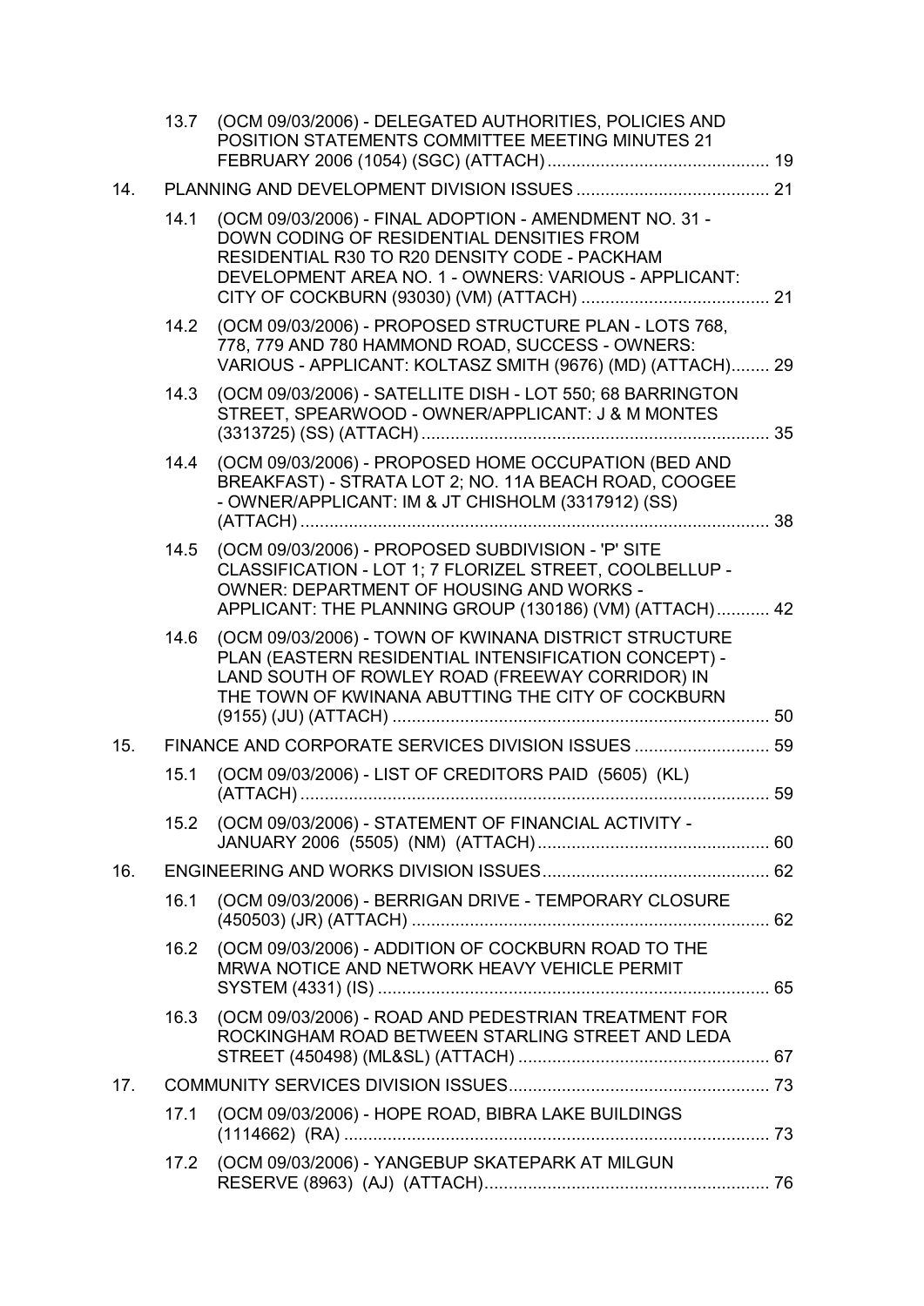13.7 (OCM 09/03/2006) - DELEGATED AUTHORITIES, POLICIES AND POSITION STATEMENTS COMMITTEE MEETING MINUTES 21 FEBRUARY 2006 (1054) (SGC) (ATTACH) .............................................. 19

14. PLANNING AND DEVELOPMENT DIVISION ISSUES ........................................ 21

14.1 (OCM 09/03/2006) - FINAL ADOPTION - AMENDMENT NO. 31 - DOWN CODING OF RESIDENTIAL DENSITIES FROM RESIDENTIAL R30 TO R20 DENSITY CODE - PACKHAM DEVELOPMENT AREA NO. 1 - OWNERS: VARIOUS - APPLICANT: CITY OF COCKBURN (93030) (VM) (ATTACH) ....................................... 21

14.2 (OCM 09/03/2006) - PROPOSED STRUCTURE PLAN - LOTS 768, 778, 779 AND 780 HAMMOND ROAD, SUCCESS - OWNERS: VARIOUS - APPLICANT: KOLTASZ SMITH (9676) (MD) (ATTACH)........ 29

14.3 (OCM 09/03/2006) - SATELLITE DISH - LOT 550; 68 BARRINGTON STREET, SPEARWOOD - OWNER/APPLICANT: J & M MONTES (3313725) (SS) (ATTACH) ......................................................................... 35

14.4 (OCM 09/03/2006) - PROPOSED HOME OCCUPATION (BED AND BREAKFAST) - STRATA LOT 2; NO. 11A BEACH ROAD, COOGEE - OWNER/APPLICANT: IM & JT CHISHOLM (3317912) (SS) (ATTACH) ................................................................................................. 38

14.5 (OCM 09/03/2006) - PROPOSED SUBDIVISION - 'P' SITE CLASSIFICATION - LOT 1; 7 FLORIZEL STREET, COOLBELLUP - OWNER: DEPARTMENT OF HOUSING AND WORKS - APPLICANT: THE PLANNING GROUP (130186) (VM) (ATTACH)........... 42

14.6 (OCM 09/03/2006) - TOWN OF KWINANA DISTRICT STRUCTURE PLAN (EASTERN RESIDENTIAL INTENSIFICATION CONCEPT) - LAND SOUTH OF ROWLEY ROAD (FREEWAY CORRIDOR) IN THE TOWN OF KWINANA ABUTTING THE CITY OF COCKBURN (9155) (JU) (ATTACH) .............................................................................. 50

15. FINANCE AND CORPORATE SERVICES DIVISION ISSUES ............................ 59

15.1 (OCM 09/03/2006) - LIST OF CREDITORS PAID (5605) (KL) (ATTACH) ................................................................................................. 59

15.2 (OCM 09/03/2006) - STATEMENT OF FINANCIAL ACTIVITY - JANUARY 2006 (5505) (NM) (ATTACH)................................................ 60

16. ENGINEERING AND WORKS DIVISION ISSUES............................................... 62

16.1 (OCM 09/03/2006) - BERRIGAN DRIVE - TEMPORARY CLOSURE (450503) (JR) (ATTACH) .......................................................................... 62

16.2 (OCM 09/03/2006) - ADDITION OF COCKBURN ROAD TO THE MRWA NOTICE AND NETWORK HEAVY VEHICLE PERMIT SYSTEM (4331) (IS) ................................................................................. 65

16.3 (OCM 09/03/2006) - ROAD AND PEDESTRIAN TREATMENT FOR ROCKINGHAM ROAD BETWEEN STARLING STREET AND LEDA STREET (450498) (ML&SL) (ATTACH) .................................................... 67

17. COMMUNITY SERVICES DIVISION ISSUES...................................................... 73

17.1 (OCM 09/03/2006) - HOPE ROAD, BIBRA LAKE BUILDINGS (1114662) (RA) ........................................................................................ 73

17.2 (OCM 09/03/2006) - YANGEBUP SKATEPARK AT MILGUN RESERVE (8963) (AJ) (ATTACH)........................................................... 76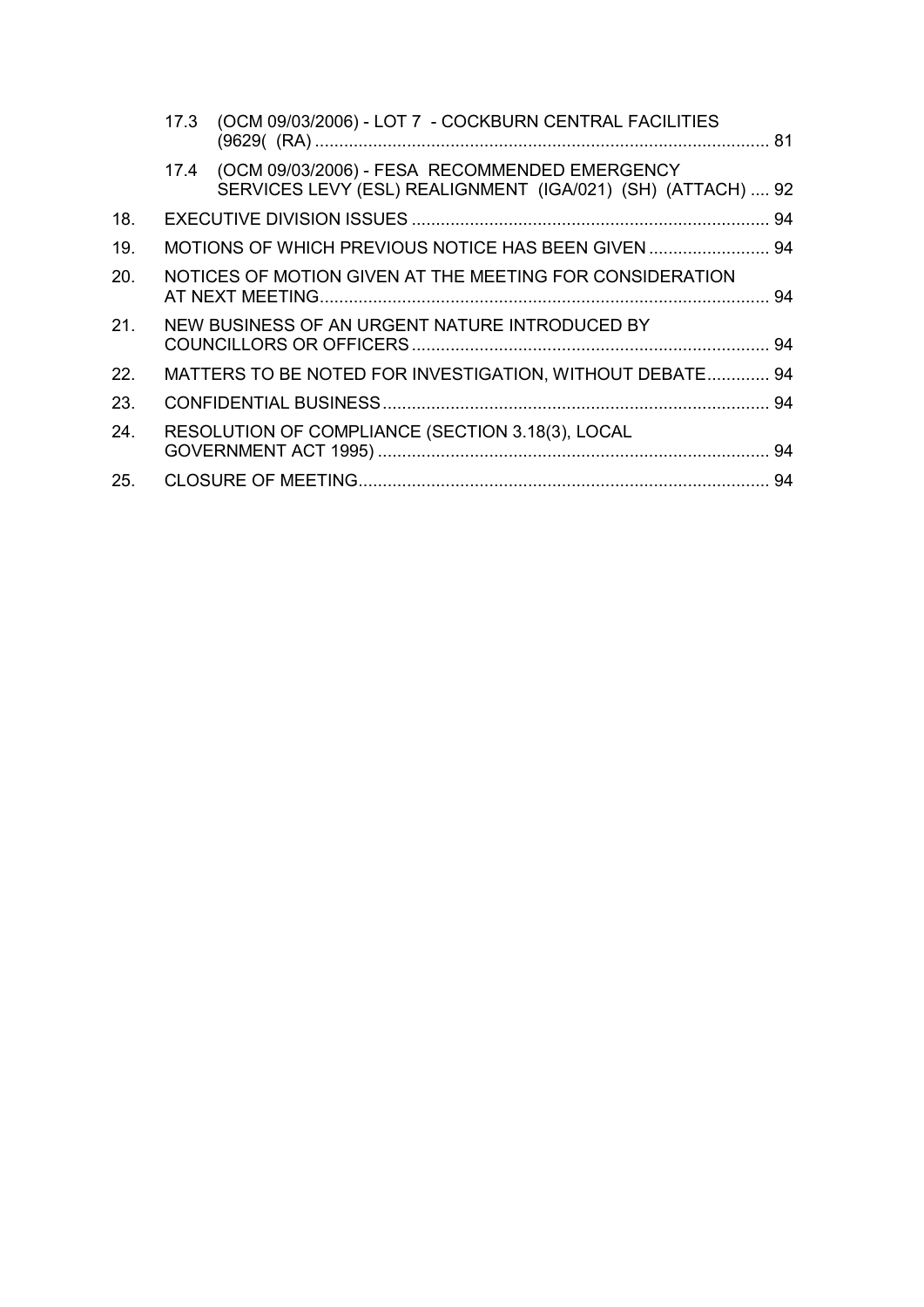17.3 (OCM 09/03/2006) - LOT 7 - COCKBURN CENTRAL FACILITIES (9629( (RA) .............................................................................................. 81

17.4 (OCM 09/03/2006) - FESA RECOMMENDED EMERGENCY SERVICES LEVY (ESL) REALIGNMENT (IGA/021) (SH) (ATTACH) .... 92

18. EXECUTIVE DIVISION ISSUES .......................................................................... 94

19. MOTIONS OF WHICH PREVIOUS NOTICE HAS BEEN GIVEN ......................... 94

20. NOTICES OF MOTION GIVEN AT THE MEETING FOR CONSIDERATION AT NEXT MEETING............................................................................................. 94

21. NEW BUSINESS OF AN URGENT NATURE INTRODUCED BY COUNCILLORS OR OFFICERS .......................................................................... 94

22. MATTERS TO BE NOTED FOR INVESTIGATION, WITHOUT DEBATE............. 94

23. CONFIDENTIAL BUSINESS ................................................................................ 94

24. RESOLUTION OF COMPLIANCE (SECTION 3.18(3), LOCAL GOVERNMENT ACT 1995) ................................................................................. 94

25. CLOSURE OF MEETING..................................................................................... 94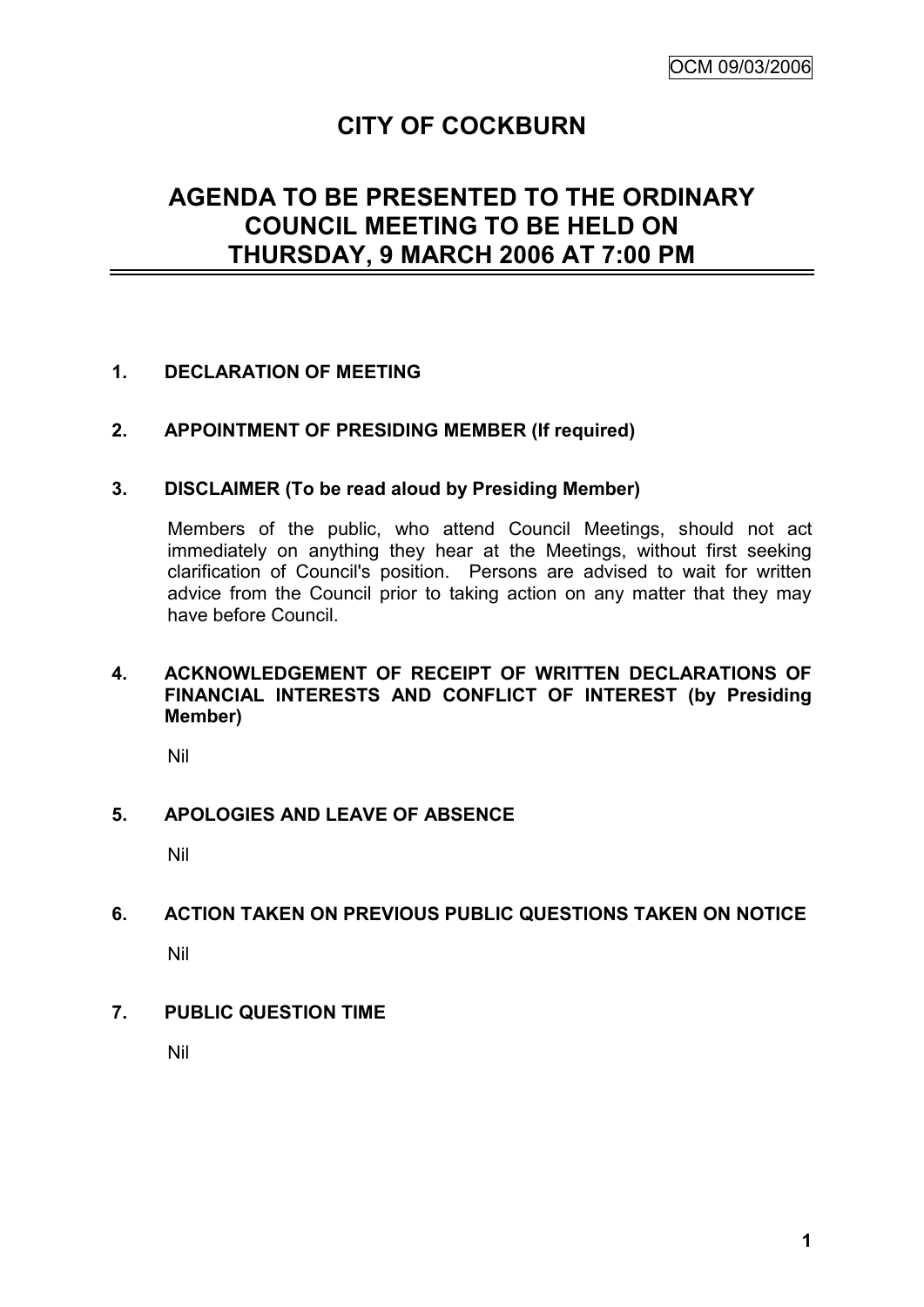# CITY OF COCKBURN

## AGENDA TO BE PRESENTED TO THE ORDINARY COUNCIL MEETING TO BE HELD ON THURSDAY, 9 MARCH 2006 AT 7:00 PM

**1. DECLARATION OF MEETING**

**2. APPOINTMENT OF PRESIDING MEMBER (If required)**

**3. DISCLAIMER (To be read aloud by Presiding Member)**

Members of the public, who attend Council Meetings, should not act immediately on anything they hear at the Meetings, without first seeking clarification of Council's position. Persons are advised to wait for written advice from the Council prior to taking action on any matter that they may have before Council.

**4. ACKNOWLEDGEMENT OF RECEIPT OF WRITTEN DECLARATIONS OF FINANCIAL INTERESTS AND CONFLICT OF INTEREST (by Presiding Member)**

Nil

**5. APOLOGIES AND LEAVE OF ABSENCE**

Nil

**6. ACTION TAKEN ON PREVIOUS PUBLIC QUESTIONS TAKEN ON NOTICE**

Nil

**7. PUBLIC QUESTION TIME**

Nil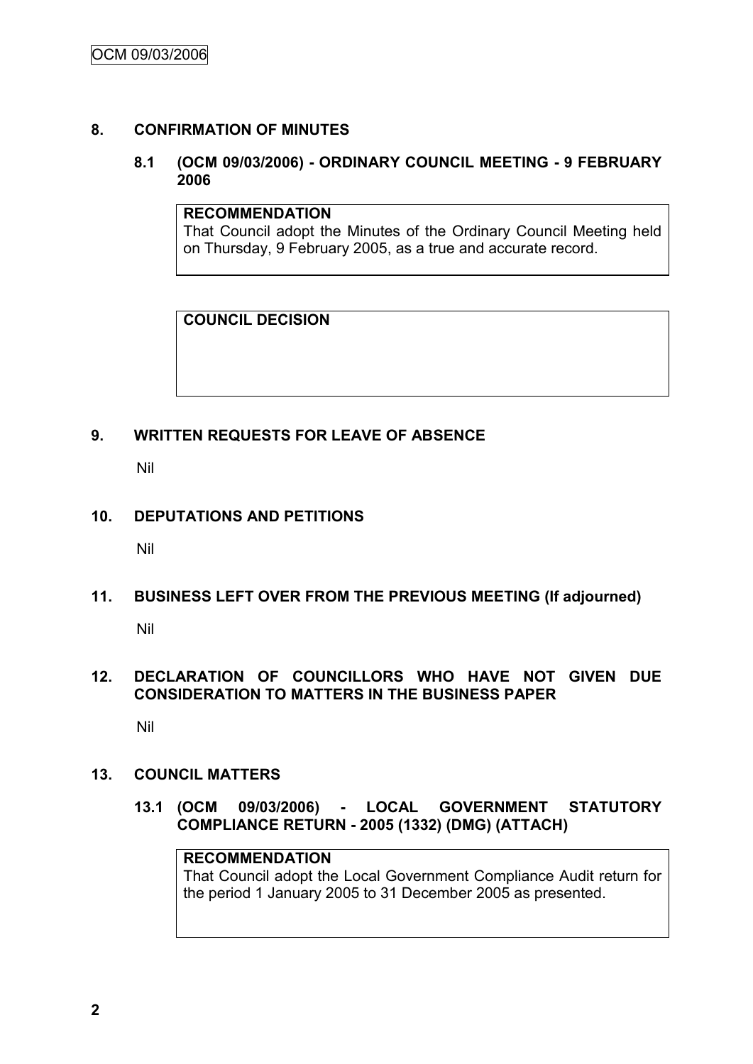## 8. CONFIRMATION OF MINUTES

### 8.1 (OCM 09/03/2006) - ORDINARY COUNCIL MEETING - 9 FEBRUARY 2006

**RECOMMENDATION**

That Council adopt the Minutes of the Ordinary Council Meeting held on Thursday, 9 February 2005, as a true and accurate record.

**COUNCIL DECISION**

## 9. WRITTEN REQUESTS FOR LEAVE OF ABSENCE

Nil

## 10. DEPUTATIONS AND PETITIONS

Nil

## 11. BUSINESS LEFT OVER FROM THE PREVIOUS MEETING (If adjourned)

Nil

## 12. DECLARATION OF COUNCILLORS WHO HAVE NOT GIVEN DUE CONSIDERATION TO MATTERS IN THE BUSINESS PAPER

Nil

## 13. COUNCIL MATTERS

### 13.1 (OCM 09/03/2006) - LOCAL GOVERNMENT STATUTORY COMPLIANCE RETURN - 2005 (1332) (DMG) (ATTACH)

**RECOMMENDATION**

That Council adopt the Local Government Compliance Audit return for the period 1 January 2005 to 31 December 2005 as presented.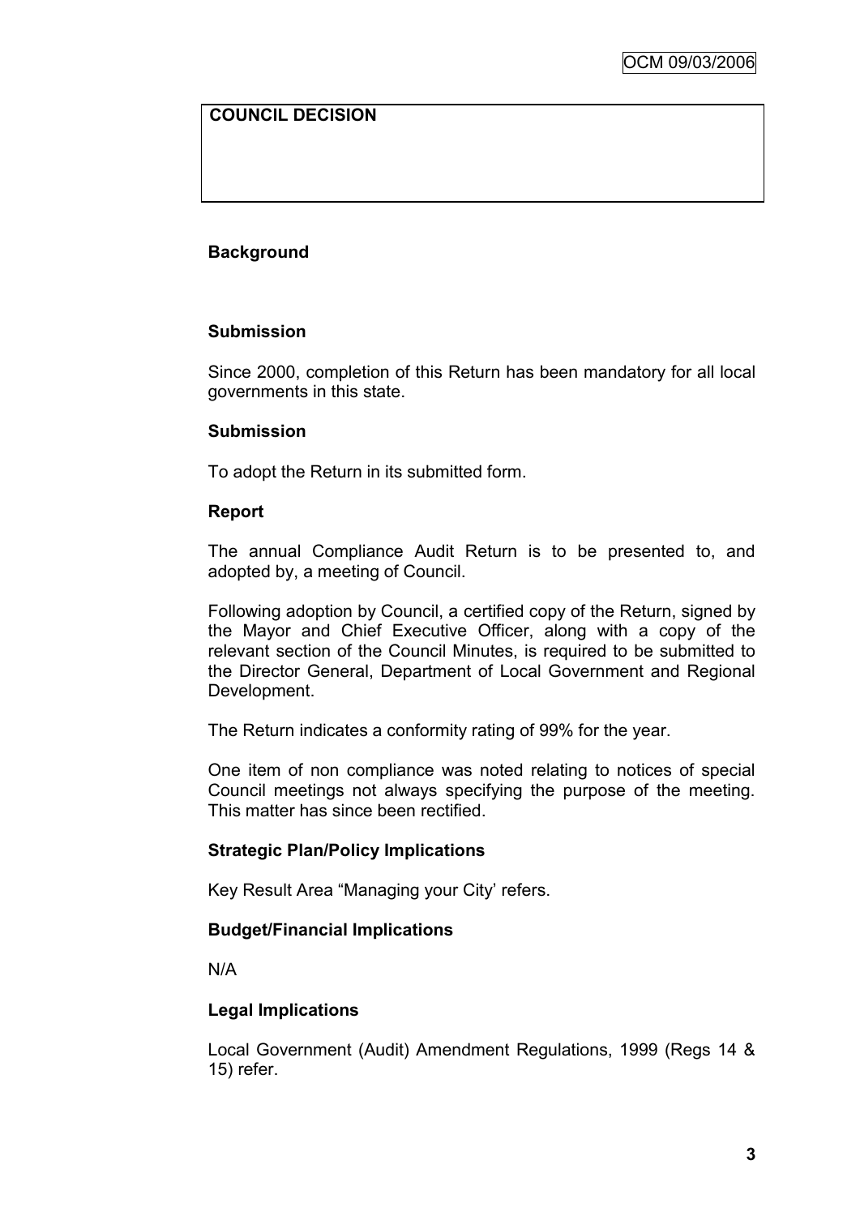**COUNCIL DECISION**

**Background**

**Submission**

Since 2000, completion of this Return has been mandatory for all local governments in this state.

**Submission**

To adopt the Return in its submitted form.

**Report**

The annual Compliance Audit Return is to be presented to, and adopted by, a meeting of Council.

Following adoption by Council, a certified copy of the Return, signed by the Mayor and Chief Executive Officer, along with a copy of the relevant section of the Council Minutes, is required to be submitted to the Director General, Department of Local Government and Regional Development.

The Return indicates a conformity rating of 99% for the year.

One item of non compliance was noted relating to notices of special Council meetings not always specifying the purpose of the meeting. This matter has since been rectified.

**Strategic Plan/Policy Implications**

Key Result Area "Managing your City' refers.

**Budget/Financial Implications**

N/A

**Legal Implications**

Local Government (Audit) Amendment Regulations, 1999 (Regs 14 & 15) refer.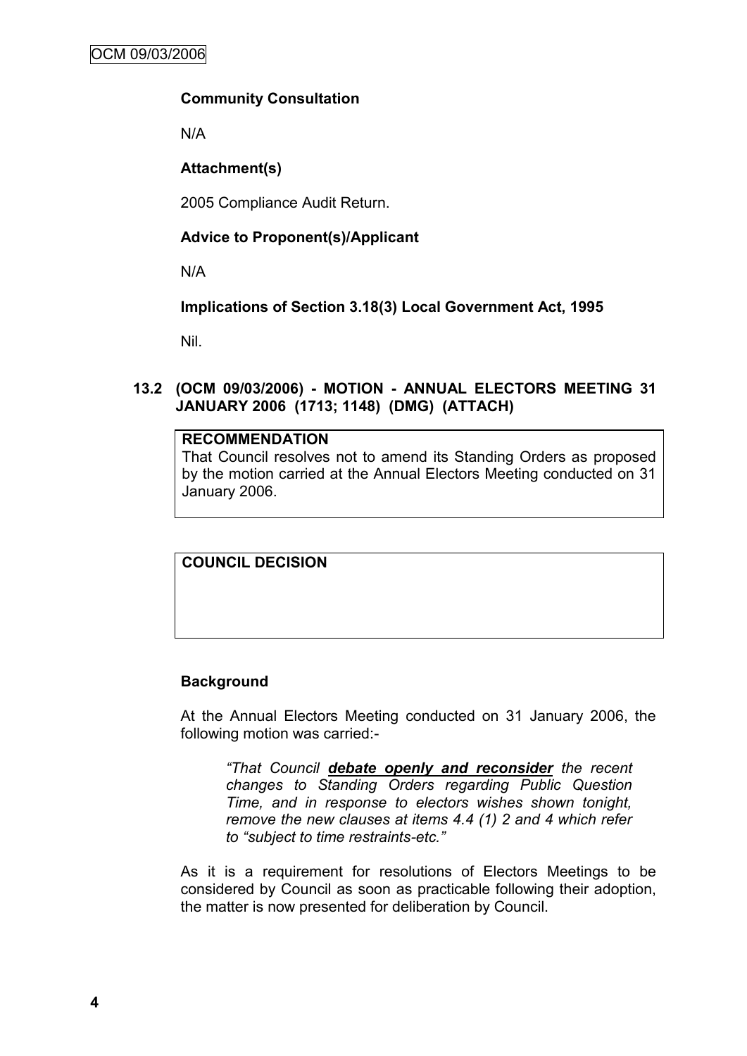**Community Consultation**

N/A

**Attachment(s)**

2005 Compliance Audit Return.

**Advice to Proponent(s)/Applicant**

N/A

**Implications of Section 3.18(3) Local Government Act, 1995**

Nil.

## 13.2 (OCM 09/03/2006) - MOTION - ANNUAL ELECTORS MEETING 31 JANUARY 2006 (1713; 1148) (DMG) (ATTACH)

**RECOMMENDATION**

That Council resolves not to amend its Standing Orders as proposed by the motion carried at the Annual Electors Meeting conducted on 31 January 2006.

**COUNCIL DECISION**

**Background**

At the Annual Electors Meeting conducted on 31 January 2006, the following motion was carried:-

> *"That Council **debate openly and reconsider** the recent changes to Standing Orders regarding Public Question Time, and in response to electors wishes shown tonight, remove the new clauses at items 4.4 (1) 2 and 4 which refer to "subject to time restraints-etc."*

As it is a requirement for resolutions of Electors Meetings to be considered by Council as soon as practicable following their adoption, the matter is now presented for deliberation by Council.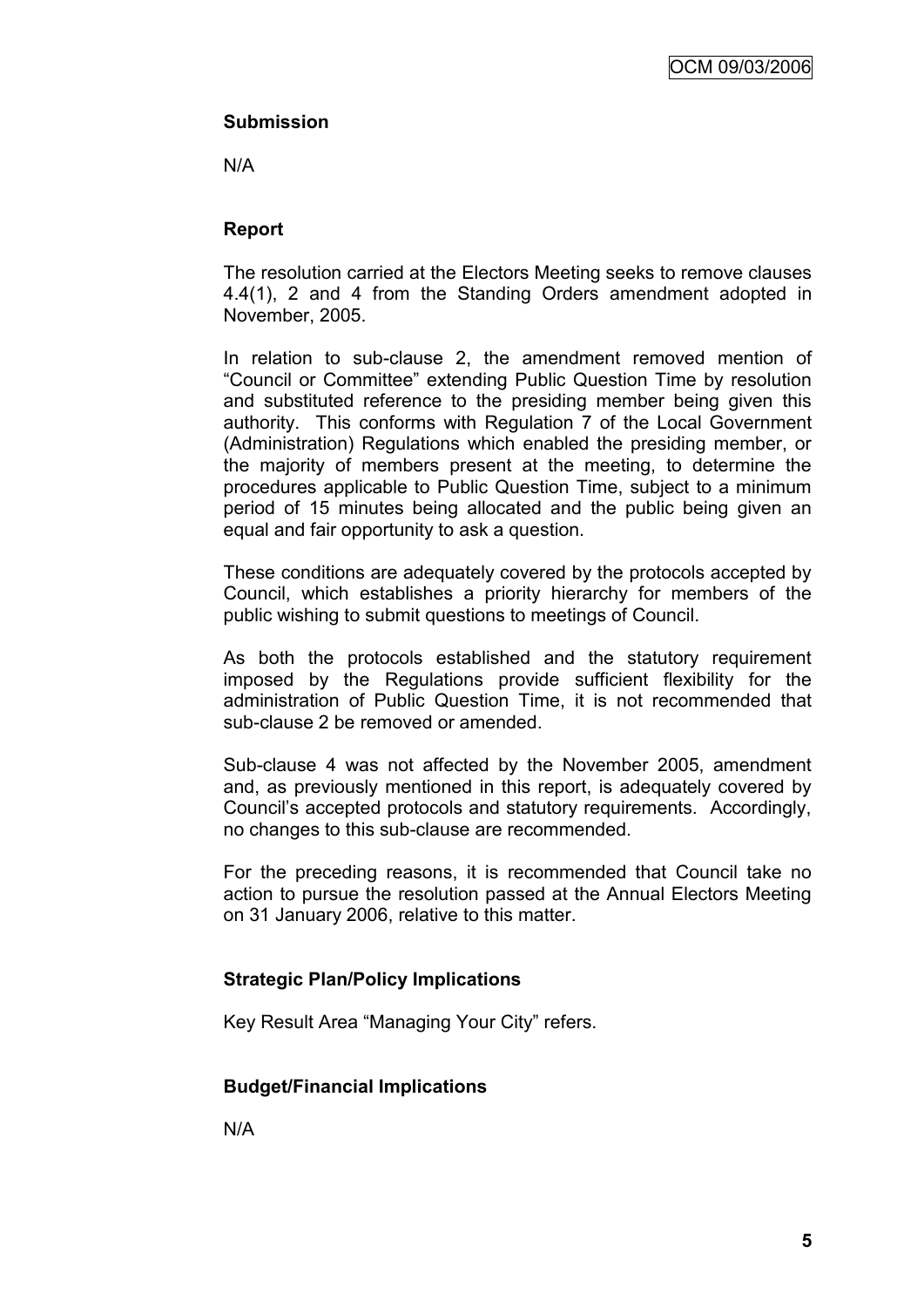**Submission**

N/A

**Report**

The resolution carried at the Electors Meeting seeks to remove clauses 4.4(1), 2 and 4 from the Standing Orders amendment adopted in November, 2005.

In relation to sub-clause 2, the amendment removed mention of "Council or Committee" extending Public Question Time by resolution and substituted reference to the presiding member being given this authority. This conforms with Regulation 7 of the Local Government (Administration) Regulations which enabled the presiding member, or the majority of members present at the meeting, to determine the procedures applicable to Public Question Time, subject to a minimum period of 15 minutes being allocated and the public being given an equal and fair opportunity to ask a question.

These conditions are adequately covered by the protocols accepted by Council, which establishes a priority hierarchy for members of the public wishing to submit questions to meetings of Council.

As both the protocols established and the statutory requirement imposed by the Regulations provide sufficient flexibility for the administration of Public Question Time, it is not recommended that sub-clause 2 be removed or amended.

Sub-clause 4 was not affected by the November 2005, amendment and, as previously mentioned in this report, is adequately covered by Council's accepted protocols and statutory requirements. Accordingly, no changes to this sub-clause are recommended.

For the preceding reasons, it is recommended that Council take no action to pursue the resolution passed at the Annual Electors Meeting on 31 January 2006, relative to this matter.

**Strategic Plan/Policy Implications**

Key Result Area "Managing Your City" refers.

**Budget/Financial Implications**

N/A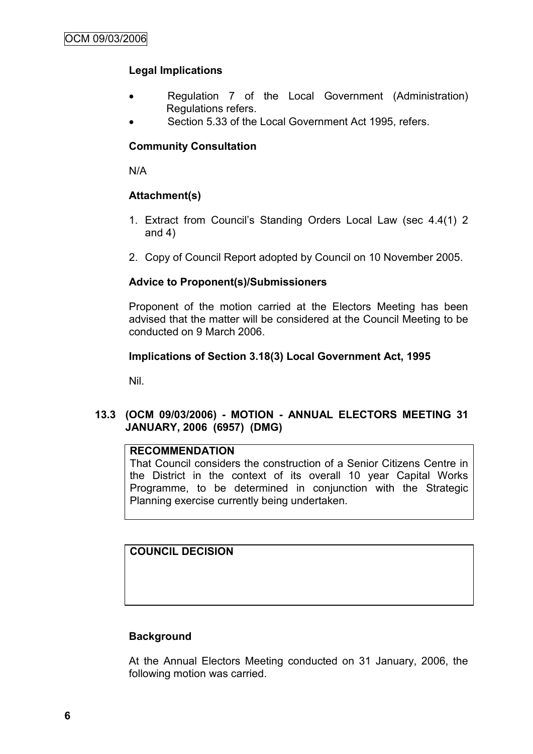### Legal Implications

- Regulation 7 of the Local Government (Administration) Regulations refers.
- Section 5.33 of the Local Government Act 1995, refers.

### Community Consultation

N/A

### Attachment(s)

1. Extract from Council's Standing Orders Local Law (sec 4.4(1) 2 and 4)
2. Copy of Council Report adopted by Council on 10 November 2005.

### Advice to Proponent(s)/Submissioners

Proponent of the motion carried at the Electors Meeting has been advised that the matter will be considered at the Council Meeting to be conducted on 9 March 2006.

### Implications of Section 3.18(3) Local Government Act, 1995

Nil.

## 13.3 (OCM 09/03/2006) - MOTION - ANNUAL ELECTORS MEETING 31 JANUARY, 2006 (6957) (DMG)

**RECOMMENDATION**

That Council considers the construction of a Senior Citizens Centre in the District in the context of its overall 10 year Capital Works Programme, to be determined in conjunction with the Strategic Planning exercise currently being undertaken.

**COUNCIL DECISION**

### Background

At the Annual Electors Meeting conducted on 31 January, 2006, the following motion was carried.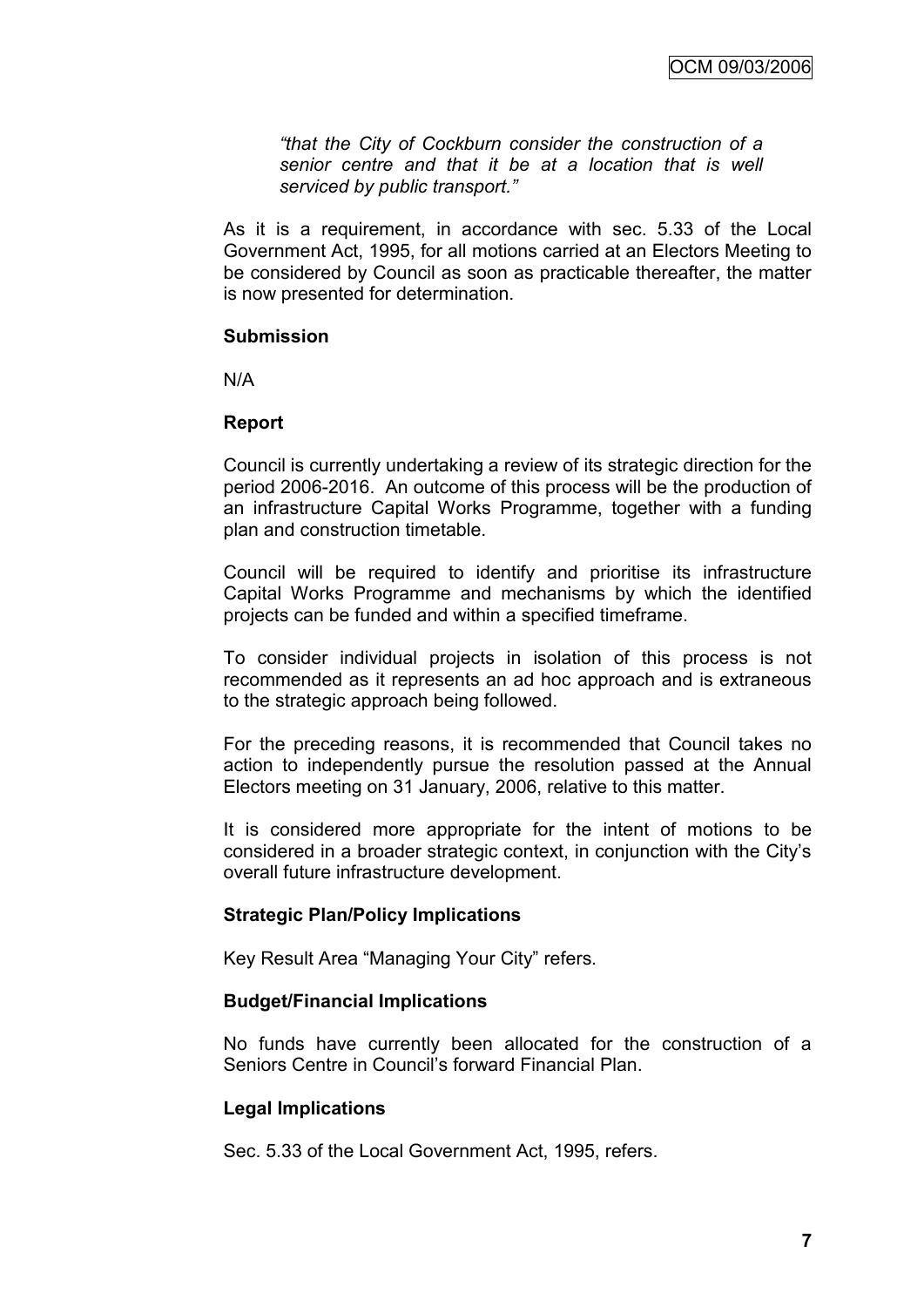> *"that the City of Cockburn consider the construction of a senior centre and that it be at a location that is well serviced by public transport."*

As it is a requirement, in accordance with sec. 5.33 of the Local Government Act, 1995, for all motions carried at an Electors Meeting to be considered by Council as soon as practicable thereafter, the matter is now presented for determination.

**Submission**

N/A

**Report**

Council is currently undertaking a review of its strategic direction for the period 2006-2016. An outcome of this process will be the production of an infrastructure Capital Works Programme, together with a funding plan and construction timetable.

Council will be required to identify and prioritise its infrastructure Capital Works Programme and mechanisms by which the identified projects can be funded and within a specified timeframe.

To consider individual projects in isolation of this process is not recommended as it represents an ad hoc approach and is extraneous to the strategic approach being followed.

For the preceding reasons, it is recommended that Council takes no action to independently pursue the resolution passed at the Annual Electors meeting on 31 January, 2006, relative to this matter.

It is considered more appropriate for the intent of motions to be considered in a broader strategic context, in conjunction with the City's overall future infrastructure development.

**Strategic Plan/Policy Implications**

Key Result Area "Managing Your City" refers.

**Budget/Financial Implications**

No funds have currently been allocated for the construction of a Seniors Centre in Council's forward Financial Plan.

**Legal Implications**

Sec. 5.33 of the Local Government Act, 1995, refers.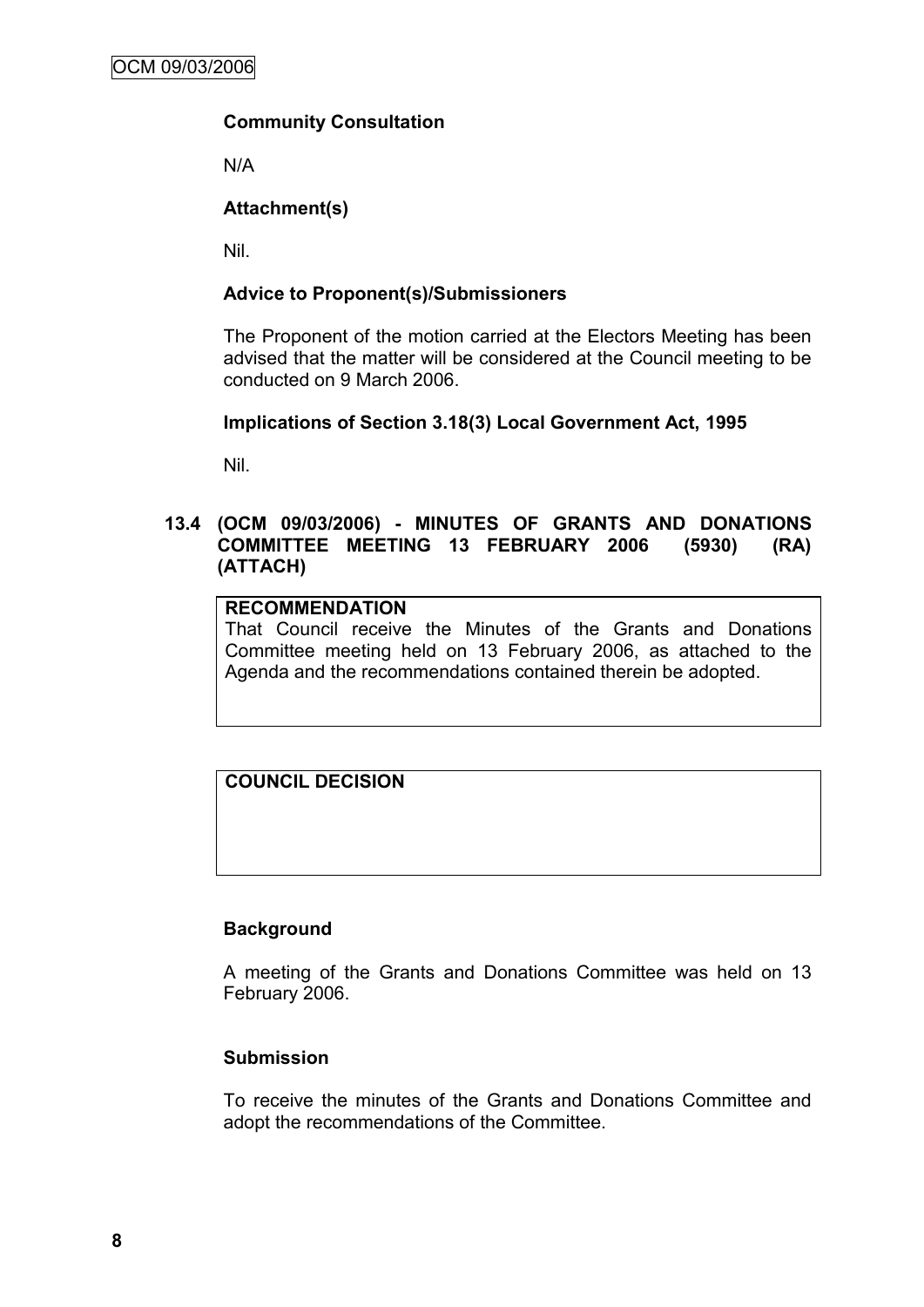**Community Consultation**

N/A

**Attachment(s)**

Nil.

**Advice to Proponent(s)/Submissioners**

The Proponent of the motion carried at the Electors Meeting has been advised that the matter will be considered at the Council meeting to be conducted on 9 March 2006.

**Implications of Section 3.18(3) Local Government Act, 1995**

Nil.

### 13.4 (OCM 09/03/2006) - MINUTES OF GRANTS AND DONATIONS COMMITTEE MEETING 13 FEBRUARY 2006 (5930) (RA) (ATTACH)

| **RECOMMENDATION** |
|---|
| That Council receive the Minutes of the Grants and Donations Committee meeting held on 13 February 2006, as attached to the Agenda and the recommendations contained therein be adopted. |

| **COUNCIL DECISION** |
|---|
| |

**Background**

A meeting of the Grants and Donations Committee was held on 13 February 2006.

**Submission**

To receive the minutes of the Grants and Donations Committee and adopt the recommendations of the Committee.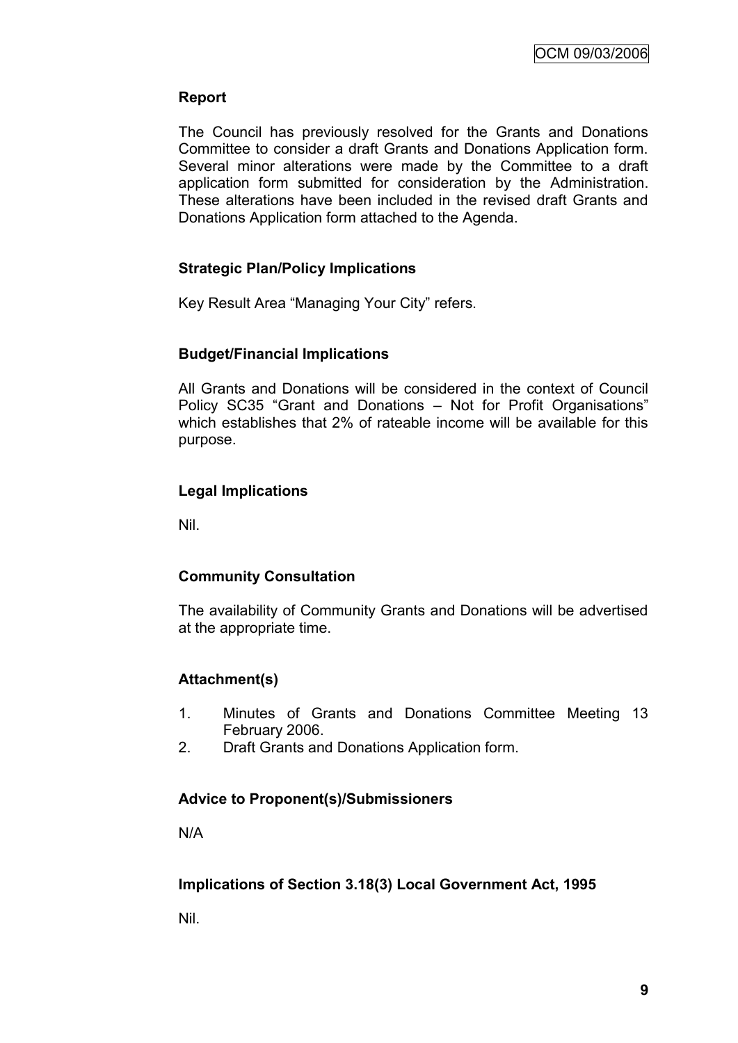## Report

The Council has previously resolved for the Grants and Donations Committee to consider a draft Grants and Donations Application form. Several minor alterations were made by the Committee to a draft application form submitted for consideration by the Administration. These alterations have been included in the revised draft Grants and Donations Application form attached to the Agenda.

## Strategic Plan/Policy Implications

Key Result Area "Managing Your City" refers.

## Budget/Financial Implications

All Grants and Donations will be considered in the context of Council Policy SC35 "Grant and Donations – Not for Profit Organisations" which establishes that 2% of rateable income will be available for this purpose.

## Legal Implications

Nil.

## Community Consultation

The availability of Community Grants and Donations will be advertised at the appropriate time.

## Attachment(s)

1. Minutes of Grants and Donations Committee Meeting 13 February 2006.
2. Draft Grants and Donations Application form.

## Advice to Proponent(s)/Submissioners

N/A

## Implications of Section 3.18(3) Local Government Act, 1995

Nil.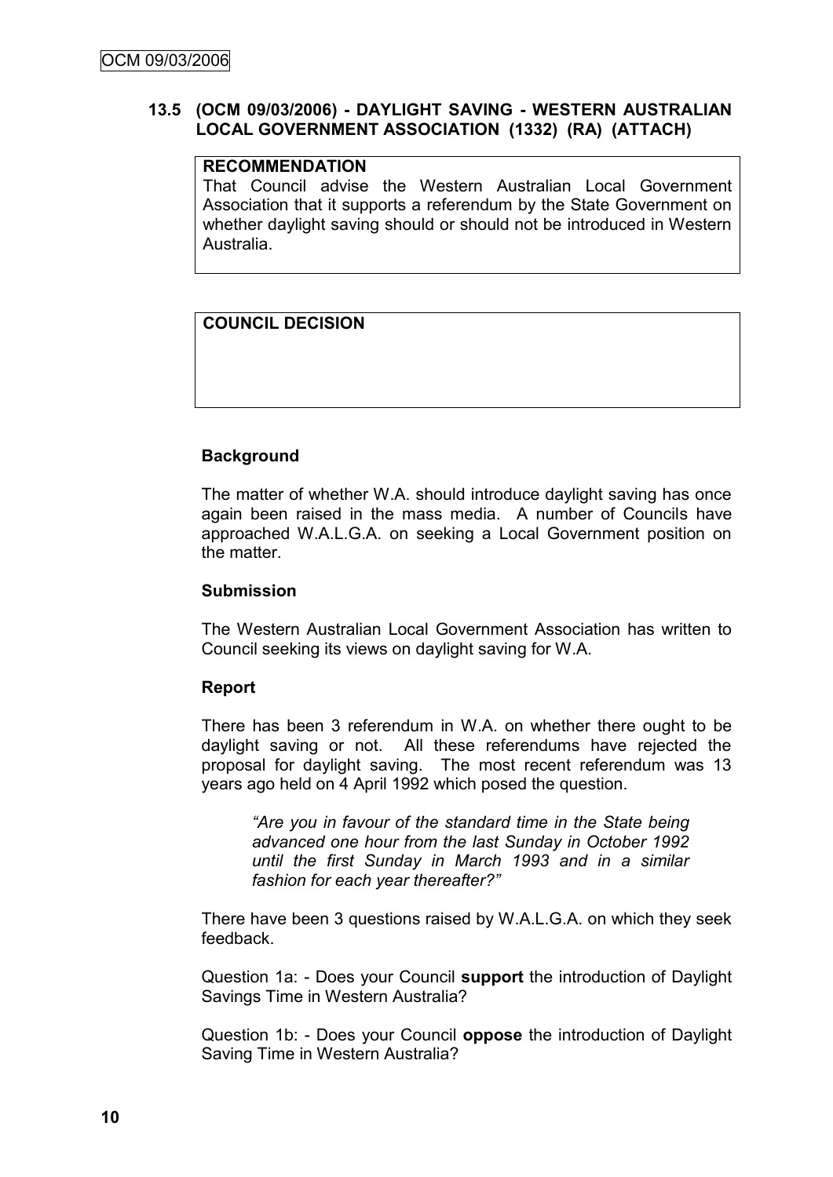### 13.5 (OCM 09/03/2006) - DAYLIGHT SAVING - WESTERN AUSTRALIAN LOCAL GOVERNMENT ASSOCIATION (1332) (RA) (ATTACH)

**RECOMMENDATION**

That Council advise the Western Australian Local Government Association that it supports a referendum by the State Government on whether daylight saving should or should not be introduced in Western Australia.

**COUNCIL DECISION**

**Background**

The matter of whether W.A. should introduce daylight saving has once again been raised in the mass media. A number of Councils have approached W.A.L.G.A. on seeking a Local Government position on the matter.

**Submission**

The Western Australian Local Government Association has written to Council seeking its views on daylight saving for W.A.

**Report**

There has been 3 referendum in W.A. on whether there ought to be daylight saving or not. All these referendums have rejected the proposal for daylight saving. The most recent referendum was 13 years ago held on 4 April 1992 which posed the question.

> *"Are you in favour of the standard time in the State being advanced one hour from the last Sunday in October 1992 until the first Sunday in March 1993 and in a similar fashion for each year thereafter?"*

There have been 3 questions raised by W.A.L.G.A. on which they seek feedback.

Question 1a: - Does your Council **support** the introduction of Daylight Savings Time in Western Australia?

Question 1b: - Does your Council **oppose** the introduction of Daylight Saving Time in Western Australia?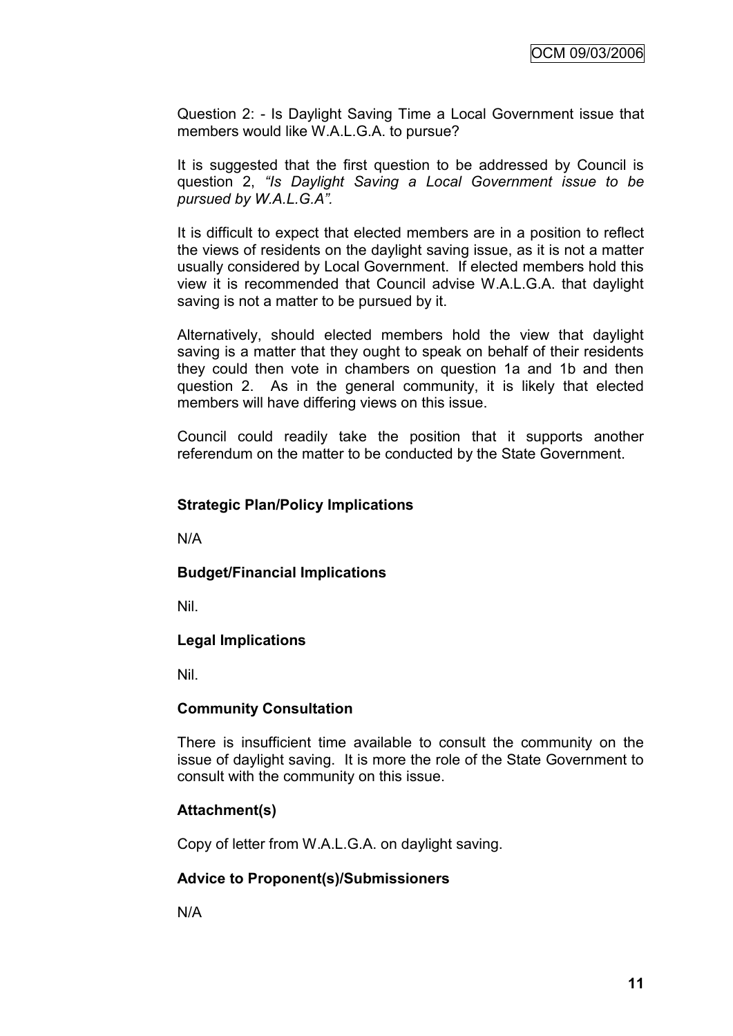Question 2: - Is Daylight Saving Time a Local Government issue that members would like W.A.L.G.A. to pursue?

It is suggested that the first question to be addressed by Council is question 2, *"Is Daylight Saving a Local Government issue to be pursued by W.A.L.G.A".*

It is difficult to expect that elected members are in a position to reflect the views of residents on the daylight saving issue, as it is not a matter usually considered by Local Government. If elected members hold this view it is recommended that Council advise W.A.L.G.A. that daylight saving is not a matter to be pursued by it.

Alternatively, should elected members hold the view that daylight saving is a matter that they ought to speak on behalf of their residents they could then vote in chambers on question 1a and 1b and then question 2. As in the general community, it is likely that elected members will have differing views on this issue.

Council could readily take the position that it supports another referendum on the matter to be conducted by the State Government.

**Strategic Plan/Policy Implications**

N/A

**Budget/Financial Implications**

Nil.

**Legal Implications**

Nil.

**Community Consultation**

There is insufficient time available to consult the community on the issue of daylight saving. It is more the role of the State Government to consult with the community on this issue.

**Attachment(s)**

Copy of letter from W.A.L.G.A. on daylight saving.

**Advice to Proponent(s)/Submissioners**

N/A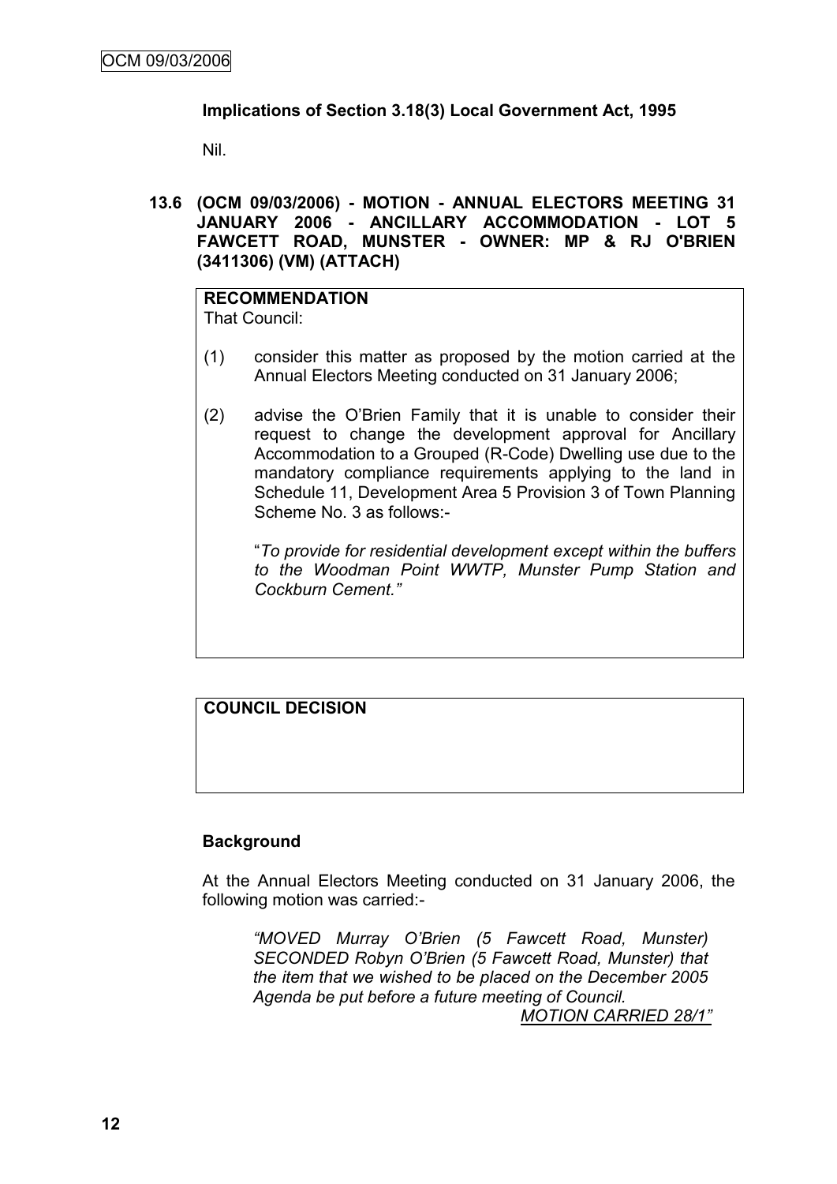**Implications of Section 3.18(3) Local Government Act, 1995**

Nil.

**13.6 (OCM 09/03/2006) - MOTION - ANNUAL ELECTORS MEETING 31 JANUARY 2006 - ANCILLARY ACCOMMODATION - LOT 5 FAWCETT ROAD, MUNSTER - OWNER: MP & RJ O'BRIEN (3411306) (VM) (ATTACH)**

**RECOMMENDATION**

That Council:

(1) consider this matter as proposed by the motion carried at the Annual Electors Meeting conducted on 31 January 2006;

(2) advise the O'Brien Family that it is unable to consider their request to change the development approval for Ancillary Accommodation to a Grouped (R-Code) Dwelling use due to the mandatory compliance requirements applying to the land in Schedule 11, Development Area 5 Provision 3 of Town Planning Scheme No. 3 as follows:-

"*To provide for residential development except within the buffers to the Woodman Point WWTP, Munster Pump Station and Cockburn Cement.*"

**COUNCIL DECISION**

**Background**

At the Annual Electors Meeting conducted on 31 January 2006, the following motion was carried:-

> *"MOVED Murray O'Brien (5 Fawcett Road, Munster) SECONDED Robyn O'Brien (5 Fawcett Road, Munster) that the item that we wished to be placed on the December 2005 Agenda be put before a future meeting of Council.*
>
> *MOTION CARRIED 28/1"*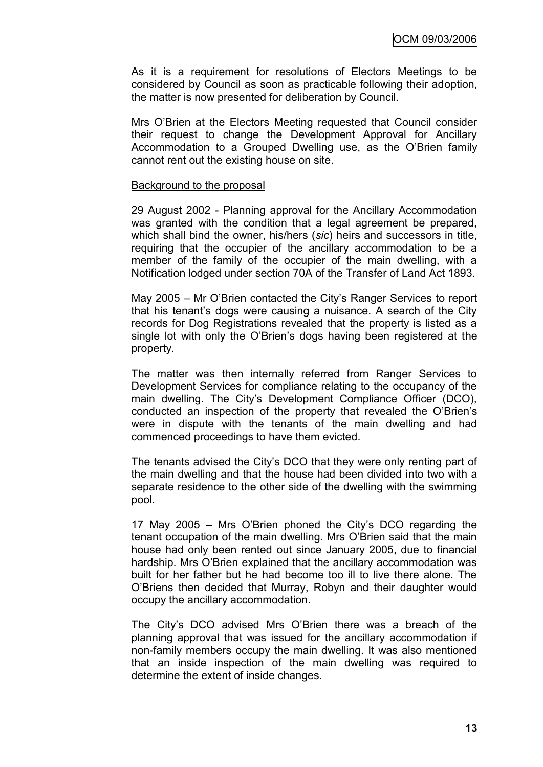As it is a requirement for resolutions of Electors Meetings to be considered by Council as soon as practicable following their adoption, the matter is now presented for deliberation by Council.

Mrs O'Brien at the Electors Meeting requested that Council consider their request to change the Development Approval for Ancillary Accommodation to a Grouped Dwelling use, as the O'Brien family cannot rent out the existing house on site.

Background to the proposal

29 August 2002 - Planning approval for the Ancillary Accommodation was granted with the condition that a legal agreement be prepared, which shall bind the owner, his/hers (*sic*) heirs and successors in title, requiring that the occupier of the ancillary accommodation to be a member of the family of the occupier of the main dwelling, with a Notification lodged under section 70A of the Transfer of Land Act 1893.

May 2005 – Mr O'Brien contacted the City's Ranger Services to report that his tenant's dogs were causing a nuisance. A search of the City records for Dog Registrations revealed that the property is listed as a single lot with only the O'Brien's dogs having been registered at the property.

The matter was then internally referred from Ranger Services to Development Services for compliance relating to the occupancy of the main dwelling. The City's Development Compliance Officer (DCO), conducted an inspection of the property that revealed the O'Brien's were in dispute with the tenants of the main dwelling and had commenced proceedings to have them evicted.

The tenants advised the City's DCO that they were only renting part of the main dwelling and that the house had been divided into two with a separate residence to the other side of the dwelling with the swimming pool.

17 May 2005 – Mrs O'Brien phoned the City's DCO regarding the tenant occupation of the main dwelling. Mrs O'Brien said that the main house had only been rented out since January 2005, due to financial hardship. Mrs O'Brien explained that the ancillary accommodation was built for her father but he had become too ill to live there alone. The O'Briens then decided that Murray, Robyn and their daughter would occupy the ancillary accommodation.

The City's DCO advised Mrs O'Brien there was a breach of the planning approval that was issued for the ancillary accommodation if non-family members occupy the main dwelling. It was also mentioned that an inside inspection of the main dwelling was required to determine the extent of inside changes.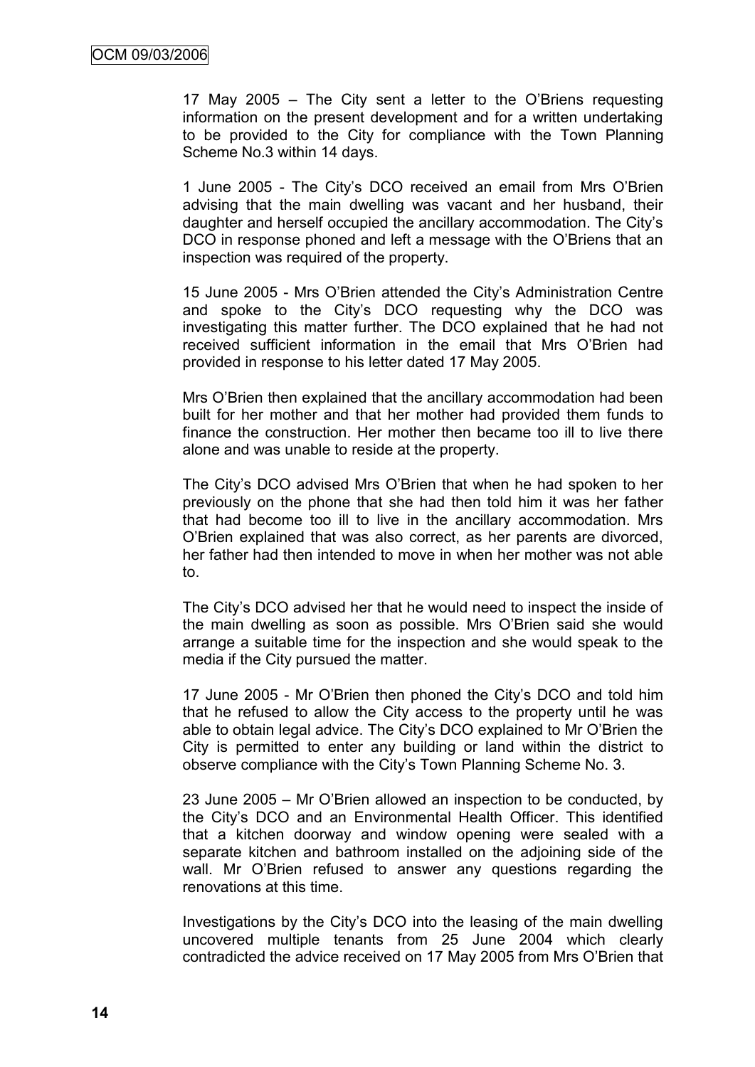17 May 2005 – The City sent a letter to the O'Briens requesting information on the present development and for a written undertaking to be provided to the City for compliance with the Town Planning Scheme No.3 within 14 days.

1 June 2005 - The City's DCO received an email from Mrs O'Brien advising that the main dwelling was vacant and her husband, their daughter and herself occupied the ancillary accommodation. The City's DCO in response phoned and left a message with the O'Briens that an inspection was required of the property.

15 June 2005 - Mrs O'Brien attended the City's Administration Centre and spoke to the City's DCO requesting why the DCO was investigating this matter further. The DCO explained that he had not received sufficient information in the email that Mrs O'Brien had provided in response to his letter dated 17 May 2005.

Mrs O'Brien then explained that the ancillary accommodation had been built for her mother and that her mother had provided them funds to finance the construction. Her mother then became too ill to live there alone and was unable to reside at the property.

The City's DCO advised Mrs O'Brien that when he had spoken to her previously on the phone that she had then told him it was her father that had become too ill to live in the ancillary accommodation. Mrs O'Brien explained that was also correct, as her parents are divorced, her father had then intended to move in when her mother was not able to.

The City's DCO advised her that he would need to inspect the inside of the main dwelling as soon as possible. Mrs O'Brien said she would arrange a suitable time for the inspection and she would speak to the media if the City pursued the matter.

17 June 2005 - Mr O'Brien then phoned the City's DCO and told him that he refused to allow the City access to the property until he was able to obtain legal advice. The City's DCO explained to Mr O'Brien the City is permitted to enter any building or land within the district to observe compliance with the City's Town Planning Scheme No. 3.

23 June 2005 – Mr O'Brien allowed an inspection to be conducted, by the City's DCO and an Environmental Health Officer. This identified that a kitchen doorway and window opening were sealed with a separate kitchen and bathroom installed on the adjoining side of the wall. Mr O'Brien refused to answer any questions regarding the renovations at this time.

Investigations by the City's DCO into the leasing of the main dwelling uncovered multiple tenants from 25 June 2004 which clearly contradicted the advice received on 17 May 2005 from Mrs O'Brien that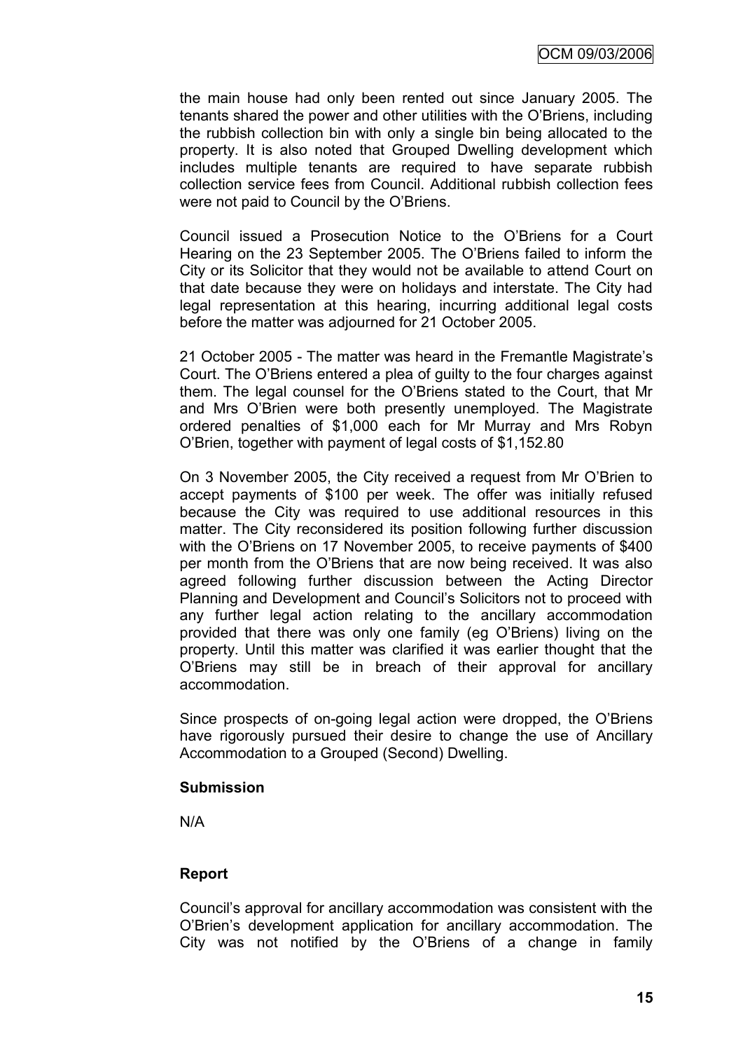the main house had only been rented out since January 2005. The tenants shared the power and other utilities with the O'Briens, including the rubbish collection bin with only a single bin being allocated to the property. It is also noted that Grouped Dwelling development which includes multiple tenants are required to have separate rubbish collection service fees from Council. Additional rubbish collection fees were not paid to Council by the O'Briens.

Council issued a Prosecution Notice to the O'Briens for a Court Hearing on the 23 September 2005. The O'Briens failed to inform the City or its Solicitor that they would not be available to attend Court on that date because they were on holidays and interstate. The City had legal representation at this hearing, incurring additional legal costs before the matter was adjourned for 21 October 2005.

21 October 2005 - The matter was heard in the Fremantle Magistrate's Court. The O'Briens entered a plea of guilty to the four charges against them. The legal counsel for the O'Briens stated to the Court, that Mr and Mrs O'Brien were both presently unemployed. The Magistrate ordered penalties of $1,000 each for Mr Murray and Mrs Robyn O'Brien, together with payment of legal costs of $1,152.80

On 3 November 2005, the City received a request from Mr O'Brien to accept payments of $100 per week. The offer was initially refused because the City was required to use additional resources in this matter. The City reconsidered its position following further discussion with the O'Briens on 17 November 2005, to receive payments of $400 per month from the O'Briens that are now being received. It was also agreed following further discussion between the Acting Director Planning and Development and Council's Solicitors not to proceed with any further legal action relating to the ancillary accommodation provided that there was only one family (eg O'Briens) living on the property. Until this matter was clarified it was earlier thought that the O'Briens may still be in breach of their approval for ancillary accommodation.

Since prospects of on-going legal action were dropped, the O'Briens have rigorously pursued their desire to change the use of Ancillary Accommodation to a Grouped (Second) Dwelling.

**Submission**

N/A

**Report**

Council's approval for ancillary accommodation was consistent with the O'Brien's development application for ancillary accommodation. The City was not notified by the O'Briens of a change in family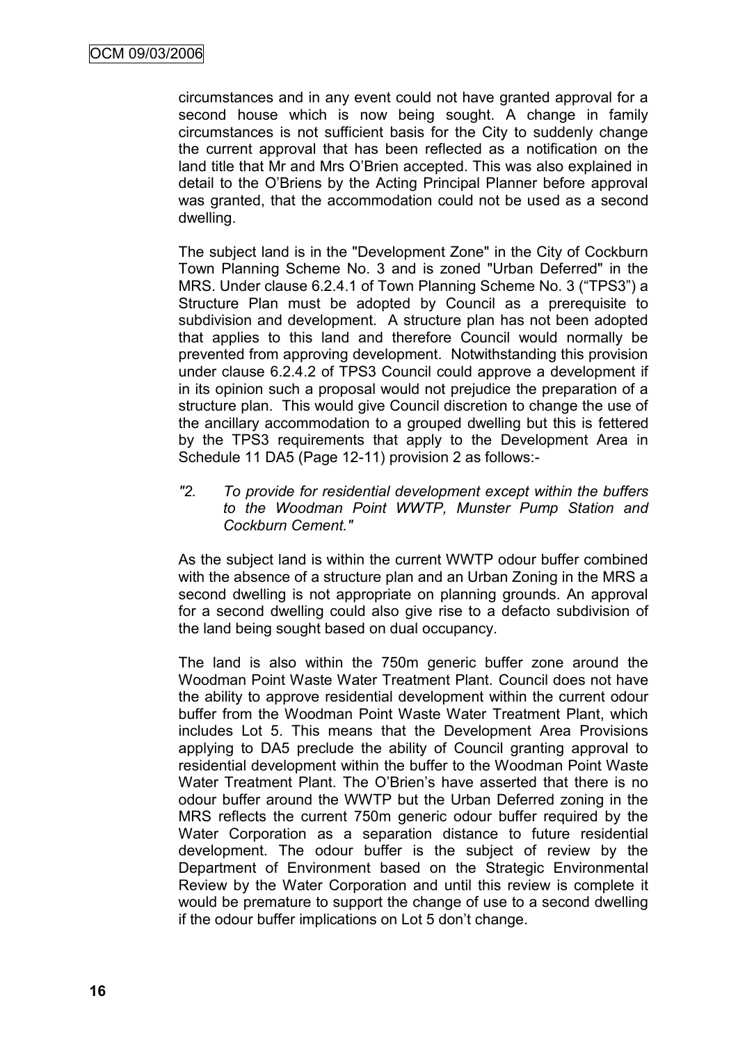circumstances and in any event could not have granted approval for a second house which is now being sought. A change in family circumstances is not sufficient basis for the City to suddenly change the current approval that has been reflected as a notification on the land title that Mr and Mrs O'Brien accepted. This was also explained in detail to the O'Briens by the Acting Principal Planner before approval was granted, that the accommodation could not be used as a second dwelling.

The subject land is in the "Development Zone" in the City of Cockburn Town Planning Scheme No. 3 and is zoned "Urban Deferred" in the MRS. Under clause 6.2.4.1 of Town Planning Scheme No. 3 ("TPS3") a Structure Plan must be adopted by Council as a prerequisite to subdivision and development. A structure plan has not been adopted that applies to this land and therefore Council would normally be prevented from approving development. Notwithstanding this provision under clause 6.2.4.2 of TPS3 Council could approve a development if in its opinion such a proposal would not prejudice the preparation of a structure plan. This would give Council discretion to change the use of the ancillary accommodation to a grouped dwelling but this is fettered by the TPS3 requirements that apply to the Development Area in Schedule 11 DA5 (Page 12-11) provision 2 as follows:-

*"2. To provide for residential development except within the buffers to the Woodman Point WWTP, Munster Pump Station and Cockburn Cement."*

As the subject land is within the current WWTP odour buffer combined with the absence of a structure plan and an Urban Zoning in the MRS a second dwelling is not appropriate on planning grounds. An approval for a second dwelling could also give rise to a defacto subdivision of the land being sought based on dual occupancy.

The land is also within the 750m generic buffer zone around the Woodman Point Waste Water Treatment Plant. Council does not have the ability to approve residential development within the current odour buffer from the Woodman Point Waste Water Treatment Plant, which includes Lot 5. This means that the Development Area Provisions applying to DA5 preclude the ability of Council granting approval to residential development within the buffer to the Woodman Point Waste Water Treatment Plant. The O'Brien's have asserted that there is no odour buffer around the WWTP but the Urban Deferred zoning in the MRS reflects the current 750m generic odour buffer required by the Water Corporation as a separation distance to future residential development. The odour buffer is the subject of review by the Department of Environment based on the Strategic Environmental Review by the Water Corporation and until this review is complete it would be premature to support the change of use to a second dwelling if the odour buffer implications on Lot 5 don't change.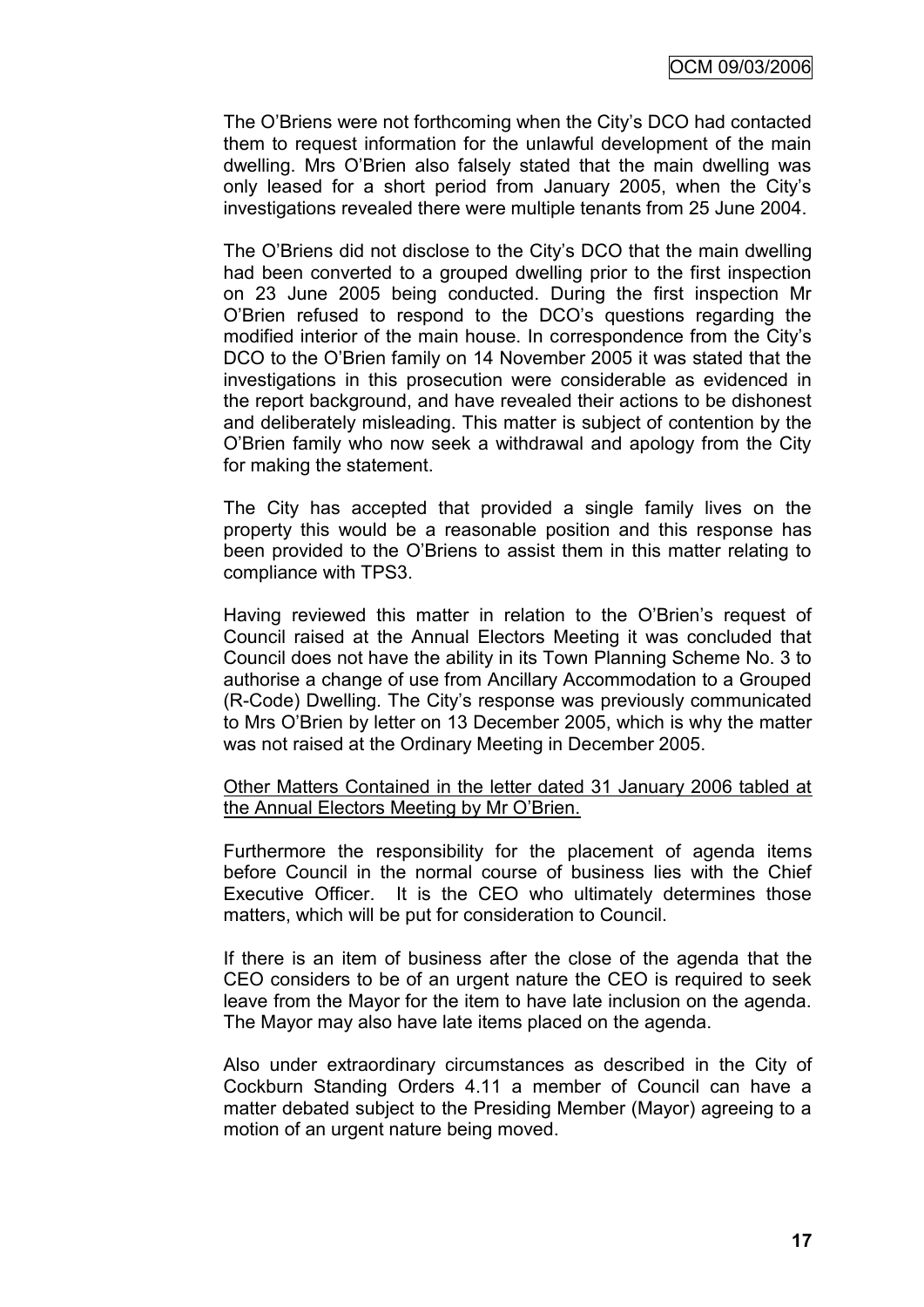The O'Briens were not forthcoming when the City's DCO had contacted them to request information for the unlawful development of the main dwelling. Mrs O'Brien also falsely stated that the main dwelling was only leased for a short period from January 2005, when the City's investigations revealed there were multiple tenants from 25 June 2004.

The O'Briens did not disclose to the City's DCO that the main dwelling had been converted to a grouped dwelling prior to the first inspection on 23 June 2005 being conducted. During the first inspection Mr O'Brien refused to respond to the DCO's questions regarding the modified interior of the main house. In correspondence from the City's DCO to the O'Brien family on 14 November 2005 it was stated that the investigations in this prosecution were considerable as evidenced in the report background, and have revealed their actions to be dishonest and deliberately misleading. This matter is subject of contention by the O'Brien family who now seek a withdrawal and apology from the City for making the statement.

The City has accepted that provided a single family lives on the property this would be a reasonable position and this response has been provided to the O'Briens to assist them in this matter relating to compliance with TPS3.

Having reviewed this matter in relation to the O'Brien's request of Council raised at the Annual Electors Meeting it was concluded that Council does not have the ability in its Town Planning Scheme No. 3 to authorise a change of use from Ancillary Accommodation to a Grouped (R-Code) Dwelling. The City's response was previously communicated to Mrs O'Brien by letter on 13 December 2005, which is why the matter was not raised at the Ordinary Meeting in December 2005.

<u>Other Matters Contained in the letter dated 31 January 2006 tabled at the Annual Electors Meeting by Mr O'Brien.</u>

Furthermore the responsibility for the placement of agenda items before Council in the normal course of business lies with the Chief Executive Officer. It is the CEO who ultimately determines those matters, which will be put for consideration to Council.

If there is an item of business after the close of the agenda that the CEO considers to be of an urgent nature the CEO is required to seek leave from the Mayor for the item to have late inclusion on the agenda. The Mayor may also have late items placed on the agenda.

Also under extraordinary circumstances as described in the City of Cockburn Standing Orders 4.11 a member of Council can have a matter debated subject to the Presiding Member (Mayor) agreeing to a motion of an urgent nature being moved.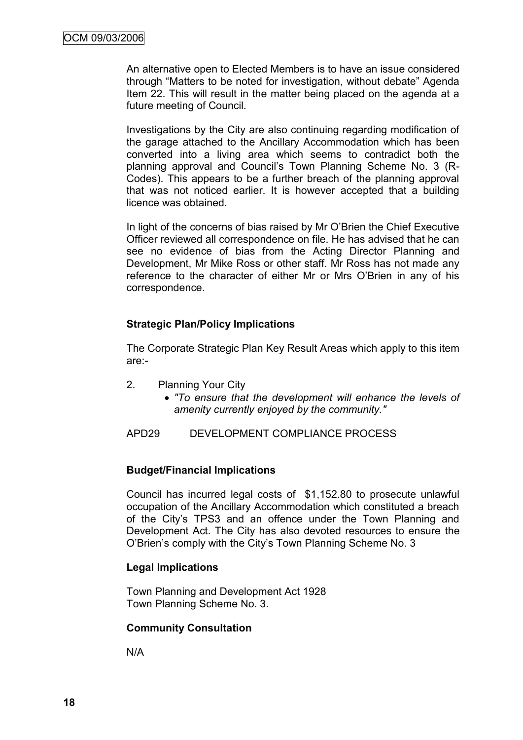An alternative open to Elected Members is to have an issue considered through "Matters to be noted for investigation, without debate" Agenda Item 22. This will result in the matter being placed on the agenda at a future meeting of Council.

Investigations by the City are also continuing regarding modification of the garage attached to the Ancillary Accommodation which has been converted into a living area which seems to contradict both the planning approval and Council's Town Planning Scheme No. 3 (R-Codes). This appears to be a further breach of the planning approval that was not noticed earlier. It is however accepted that a building licence was obtained.

In light of the concerns of bias raised by Mr O'Brien the Chief Executive Officer reviewed all correspondence on file. He has advised that he can see no evidence of bias from the Acting Director Planning and Development, Mr Mike Ross or other staff. Mr Ross has not made any reference to the character of either Mr or Mrs O'Brien in any of his correspondence.

**Strategic Plan/Policy Implications**

The Corporate Strategic Plan Key Result Areas which apply to this item are:-

2. Planning Your City
   - *"To ensure that the development will enhance the levels of amenity currently enjoyed by the community."*

APD29 DEVELOPMENT COMPLIANCE PROCESS

**Budget/Financial Implications**

Council has incurred legal costs of $1,152.80 to prosecute unlawful occupation of the Ancillary Accommodation which constituted a breach of the City's TPS3 and an offence under the Town Planning and Development Act. The City has also devoted resources to ensure the O'Brien's comply with the City's Town Planning Scheme No. 3

**Legal Implications**

Town Planning and Development Act 1928
Town Planning Scheme No. 3.

**Community Consultation**

N/A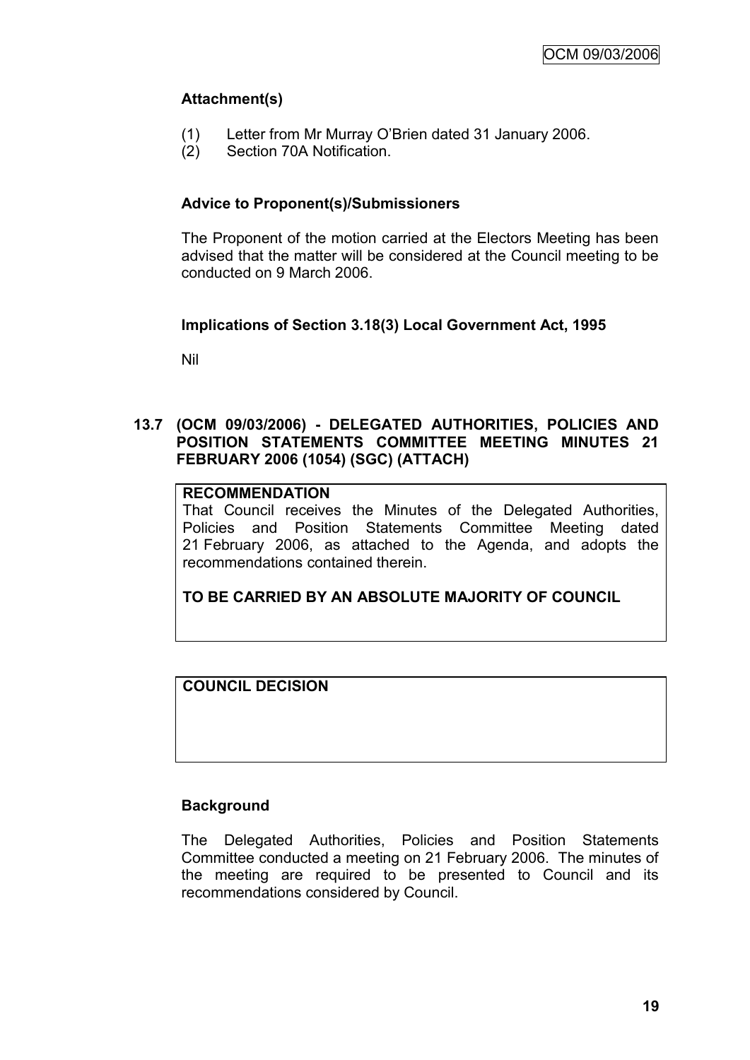### Attachment(s)

(1) Letter from Mr Murray O'Brien dated 31 January 2006.
(2) Section 70A Notification.

### Advice to Proponent(s)/Submissioners

The Proponent of the motion carried at the Electors Meeting has been advised that the matter will be considered at the Council meeting to be conducted on 9 March 2006.

### Implications of Section 3.18(3) Local Government Act, 1995

Nil

## 13.7 (OCM 09/03/2006) - DELEGATED AUTHORITIES, POLICIES AND POSITION STATEMENTS COMMITTEE MEETING MINUTES 21 FEBRUARY 2006 (1054) (SGC) (ATTACH)

**RECOMMENDATION**

That Council receives the Minutes of the Delegated Authorities, Policies and Position Statements Committee Meeting dated 21 February 2006, as attached to the Agenda, and adopts the recommendations contained therein.

**TO BE CARRIED BY AN ABSOLUTE MAJORITY OF COUNCIL**

**COUNCIL DECISION**

### Background

The Delegated Authorities, Policies and Position Statements Committee conducted a meeting on 21 February 2006. The minutes of the meeting are required to be presented to Council and its recommendations considered by Council.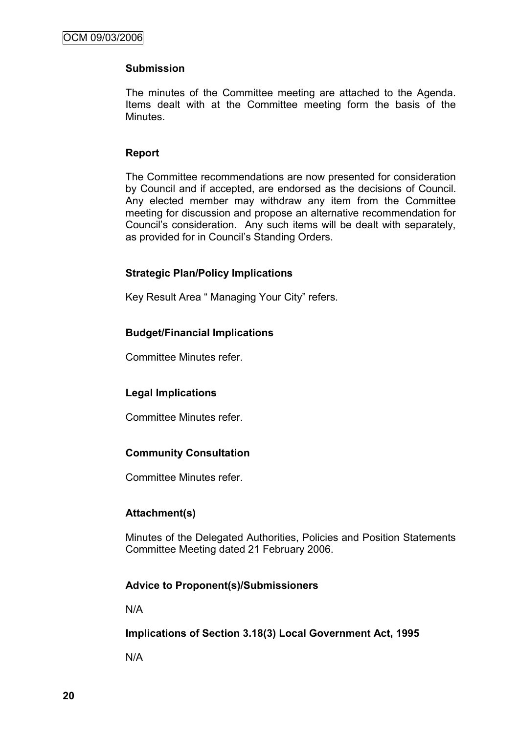**Submission**

The minutes of the Committee meeting are attached to the Agenda. Items dealt with at the Committee meeting form the basis of the Minutes.

**Report**

The Committee recommendations are now presented for consideration by Council and if accepted, are endorsed as the decisions of Council. Any elected member may withdraw any item from the Committee meeting for discussion and propose an alternative recommendation for Council's consideration. Any such items will be dealt with separately, as provided for in Council's Standing Orders.

**Strategic Plan/Policy Implications**

Key Result Area " Managing Your City" refers.

**Budget/Financial Implications**

Committee Minutes refer.

**Legal Implications**

Committee Minutes refer.

**Community Consultation**

Committee Minutes refer.

**Attachment(s)**

Minutes of the Delegated Authorities, Policies and Position Statements Committee Meeting dated 21 February 2006.

**Advice to Proponent(s)/Submissioners**

N/A

**Implications of Section 3.18(3) Local Government Act, 1995**

N/A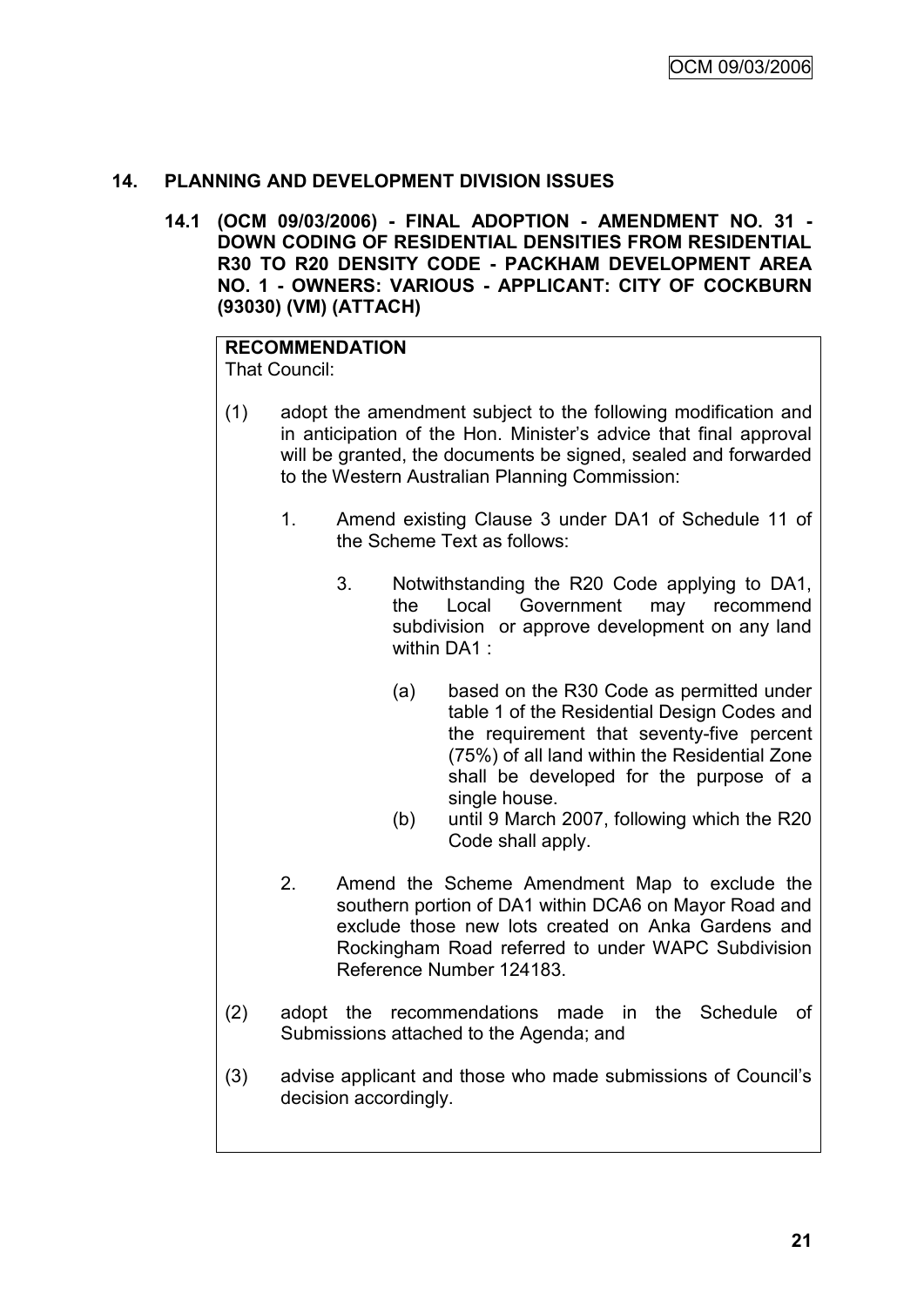## 14. PLANNING AND DEVELOPMENT DIVISION ISSUES

### 14.1 (OCM 09/03/2006) - FINAL ADOPTION - AMENDMENT NO. 31 - DOWN CODING OF RESIDENTIAL DENSITIES FROM RESIDENTIAL R30 TO R20 DENSITY CODE - PACKHAM DEVELOPMENT AREA NO. 1 - OWNERS: VARIOUS - APPLICANT: CITY OF COCKBURN (93030) (VM) (ATTACH)

**RECOMMENDATION**
That Council:

(1) adopt the amendment subject to the following modification and in anticipation of the Hon. Minister's advice that final approval will be granted, the documents be signed, sealed and forwarded to the Western Australian Planning Commission:

   1. Amend existing Clause 3 under DA1 of Schedule 11 of the Scheme Text as follows:

      3. Notwithstanding the R20 Code applying to DA1, the Local Government may recommend subdivision or approve development on any land within DA1 :

         (a) based on the R30 Code as permitted under table 1 of the Residential Design Codes and the requirement that seventy-five percent (75%) of all land within the Residential Zone shall be developed for the purpose of a single house.

         (b) until 9 March 2007, following which the R20 Code shall apply.

   2. Amend the Scheme Amendment Map to exclude the southern portion of DA1 within DCA6 on Mayor Road and exclude those new lots created on Anka Gardens and Rockingham Road referred to under WAPC Subdivision Reference Number 124183.

(2) adopt the recommendations made in the Schedule of Submissions attached to the Agenda; and

(3) advise applicant and those who made submissions of Council's decision accordingly.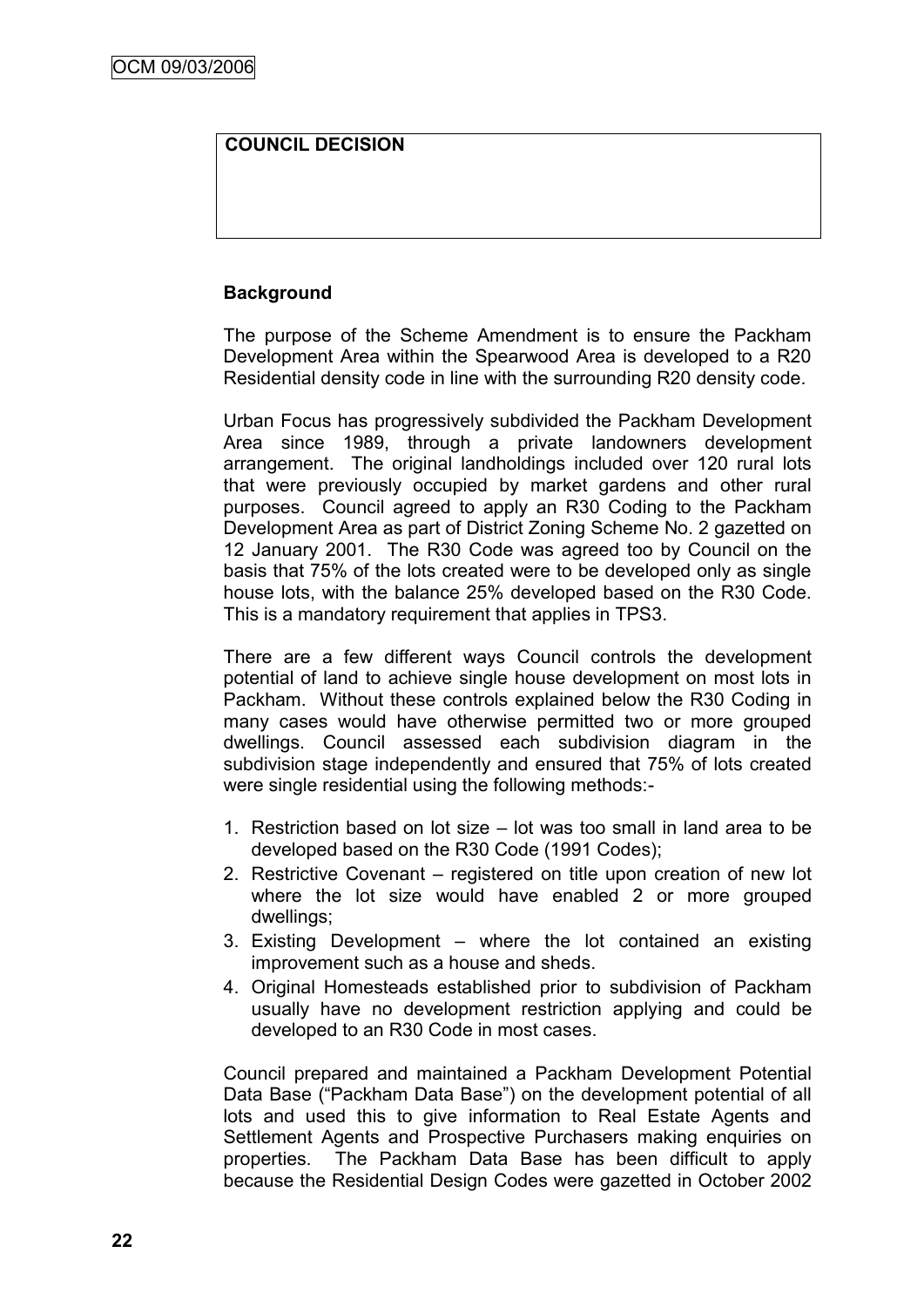**COUNCIL DECISION**

**Background**

The purpose of the Scheme Amendment is to ensure the Packham Development Area within the Spearwood Area is developed to a R20 Residential density code in line with the surrounding R20 density code.

Urban Focus has progressively subdivided the Packham Development Area since 1989, through a private landowners development arrangement. The original landholdings included over 120 rural lots that were previously occupied by market gardens and other rural purposes. Council agreed to apply an R30 Coding to the Packham Development Area as part of District Zoning Scheme No. 2 gazetted on 12 January 2001. The R30 Code was agreed too by Council on the basis that 75% of the lots created were to be developed only as single house lots, with the balance 25% developed based on the R30 Code. This is a mandatory requirement that applies in TPS3.

There are a few different ways Council controls the development potential of land to achieve single house development on most lots in Packham. Without these controls explained below the R30 Coding in many cases would have otherwise permitted two or more grouped dwellings. Council assessed each subdivision diagram in the subdivision stage independently and ensured that 75% of lots created were single residential using the following methods:-

1. Restriction based on lot size – lot was too small in land area to be developed based on the R30 Code (1991 Codes);
2. Restrictive Covenant – registered on title upon creation of new lot where the lot size would have enabled 2 or more grouped dwellings;
3. Existing Development – where the lot contained an existing improvement such as a house and sheds.
4. Original Homesteads established prior to subdivision of Packham usually have no development restriction applying and could be developed to an R30 Code in most cases.

Council prepared and maintained a Packham Development Potential Data Base ("Packham Data Base") on the development potential of all lots and used this to give information to Real Estate Agents and Settlement Agents and Prospective Purchasers making enquiries on properties. The Packham Data Base has been difficult to apply because the Residential Design Codes were gazetted in October 2002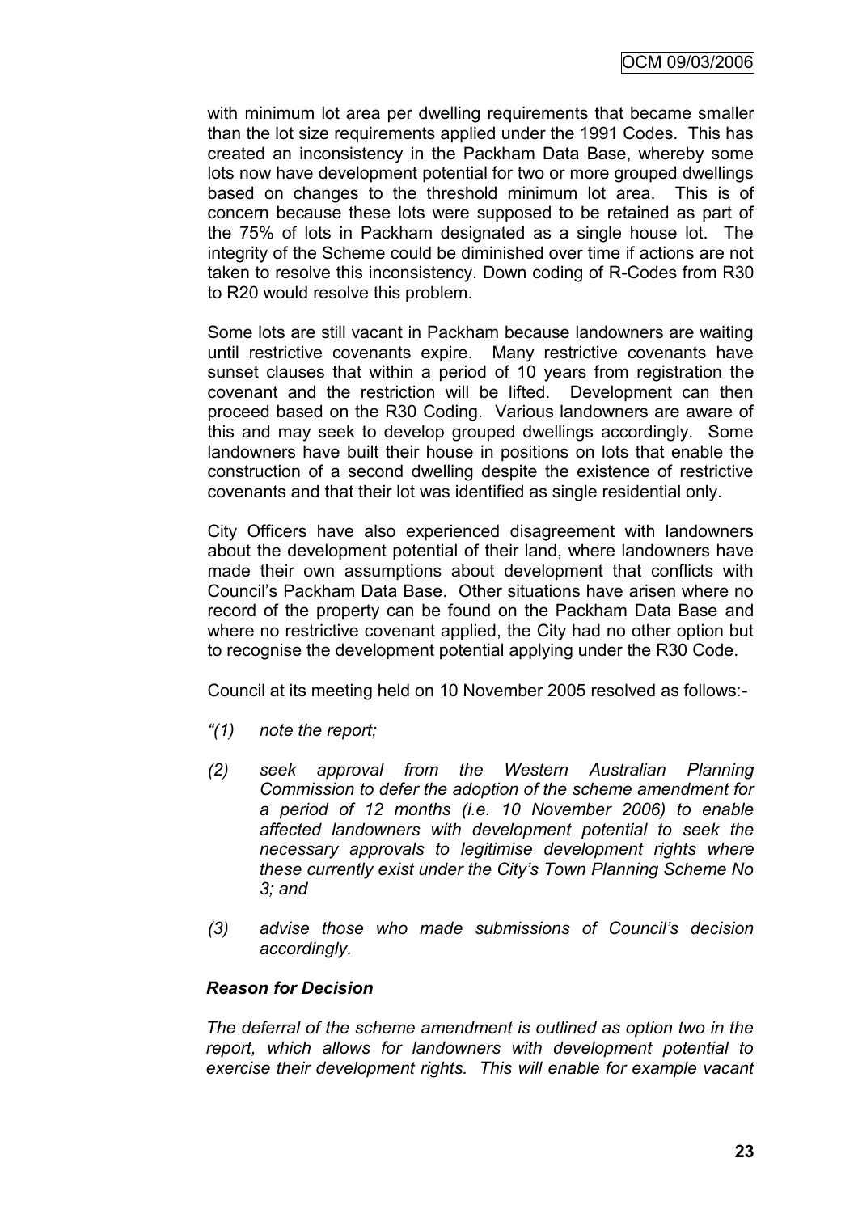with minimum lot area per dwelling requirements that became smaller than the lot size requirements applied under the 1991 Codes. This has created an inconsistency in the Packham Data Base, whereby some lots now have development potential for two or more grouped dwellings based on changes to the threshold minimum lot area. This is of concern because these lots were supposed to be retained as part of the 75% of lots in Packham designated as a single house lot. The integrity of the Scheme could be diminished over time if actions are not taken to resolve this inconsistency. Down coding of R-Codes from R30 to R20 would resolve this problem.

Some lots are still vacant in Packham because landowners are waiting until restrictive covenants expire. Many restrictive covenants have sunset clauses that within a period of 10 years from registration the covenant and the restriction will be lifted. Development can then proceed based on the R30 Coding. Various landowners are aware of this and may seek to develop grouped dwellings accordingly. Some landowners have built their house in positions on lots that enable the construction of a second dwelling despite the existence of restrictive covenants and that their lot was identified as single residential only.

City Officers have also experienced disagreement with landowners about the development potential of their land, where landowners have made their own assumptions about development that conflicts with Council's Packham Data Base. Other situations have arisen where no record of the property can be found on the Packham Data Base and where no restrictive covenant applied, the City had no other option but to recognise the development potential applying under the R30 Code.

Council at its meeting held on 10 November 2005 resolved as follows:-

*"(1) note the report;*

*(2) seek approval from the Western Australian Planning Commission to defer the adoption of the scheme amendment for a period of 12 months (i.e. 10 November 2006) to enable affected landowners with development potential to seek the necessary approvals to legitimise development rights where these currently exist under the City's Town Planning Scheme No 3; and*

*(3) advise those who made submissions of Council's decision accordingly.*

***Reason for Decision***

*The deferral of the scheme amendment is outlined as option two in the report, which allows for landowners with development potential to exercise their development rights. This will enable for example vacant*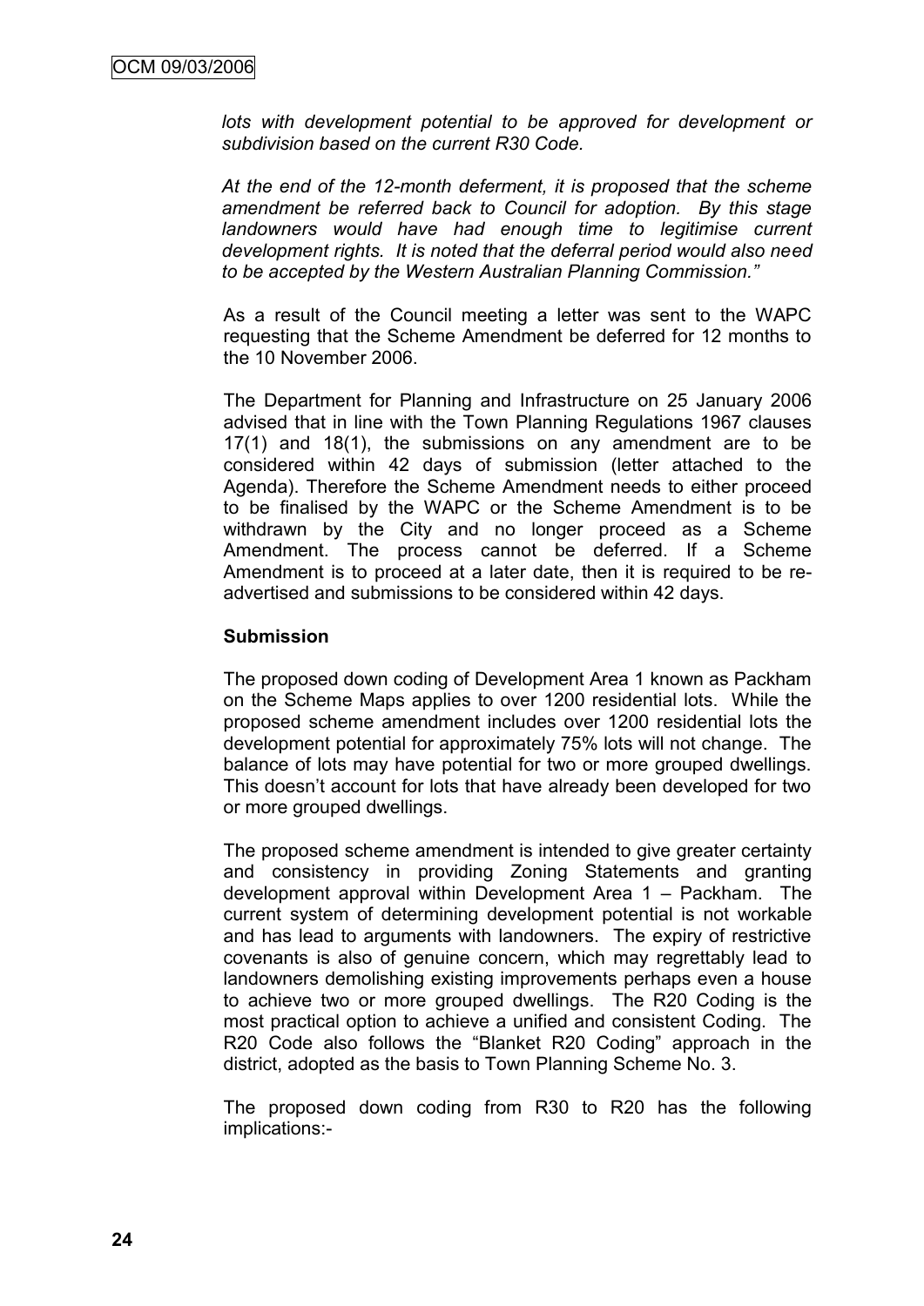*lots with development potential to be approved for development or subdivision based on the current R30 Code.*

*At the end of the 12-month deferment, it is proposed that the scheme amendment be referred back to Council for adoption. By this stage landowners would have had enough time to legitimise current development rights. It is noted that the deferral period would also need to be accepted by the Western Australian Planning Commission."*

As a result of the Council meeting a letter was sent to the WAPC requesting that the Scheme Amendment be deferred for 12 months to the 10 November 2006.

The Department for Planning and Infrastructure on 25 January 2006 advised that in line with the Town Planning Regulations 1967 clauses 17(1) and 18(1), the submissions on any amendment are to be considered within 42 days of submission (letter attached to the Agenda). Therefore the Scheme Amendment needs to either proceed to be finalised by the WAPC or the Scheme Amendment is to be withdrawn by the City and no longer proceed as a Scheme Amendment. The process cannot be deferred. If a Scheme Amendment is to proceed at a later date, then it is required to be re-advertised and submissions to be considered within 42 days.

**Submission**

The proposed down coding of Development Area 1 known as Packham on the Scheme Maps applies to over 1200 residential lots. While the proposed scheme amendment includes over 1200 residential lots the development potential for approximately 75% lots will not change. The balance of lots may have potential for two or more grouped dwellings. This doesn't account for lots that have already been developed for two or more grouped dwellings.

The proposed scheme amendment is intended to give greater certainty and consistency in providing Zoning Statements and granting development approval within Development Area 1 – Packham. The current system of determining development potential is not workable and has lead to arguments with landowners. The expiry of restrictive covenants is also of genuine concern, which may regrettably lead to landowners demolishing existing improvements perhaps even a house to achieve two or more grouped dwellings. The R20 Coding is the most practical option to achieve a unified and consistent Coding. The R20 Code also follows the "Blanket R20 Coding" approach in the district, adopted as the basis to Town Planning Scheme No. 3.

The proposed down coding from R30 to R20 has the following implications:-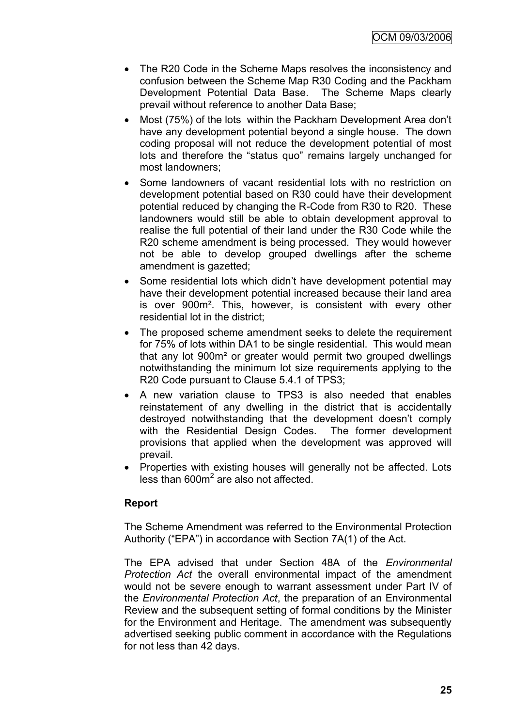- The R20 Code in the Scheme Maps resolves the inconsistency and confusion between the Scheme Map R30 Coding and the Packham Development Potential Data Base. The Scheme Maps clearly prevail without reference to another Data Base;
- Most (75%) of the lots within the Packham Development Area don't have any development potential beyond a single house. The down coding proposal will not reduce the development potential of most lots and therefore the "status quo" remains largely unchanged for most landowners;
- Some landowners of vacant residential lots with no restriction on development potential based on R30 could have their development potential reduced by changing the R-Code from R30 to R20. These landowners would still be able to obtain development approval to realise the full potential of their land under the R30 Code while the R20 scheme amendment is being processed. They would however not be able to develop grouped dwellings after the scheme amendment is gazetted;
- Some residential lots which didn't have development potential may have their development potential increased because their land area is over 900m². This, however, is consistent with every other residential lot in the district;
- The proposed scheme amendment seeks to delete the requirement for 75% of lots within DA1 to be single residential. This would mean that any lot 900m² or greater would permit two grouped dwellings notwithstanding the minimum lot size requirements applying to the R20 Code pursuant to Clause 5.4.1 of TPS3;
- A new variation clause to TPS3 is also needed that enables reinstatement of any dwelling in the district that is accidentally destroyed notwithstanding that the development doesn't comply with the Residential Design Codes. The former development provisions that applied when the development was approved will prevail.
- Properties with existing houses will generally not be affected. Lots less than $600m^2$ are also not affected.

**Report**

The Scheme Amendment was referred to the Environmental Protection Authority ("EPA") in accordance with Section 7A(1) of the Act.

The EPA advised that under Section 48A of the *Environmental Protection Act* the overall environmental impact of the amendment would not be severe enough to warrant assessment under Part IV of the *Environmental Protection Act*, the preparation of an Environmental Review and the subsequent setting of formal conditions by the Minister for the Environment and Heritage. The amendment was subsequently advertised seeking public comment in accordance with the Regulations for not less than 42 days.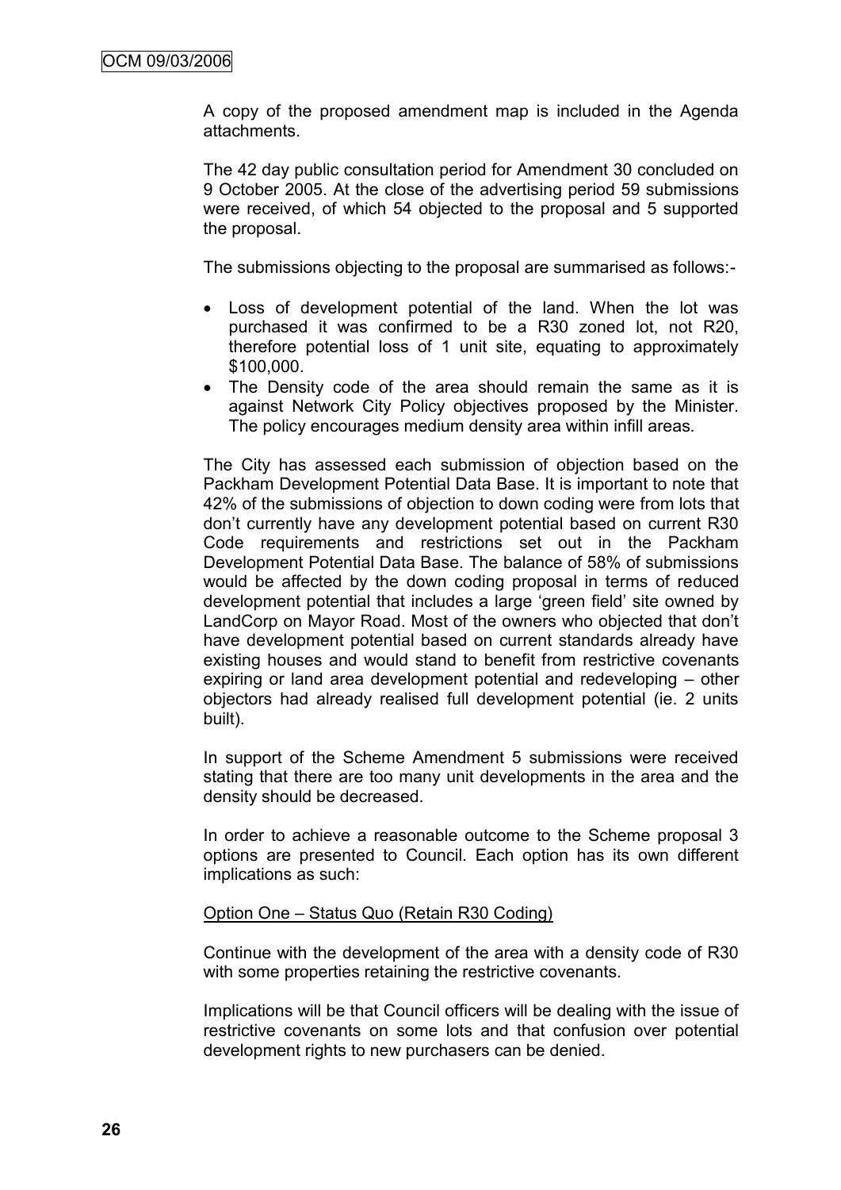A copy of the proposed amendment map is included in the Agenda attachments.

The 42 day public consultation period for Amendment 30 concluded on 9 October 2005. At the close of the advertising period 59 submissions were received, of which 54 objected to the proposal and 5 supported the proposal.

The submissions objecting to the proposal are summarised as follows:-

- Loss of development potential of the land. When the lot was purchased it was confirmed to be a R30 zoned lot, not R20, therefore potential loss of 1 unit site, equating to approximately $100,000.
- The Density code of the area should remain the same as it is against Network City Policy objectives proposed by the Minister. The policy encourages medium density area within infill areas.

The City has assessed each submission of objection based on the Packham Development Potential Data Base. It is important to note that 42% of the submissions of objection to down coding were from lots that don't currently have any development potential based on current R30 Code requirements and restrictions set out in the Packham Development Potential Data Base. The balance of 58% of submissions would be affected by the down coding proposal in terms of reduced development potential that includes a large 'green field' site owned by LandCorp on Mayor Road. Most of the owners who objected that don't have development potential based on current standards already have existing houses and would stand to benefit from restrictive covenants expiring or land area development potential and redeveloping – other objectors had already realised full development potential (ie. 2 units built).

In support of the Scheme Amendment 5 submissions were received stating that there are too many unit developments in the area and the density should be decreased.

In order to achieve a reasonable outcome to the Scheme proposal 3 options are presented to Council. Each option has its own different implications as such:

<u>Option One – Status Quo (Retain R30 Coding)</u>

Continue with the development of the area with a density code of R30 with some properties retaining the restrictive covenants.

Implications will be that Council officers will be dealing with the issue of restrictive covenants on some lots and that confusion over potential development rights to new purchasers can be denied.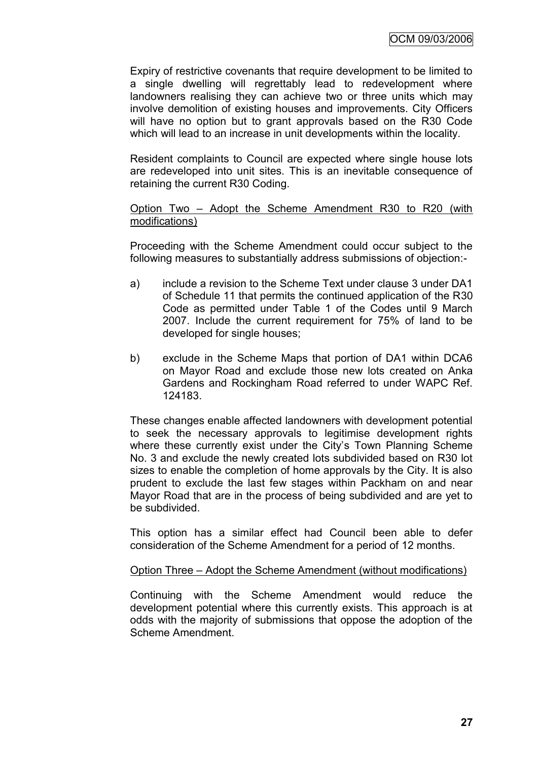Expiry of restrictive covenants that require development to be limited to a single dwelling will regrettably lead to redevelopment where landowners realising they can achieve two or three units which may involve demolition of existing houses and improvements. City Officers will have no option but to grant approvals based on the R30 Code which will lead to an increase in unit developments within the locality.

Resident complaints to Council are expected where single house lots are redeveloped into unit sites. This is an inevitable consequence of retaining the current R30 Coding.

<u>Option Two – Adopt the Scheme Amendment R30 to R20 (with modifications)</u>

Proceeding with the Scheme Amendment could occur subject to the following measures to substantially address submissions of objection:-

a) include a revision to the Scheme Text under clause 3 under DA1 of Schedule 11 that permits the continued application of the R30 Code as permitted under Table 1 of the Codes until 9 March 2007. Include the current requirement for 75% of land to be developed for single houses;

b) exclude in the Scheme Maps that portion of DA1 within DCA6 on Mayor Road and exclude those new lots created on Anka Gardens and Rockingham Road referred to under WAPC Ref. 124183.

These changes enable affected landowners with development potential to seek the necessary approvals to legitimise development rights where these currently exist under the City's Town Planning Scheme No. 3 and exclude the newly created lots subdivided based on R30 lot sizes to enable the completion of home approvals by the City. It is also prudent to exclude the last few stages within Packham on and near Mayor Road that are in the process of being subdivided and are yet to be subdivided.

This option has a similar effect had Council been able to defer consideration of the Scheme Amendment for a period of 12 months.

<u>Option Three – Adopt the Scheme Amendment (without modifications)</u>

Continuing with the Scheme Amendment would reduce the development potential where this currently exists. This approach is at odds with the majority of submissions that oppose the adoption of the Scheme Amendment.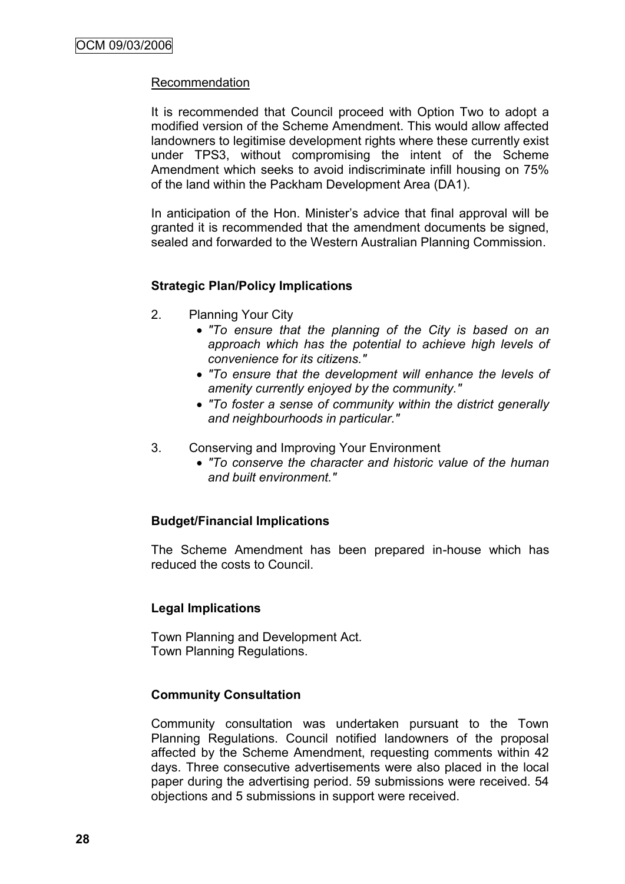Recommendation

It is recommended that Council proceed with Option Two to adopt a modified version of the Scheme Amendment. This would allow affected landowners to legitimise development rights where these currently exist under TPS3, without compromising the intent of the Scheme Amendment which seeks to avoid indiscriminate infill housing on 75% of the land within the Packham Development Area (DA1).

In anticipation of the Hon. Minister's advice that final approval will be granted it is recommended that the amendment documents be signed, sealed and forwarded to the Western Australian Planning Commission.

**Strategic Plan/Policy Implications**

2. Planning Your City
   - *"To ensure that the planning of the City is based on an approach which has the potential to achieve high levels of convenience for its citizens."*
   - *"To ensure that the development will enhance the levels of amenity currently enjoyed by the community."*
   - *"To foster a sense of community within the district generally and neighbourhoods in particular."*

3. Conserving and Improving Your Environment
   - *"To conserve the character and historic value of the human and built environment."*

**Budget/Financial Implications**

The Scheme Amendment has been prepared in-house which has reduced the costs to Council.

**Legal Implications**

Town Planning and Development Act.
Town Planning Regulations.

**Community Consultation**

Community consultation was undertaken pursuant to the Town Planning Regulations. Council notified landowners of the proposal affected by the Scheme Amendment, requesting comments within 42 days. Three consecutive advertisements were also placed in the local paper during the advertising period. 59 submissions were received. 54 objections and 5 submissions in support were received.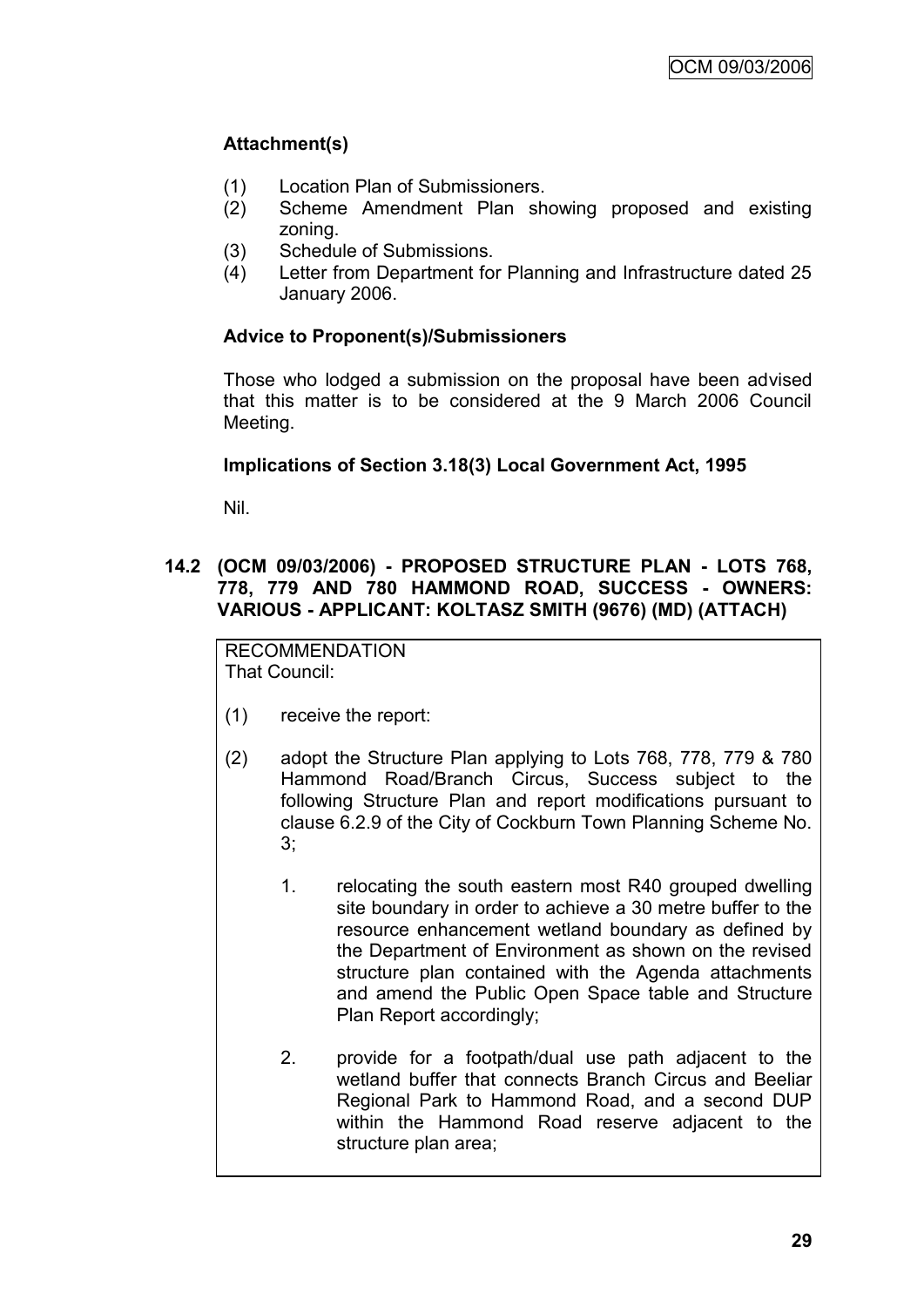### Attachment(s)

(1) Location Plan of Submissioners.
(2) Scheme Amendment Plan showing proposed and existing zoning.
(3) Schedule of Submissions.
(4) Letter from Department for Planning and Infrastructure dated 25 January 2006.

### Advice to Proponent(s)/Submissioners

Those who lodged a submission on the proposal have been advised that this matter is to be considered at the 9 March 2006 Council Meeting.

### Implications of Section 3.18(3) Local Government Act, 1995

Nil.

## 14.2 (OCM 09/03/2006) - PROPOSED STRUCTURE PLAN - LOTS 768, 778, 779 AND 780 HAMMOND ROAD, SUCCESS - OWNERS: VARIOUS - APPLICANT: KOLTASZ SMITH (9676) (MD) (ATTACH)

RECOMMENDATION
That Council:

(1) receive the report:

(2) adopt the Structure Plan applying to Lots 768, 778, 779 & 780 Hammond Road/Branch Circus, Success subject to the following Structure Plan and report modifications pursuant to clause 6.2.9 of the City of Cockburn Town Planning Scheme No. 3;

1. relocating the south eastern most R40 grouped dwelling site boundary in order to achieve a 30 metre buffer to the resource enhancement wetland boundary as defined by the Department of Environment as shown on the revised structure plan contained with the Agenda attachments and amend the Public Open Space table and Structure Plan Report accordingly;

2. provide for a footpath/dual use path adjacent to the wetland buffer that connects Branch Circus and Beeliar Regional Park to Hammond Road, and a second DUP within the Hammond Road reserve adjacent to the structure plan area;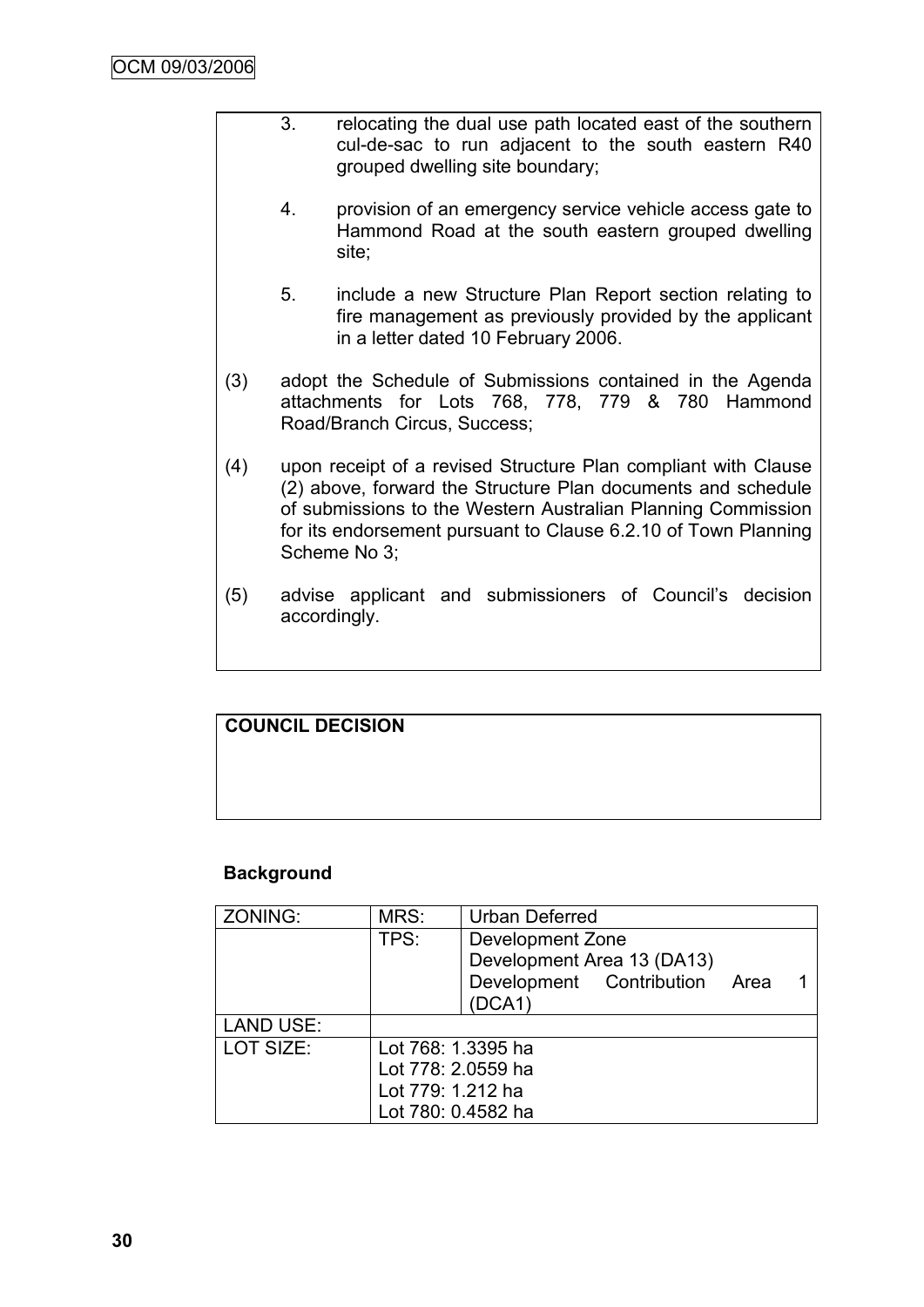3. relocating the dual use path located east of the southern cul-de-sac to run adjacent to the south eastern R40 grouped dwelling site boundary;

4. provision of an emergency service vehicle access gate to Hammond Road at the south eastern grouped dwelling site;

5. include a new Structure Plan Report section relating to fire management as previously provided by the applicant in a letter dated 10 February 2006.

(3) adopt the Schedule of Submissions contained in the Agenda attachments for Lots 768, 778, 779 & 780 Hammond Road/Branch Circus, Success;

(4) upon receipt of a revised Structure Plan compliant with Clause (2) above, forward the Structure Plan documents and schedule of submissions to the Western Australian Planning Commission for its endorsement pursuant to Clause 6.2.10 of Town Planning Scheme No 3;

(5) advise applicant and submissioners of Council's decision accordingly.

**COUNCIL DECISION**

**Background**

| ZONING: | MRS: | Urban Deferred |
|---|---|---|
| | TPS: | Development Zone<br>Development Area 13 (DA13)<br>Development Contribution Area 1 (DCA1) |
| LAND USE: | | |
| LOT SIZE: | Lot 768: 1.3395 ha<br>Lot 778: 2.0559 ha<br>Lot 779: 1.212 ha<br>Lot 780: 0.4582 ha | |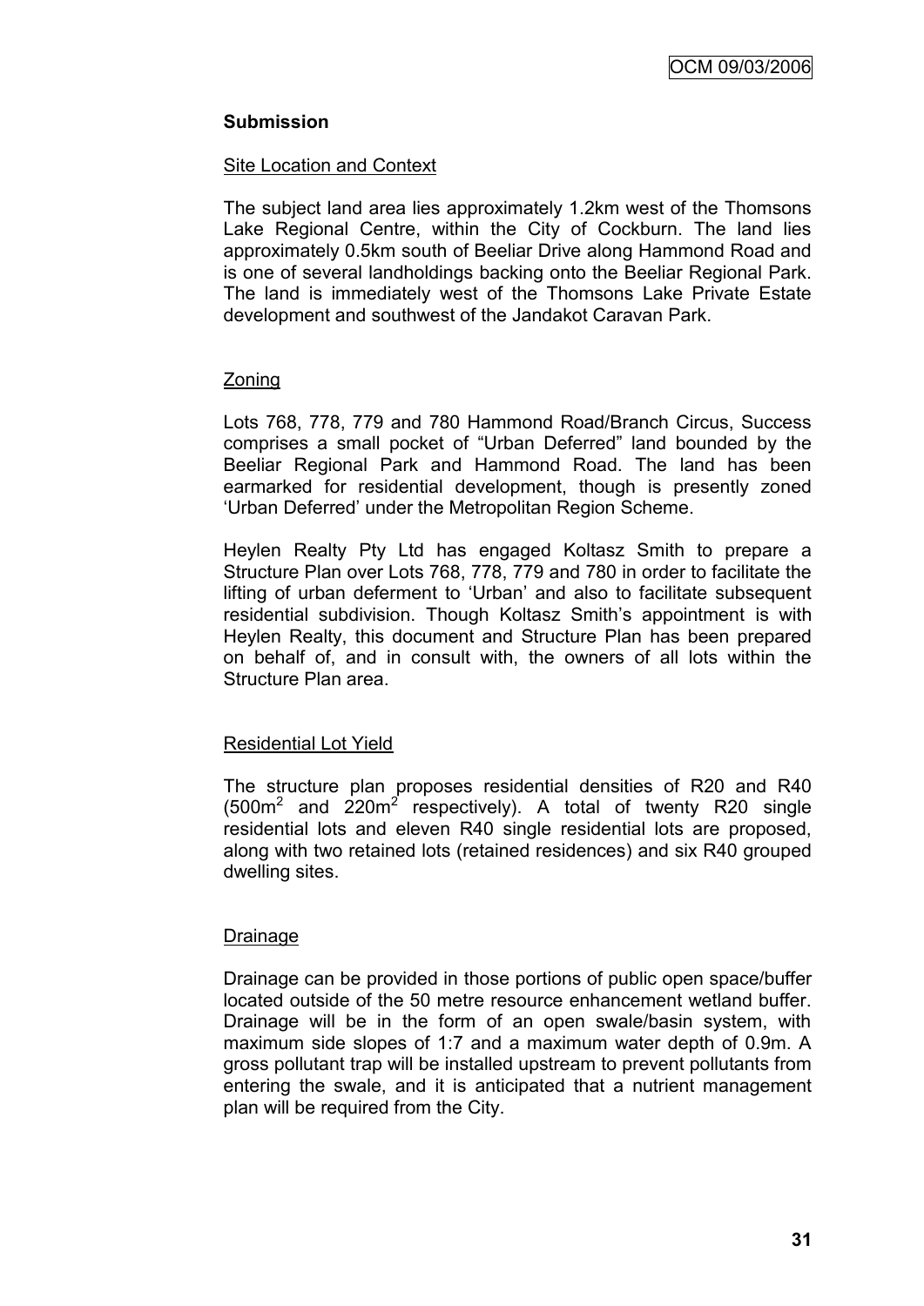## Submission

### Site Location and Context

The subject land area lies approximately 1.2km west of the Thomsons Lake Regional Centre, within the City of Cockburn. The land lies approximately 0.5km south of Beeliar Drive along Hammond Road and is one of several landholdings backing onto the Beeliar Regional Park. The land is immediately west of the Thomsons Lake Private Estate development and southwest of the Jandakot Caravan Park.

### Zoning

Lots 768, 778, 779 and 780 Hammond Road/Branch Circus, Success comprises a small pocket of "Urban Deferred" land bounded by the Beeliar Regional Park and Hammond Road. The land has been earmarked for residential development, though is presently zoned 'Urban Deferred' under the Metropolitan Region Scheme.

Heylen Realty Pty Ltd has engaged Koltasz Smith to prepare a Structure Plan over Lots 768, 778, 779 and 780 in order to facilitate the lifting of urban deferment to 'Urban' and also to facilitate subsequent residential subdivision. Though Koltasz Smith's appointment is with Heylen Realty, this document and Structure Plan has been prepared on behalf of, and in consult with, the owners of all lots within the Structure Plan area.

### Residential Lot Yield

The structure plan proposes residential densities of R20 and R40 (500m$^2$ and 220m$^2$ respectively). A total of twenty R20 single residential lots and eleven R40 single residential lots are proposed, along with two retained lots (retained residences) and six R40 grouped dwelling sites.

### Drainage

Drainage can be provided in those portions of public open space/buffer located outside of the 50 metre resource enhancement wetland buffer. Drainage will be in the form of an open swale/basin system, with maximum side slopes of 1:7 and a maximum water depth of 0.9m. A gross pollutant trap will be installed upstream to prevent pollutants from entering the swale, and it is anticipated that a nutrient management plan will be required from the City.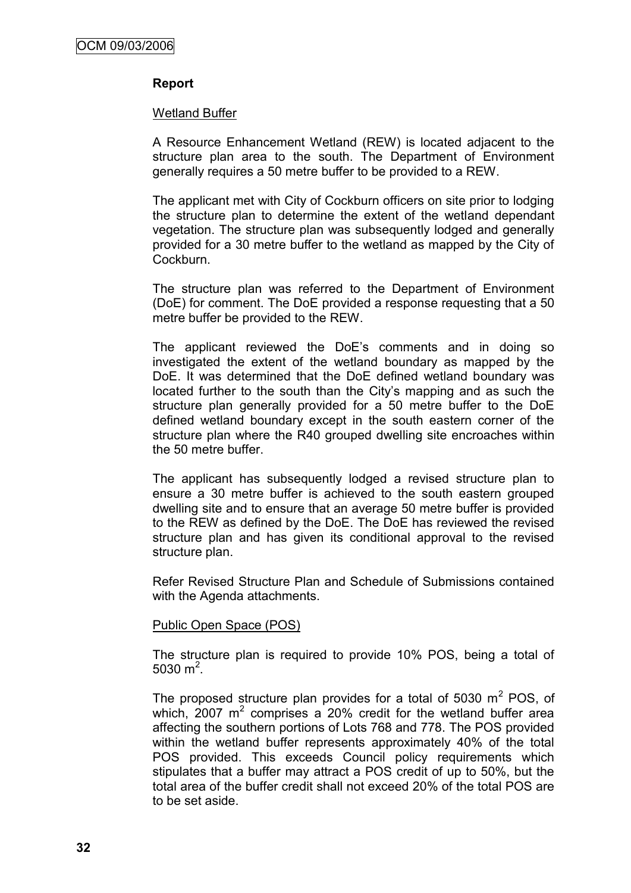## Report

### Wetland Buffer

A Resource Enhancement Wetland (REW) is located adjacent to the structure plan area to the south. The Department of Environment generally requires a 50 metre buffer to be provided to a REW.

The applicant met with City of Cockburn officers on site prior to lodging the structure plan to determine the extent of the wetland dependant vegetation. The structure plan was subsequently lodged and generally provided for a 30 metre buffer to the wetland as mapped by the City of Cockburn.

The structure plan was referred to the Department of Environment (DoE) for comment. The DoE provided a response requesting that a 50 metre buffer be provided to the REW.

The applicant reviewed the DoE's comments and in doing so investigated the extent of the wetland boundary as mapped by the DoE. It was determined that the DoE defined wetland boundary was located further to the south than the City's mapping and as such the structure plan generally provided for a 50 metre buffer to the DoE defined wetland boundary except in the south eastern corner of the structure plan where the R40 grouped dwelling site encroaches within the 50 metre buffer.

The applicant has subsequently lodged a revised structure plan to ensure a 30 metre buffer is achieved to the south eastern grouped dwelling site and to ensure that an average 50 metre buffer is provided to the REW as defined by the DoE. The DoE has reviewed the revised structure plan and has given its conditional approval to the revised structure plan.

Refer Revised Structure Plan and Schedule of Submissions contained with the Agenda attachments.

### Public Open Space (POS)

The structure plan is required to provide 10% POS, being a total of 5030 $m^2$.

The proposed structure plan provides for a total of 5030 $m^2$ POS, of which, 2007 $m^2$ comprises a 20% credit for the wetland buffer area affecting the southern portions of Lots 768 and 778. The POS provided within the wetland buffer represents approximately 40% of the total POS provided. This exceeds Council policy requirements which stipulates that a buffer may attract a POS credit of up to 50%, but the total area of the buffer credit shall not exceed 20% of the total POS are to be set aside.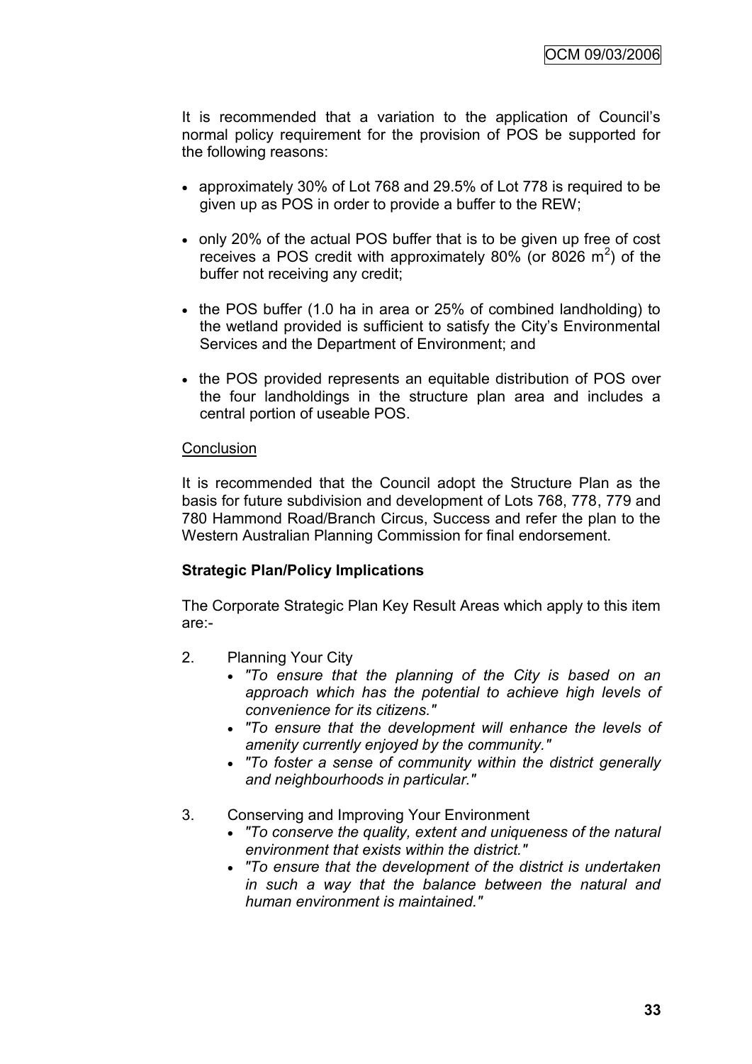It is recommended that a variation to the application of Council's normal policy requirement for the provision of POS be supported for the following reasons:

- approximately 30% of Lot 768 and 29.5% of Lot 778 is required to be given up as POS in order to provide a buffer to the REW;
- only 20% of the actual POS buffer that is to be given up free of cost receives a POS credit with approximately 80% (or 8026 $m^2$) of the buffer not receiving any credit;
- the POS buffer (1.0 ha in area or 25% of combined landholding) to the wetland provided is sufficient to satisfy the City's Environmental Services and the Department of Environment; and
- the POS provided represents an equitable distribution of POS over the four landholdings in the structure plan area and includes a central portion of useable POS.

<u>Conclusion</u>

It is recommended that the Council adopt the Structure Plan as the basis for future subdivision and development of Lots 768, 778, 779 and 780 Hammond Road/Branch Circus, Success and refer the plan to the Western Australian Planning Commission for final endorsement.

**Strategic Plan/Policy Implications**

The Corporate Strategic Plan Key Result Areas which apply to this item are:-

2. Planning Your City
    - *"To ensure that the planning of the City is based on an approach which has the potential to achieve high levels of convenience for its citizens."*
    - *"To ensure that the development will enhance the levels of amenity currently enjoyed by the community."*
    - *"To foster a sense of community within the district generally and neighbourhoods in particular."*

3. Conserving and Improving Your Environment
    - *"To conserve the quality, extent and uniqueness of the natural environment that exists within the district."*
    - *"To ensure that the development of the district is undertaken in such a way that the balance between the natural and human environment is maintained."*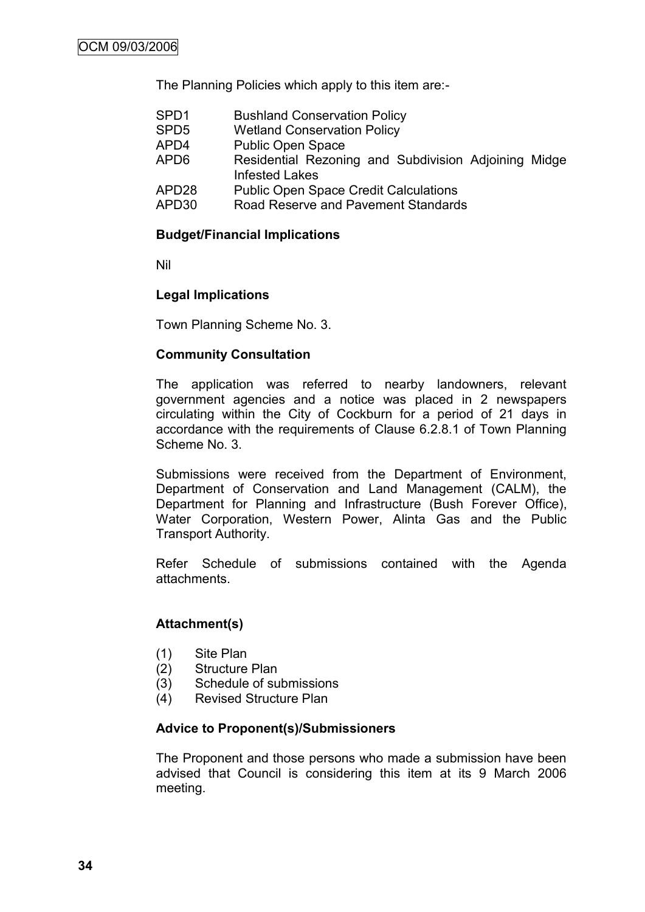The Planning Policies which apply to this item are:-

| | |
|---|---|
| SPD1 | Bushland Conservation Policy |
| SPD5 | Wetland Conservation Policy |
| APD4 | Public Open Space |
| APD6 | Residential Rezoning and Subdivision Adjoining Midge Infested Lakes |
| APD28 | Public Open Space Credit Calculations |
| APD30 | Road Reserve and Pavement Standards |

**Budget/Financial Implications**

Nil

**Legal Implications**

Town Planning Scheme No. 3.

**Community Consultation**

The application was referred to nearby landowners, relevant government agencies and a notice was placed in 2 newspapers circulating within the City of Cockburn for a period of 21 days in accordance with the requirements of Clause 6.2.8.1 of Town Planning Scheme No. 3.

Submissions were received from the Department of Environment, Department of Conservation and Land Management (CALM), the Department for Planning and Infrastructure (Bush Forever Office), Water Corporation, Western Power, Alinta Gas and the Public Transport Authority.

Refer Schedule of submissions contained with the Agenda attachments.

**Attachment(s)**

(1) Site Plan
(2) Structure Plan
(3) Schedule of submissions
(4) Revised Structure Plan

**Advice to Proponent(s)/Submissioners**

The Proponent and those persons who made a submission have been advised that Council is considering this item at its 9 March 2006 meeting.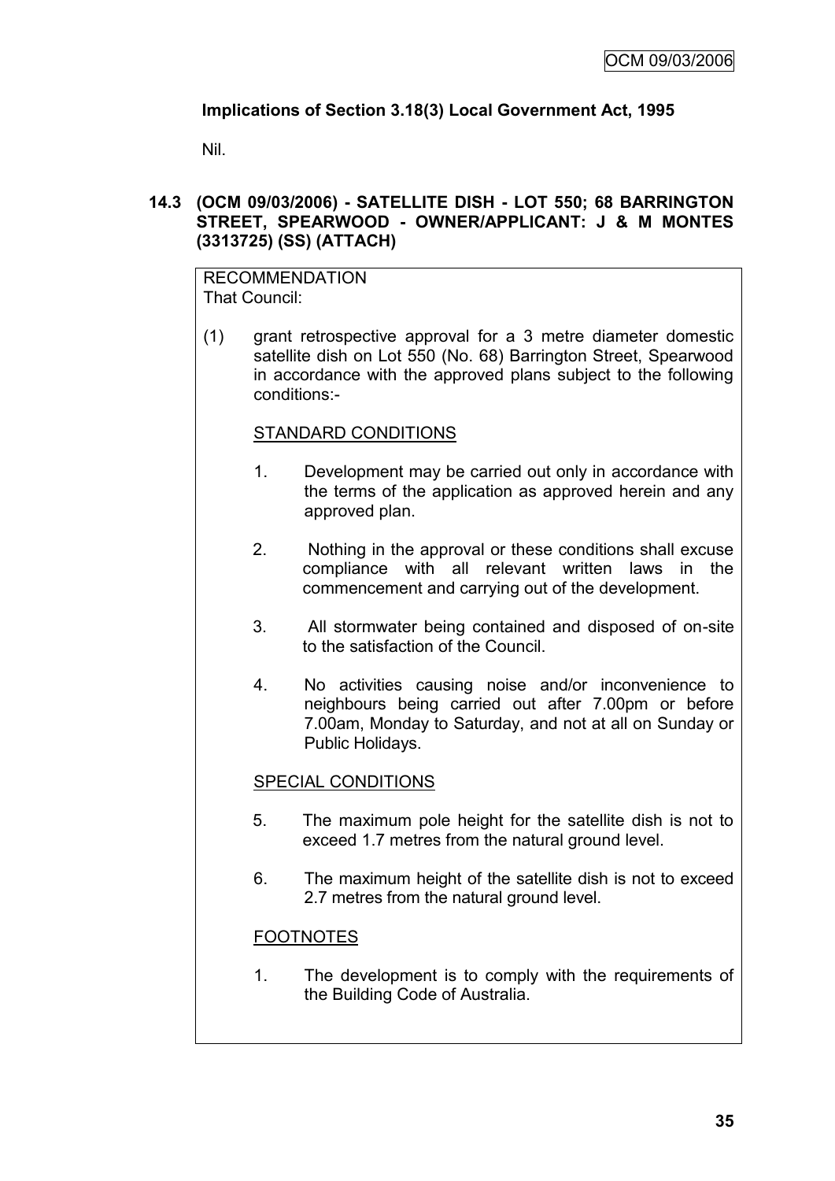**Implications of Section 3.18(3) Local Government Act, 1995**

Nil.

**14.3 (OCM 09/03/2006) - SATELLITE DISH - LOT 550; 68 BARRINGTON STREET, SPEARWOOD - OWNER/APPLICANT: J & M MONTES (3313725) (SS) (ATTACH)**

RECOMMENDATION
That Council:

(1) grant retrospective approval for a 3 metre diameter domestic satellite dish on Lot 550 (No. 68) Barrington Street, Spearwood in accordance with the approved plans subject to the following conditions:-

STANDARD CONDITIONS

1. Development may be carried out only in accordance with the terms of the application as approved herein and any approved plan.

2. Nothing in the approval or these conditions shall excuse compliance with all relevant written laws in the commencement and carrying out of the development.

3. All stormwater being contained and disposed of on-site to the satisfaction of the Council.

4. No activities causing noise and/or inconvenience to neighbours being carried out after 7.00pm or before 7.00am, Monday to Saturday, and not at all on Sunday or Public Holidays.

SPECIAL CONDITIONS

5. The maximum pole height for the satellite dish is not to exceed 1.7 metres from the natural ground level.

6. The maximum height of the satellite dish is not to exceed 2.7 metres from the natural ground level.

FOOTNOTES

1. The development is to comply with the requirements of the Building Code of Australia.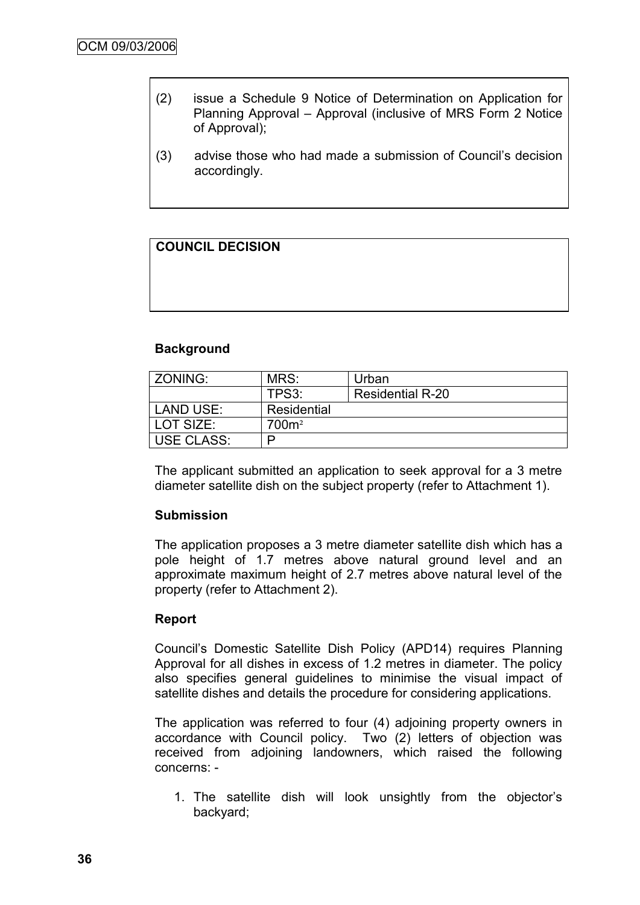(2) issue a Schedule 9 Notice of Determination on Application for Planning Approval – Approval (inclusive of MRS Form 2 Notice of Approval);

(3) advise those who had made a submission of Council's decision accordingly.

**COUNCIL DECISION**

**Background**

| ZONING: | MRS: | Urban |
|---|---|---|
| | TPS3: | Residential R-20 |
| LAND USE: | Residential | |
| LOT SIZE: | 700m² | |
| USE CLASS: | P | |

The applicant submitted an application to seek approval for a 3 metre diameter satellite dish on the subject property (refer to Attachment 1).

**Submission**

The application proposes a 3 metre diameter satellite dish which has a pole height of 1.7 metres above natural ground level and an approximate maximum height of 2.7 metres above natural level of the property (refer to Attachment 2).

**Report**

Council's Domestic Satellite Dish Policy (APD14) requires Planning Approval for all dishes in excess of 1.2 metres in diameter. The policy also specifies general guidelines to minimise the visual impact of satellite dishes and details the procedure for considering applications.

The application was referred to four (4) adjoining property owners in accordance with Council policy. Two (2) letters of objection was received from adjoining landowners, which raised the following concerns: -

1. The satellite dish will look unsightly from the objector's backyard;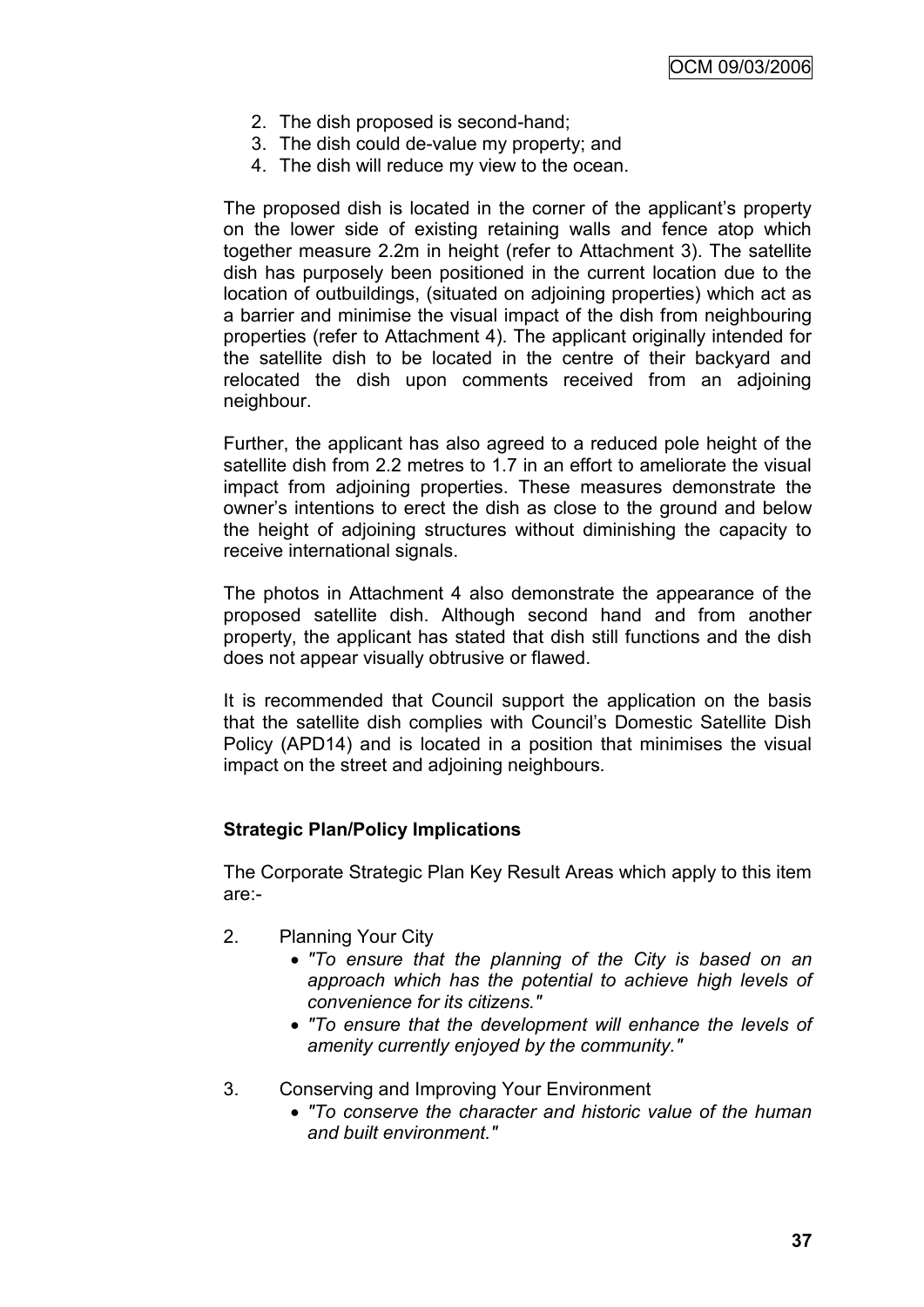2. The dish proposed is second-hand;
3. The dish could de-value my property; and
4. The dish will reduce my view to the ocean.

The proposed dish is located in the corner of the applicant's property on the lower side of existing retaining walls and fence atop which together measure 2.2m in height (refer to Attachment 3). The satellite dish has purposely been positioned in the current location due to the location of outbuildings, (situated on adjoining properties) which act as a barrier and minimise the visual impact of the dish from neighbouring properties (refer to Attachment 4). The applicant originally intended for the satellite dish to be located in the centre of their backyard and relocated the dish upon comments received from an adjoining neighbour.

Further, the applicant has also agreed to a reduced pole height of the satellite dish from 2.2 metres to 1.7 in an effort to ameliorate the visual impact from adjoining properties. These measures demonstrate the owner's intentions to erect the dish as close to the ground and below the height of adjoining structures without diminishing the capacity to receive international signals.

The photos in Attachment 4 also demonstrate the appearance of the proposed satellite dish. Although second hand and from another property, the applicant has stated that dish still functions and the dish does not appear visually obtrusive or flawed.

It is recommended that Council support the application on the basis that the satellite dish complies with Council's Domestic Satellite Dish Policy (APD14) and is located in a position that minimises the visual impact on the street and adjoining neighbours.

**Strategic Plan/Policy Implications**

The Corporate Strategic Plan Key Result Areas which apply to this item are:-

2. Planning Your City
   - *"To ensure that the planning of the City is based on an approach which has the potential to achieve high levels of convenience for its citizens."*
   - *"To ensure that the development will enhance the levels of amenity currently enjoyed by the community."*

3. Conserving and Improving Your Environment
   - *"To conserve the character and historic value of the human and built environment."*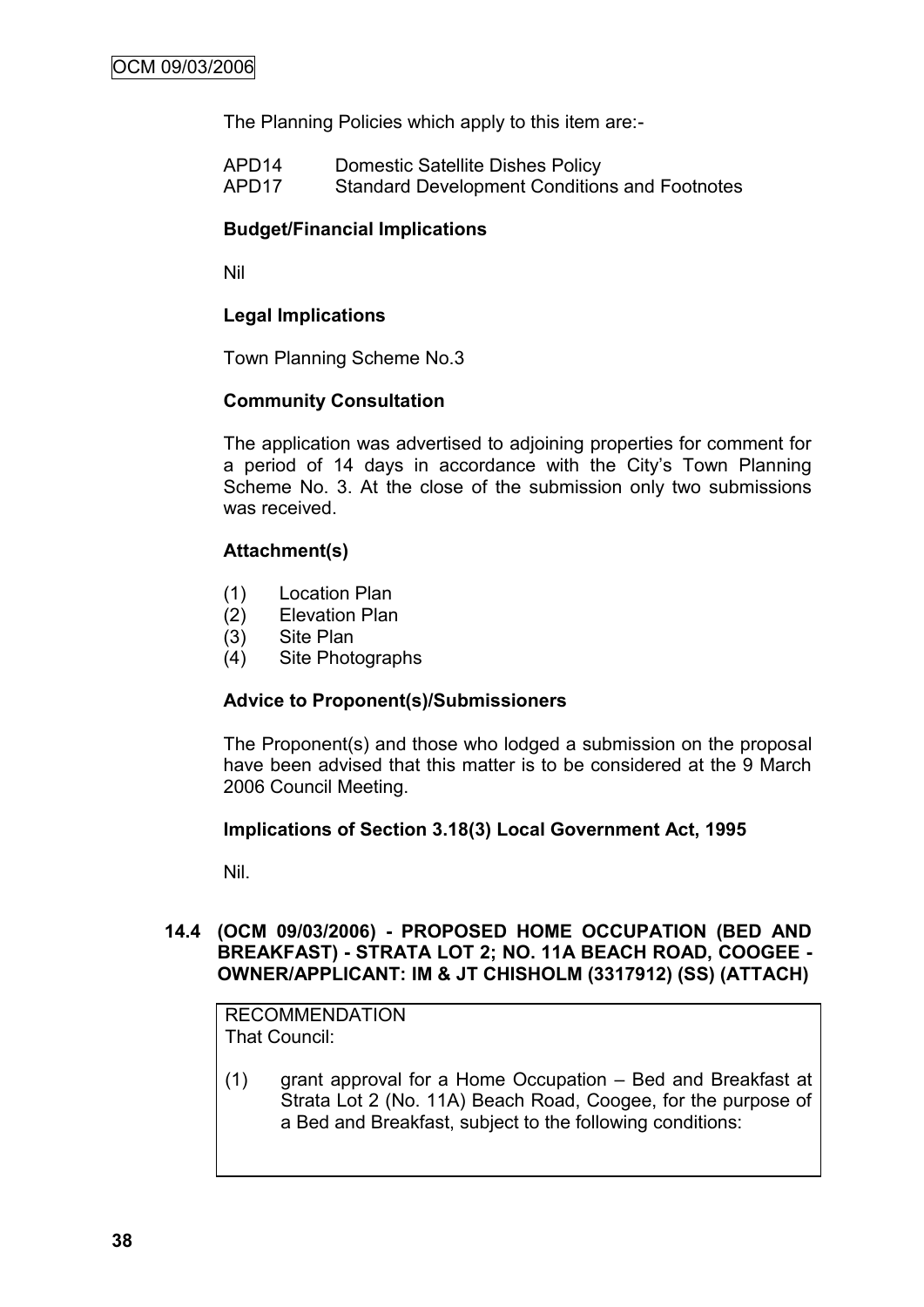The Planning Policies which apply to this item are:-

APD14 Domestic Satellite Dishes Policy
APD17 Standard Development Conditions and Footnotes

**Budget/Financial Implications**

Nil

**Legal Implications**

Town Planning Scheme No.3

**Community Consultation**

The application was advertised to adjoining properties for comment for a period of 14 days in accordance with the City's Town Planning Scheme No. 3. At the close of the submission only two submissions was received.

**Attachment(s)**

(1) Location Plan
(2) Elevation Plan
(3) Site Plan
(4) Site Photographs

**Advice to Proponent(s)/Submissioners**

The Proponent(s) and those who lodged a submission on the proposal have been advised that this matter is to be considered at the 9 March 2006 Council Meeting.

**Implications of Section 3.18(3) Local Government Act, 1995**

Nil.

## 14.4 (OCM 09/03/2006) - PROPOSED HOME OCCUPATION (BED AND BREAKFAST) - STRATA LOT 2; NO. 11A BEACH ROAD, COOGEE - OWNER/APPLICANT: IM & JT CHISHOLM (3317912) (SS) (ATTACH)

RECOMMENDATION
That Council:

(1) grant approval for a Home Occupation – Bed and Breakfast at Strata Lot 2 (No. 11A) Beach Road, Coogee, for the purpose of a Bed and Breakfast, subject to the following conditions: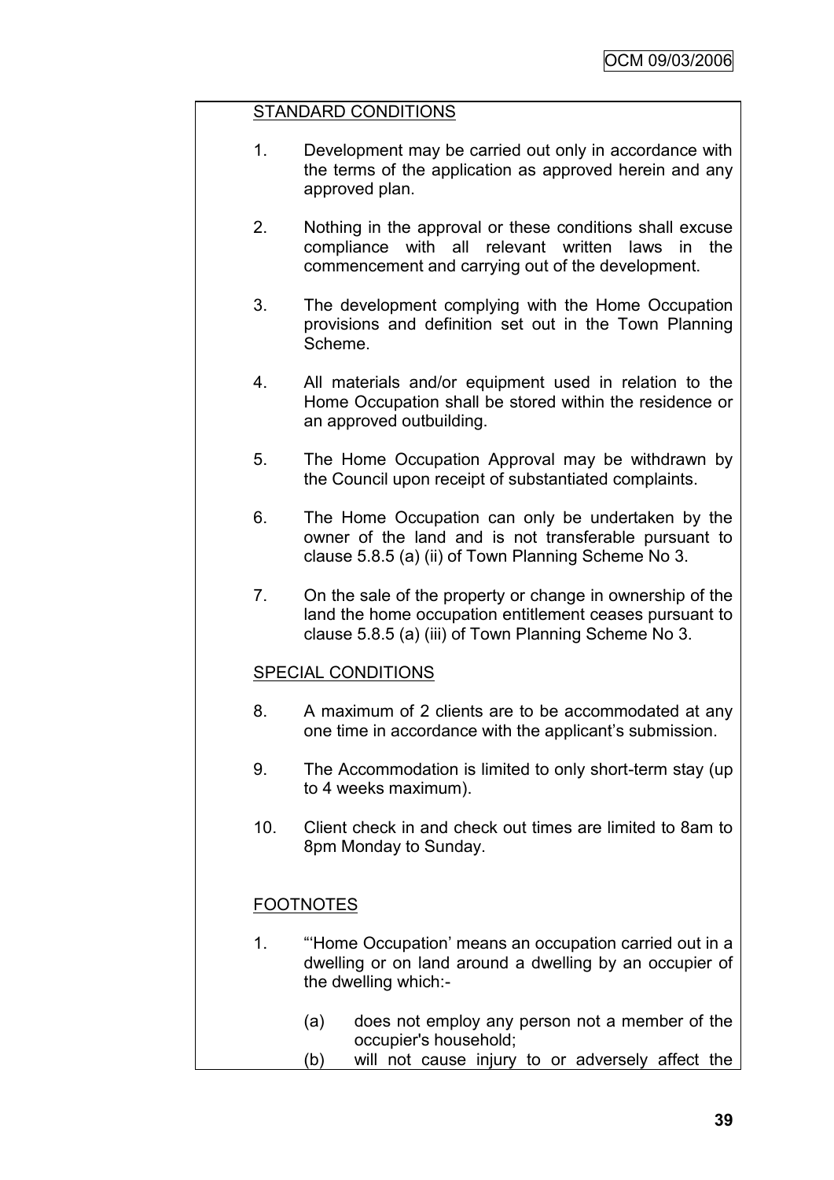STANDARD CONDITIONS

1. Development may be carried out only in accordance with the terms of the application as approved herein and any approved plan.

2. Nothing in the approval or these conditions shall excuse compliance with all relevant written laws in the commencement and carrying out of the development.

3. The development complying with the Home Occupation provisions and definition set out in the Town Planning Scheme.

4. All materials and/or equipment used in relation to the Home Occupation shall be stored within the residence or an approved outbuilding.

5. The Home Occupation Approval may be withdrawn by the Council upon receipt of substantiated complaints.

6. The Home Occupation can only be undertaken by the owner of the land and is not transferable pursuant to clause 5.8.5 (a) (ii) of Town Planning Scheme No 3.

7. On the sale of the property or change in ownership of the land the home occupation entitlement ceases pursuant to clause 5.8.5 (a) (iii) of Town Planning Scheme No 3.

SPECIAL CONDITIONS

8. A maximum of 2 clients are to be accommodated at any one time in accordance with the applicant's submission.

9. The Accommodation is limited to only short-term stay (up to 4 weeks maximum).

10. Client check in and check out times are limited to 8am to 8pm Monday to Sunday.

FOOTNOTES

1. "'Home Occupation' means an occupation carried out in a dwelling or on land around a dwelling by an occupier of the dwelling which:-

   (a) does not employ any person not a member of the occupier's household;
   (b) will not cause injury to or adversely affect the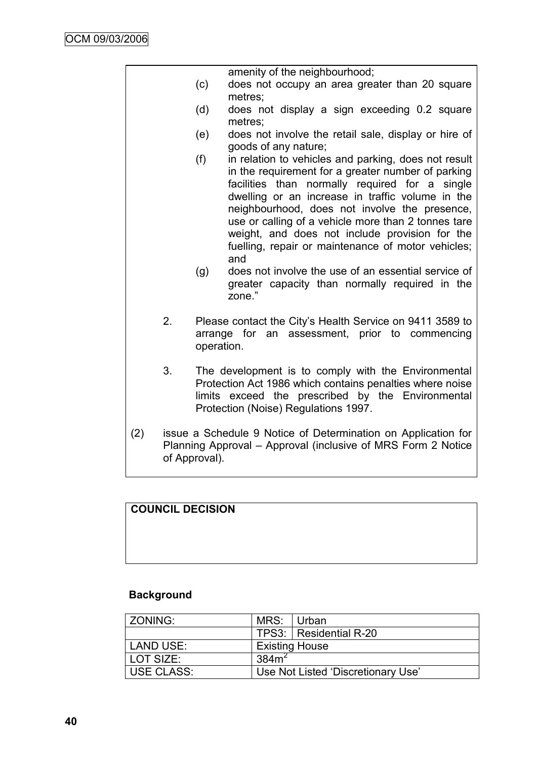amenity of the neighbourhood;

(c) does not occupy an area greater than 20 square metres;

(d) does not display a sign exceeding 0.2 square metres;

(e) does not involve the retail sale, display or hire of goods of any nature;

(f) in relation to vehicles and parking, does not result in the requirement for a greater number of parking facilities than normally required for a single dwelling or an increase in traffic volume in the neighbourhood, does not involve the presence, use or calling of a vehicle more than 2 tonnes tare weight, and does not include provision for the fuelling, repair or maintenance of motor vehicles; and

(g) does not involve the use of an essential service of greater capacity than normally required in the zone."

2. Please contact the City's Health Service on 9411 3589 to arrange for an assessment, prior to commencing operation.

3. The development is to comply with the Environmental Protection Act 1986 which contains penalties where noise limits exceed the prescribed by the Environmental Protection (Noise) Regulations 1997.

(2) issue a Schedule 9 Notice of Determination on Application for Planning Approval – Approval (inclusive of MRS Form 2 Notice of Approval).

**COUNCIL DECISION**

**Background**

| ZONING: | MRS: | Urban |
|---|---|---|
| | TPS3: | Residential R-20 |
| LAND USE: | Existing House | |
| LOT SIZE: | 384m$^2$ | |
| USE CLASS: | Use Not Listed 'Discretionary Use' | |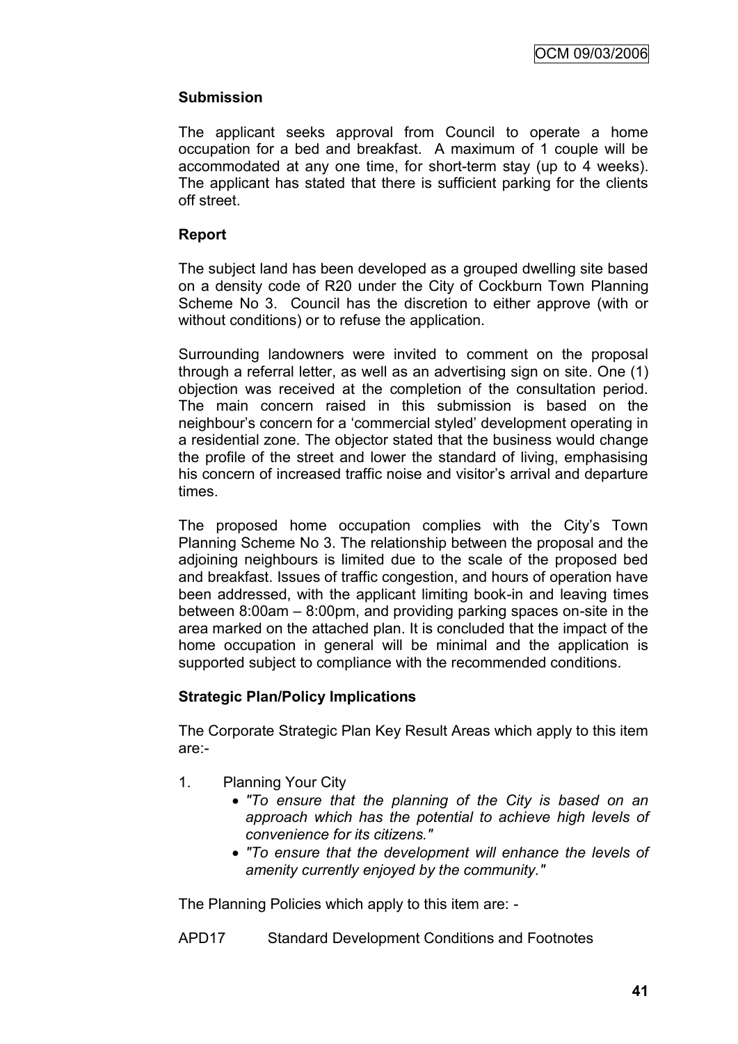**Submission**

The applicant seeks approval from Council to operate a home occupation for a bed and breakfast. A maximum of 1 couple will be accommodated at any one time, for short-term stay (up to 4 weeks). The applicant has stated that there is sufficient parking for the clients off street.

**Report**

The subject land has been developed as a grouped dwelling site based on a density code of R20 under the City of Cockburn Town Planning Scheme No 3. Council has the discretion to either approve (with or without conditions) or to refuse the application.

Surrounding landowners were invited to comment on the proposal through a referral letter, as well as an advertising sign on site. One (1) objection was received at the completion of the consultation period. The main concern raised in this submission is based on the neighbour's concern for a 'commercial styled' development operating in a residential zone. The objector stated that the business would change the profile of the street and lower the standard of living, emphasising his concern of increased traffic noise and visitor's arrival and departure times.

The proposed home occupation complies with the City's Town Planning Scheme No 3. The relationship between the proposal and the adjoining neighbours is limited due to the scale of the proposed bed and breakfast. Issues of traffic congestion, and hours of operation have been addressed, with the applicant limiting book-in and leaving times between 8:00am – 8:00pm, and providing parking spaces on-site in the area marked on the attached plan. It is concluded that the impact of the home occupation in general will be minimal and the application is supported subject to compliance with the recommended conditions.

**Strategic Plan/Policy Implications**

The Corporate Strategic Plan Key Result Areas which apply to this item are:-

1. Planning Your City
   - *"To ensure that the planning of the City is based on an approach which has the potential to achieve high levels of convenience for its citizens."*
   - *"To ensure that the development will enhance the levels of amenity currently enjoyed by the community."*

The Planning Policies which apply to this item are: -

APD17 Standard Development Conditions and Footnotes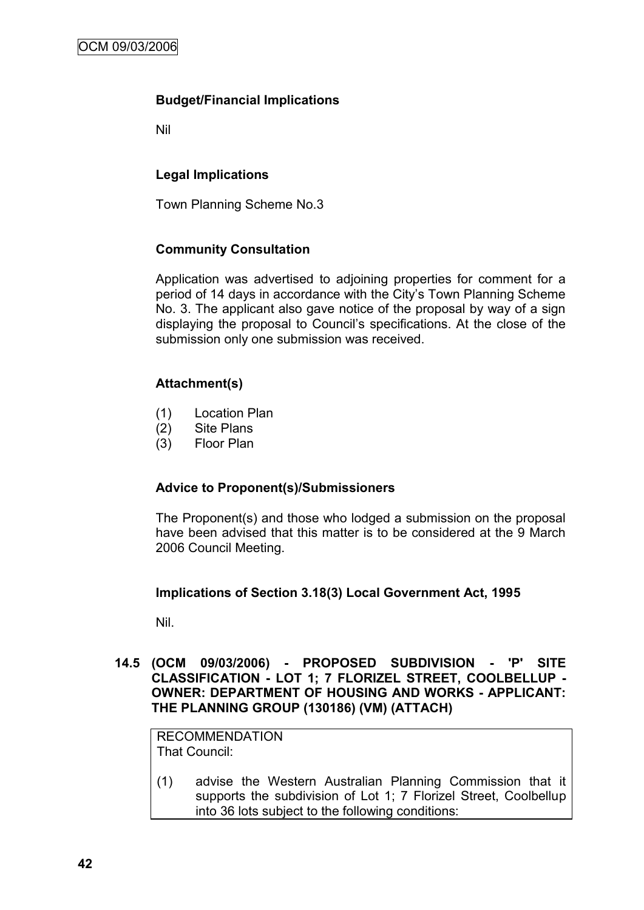**Budget/Financial Implications**

Nil

**Legal Implications**

Town Planning Scheme No.3

**Community Consultation**

Application was advertised to adjoining properties for comment for a period of 14 days in accordance with the City's Town Planning Scheme No. 3. The applicant also gave notice of the proposal by way of a sign displaying the proposal to Council's specifications. At the close of the submission only one submission was received.

**Attachment(s)**

(1) Location Plan
(2) Site Plans
(3) Floor Plan

**Advice to Proponent(s)/Submissioners**

The Proponent(s) and those who lodged a submission on the proposal have been advised that this matter is to be considered at the 9 March 2006 Council Meeting.

**Implications of Section 3.18(3) Local Government Act, 1995**

Nil.

**14.5 (OCM 09/03/2006) - PROPOSED SUBDIVISION - 'P' SITE CLASSIFICATION - LOT 1; 7 FLORIZEL STREET, COOLBELLUP - OWNER: DEPARTMENT OF HOUSING AND WORKS - APPLICANT: THE PLANNING GROUP (130186) (VM) (ATTACH)**

RECOMMENDATION
That Council:

(1) advise the Western Australian Planning Commission that it supports the subdivision of Lot 1; 7 Florizel Street, Coolbellup into 36 lots subject to the following conditions: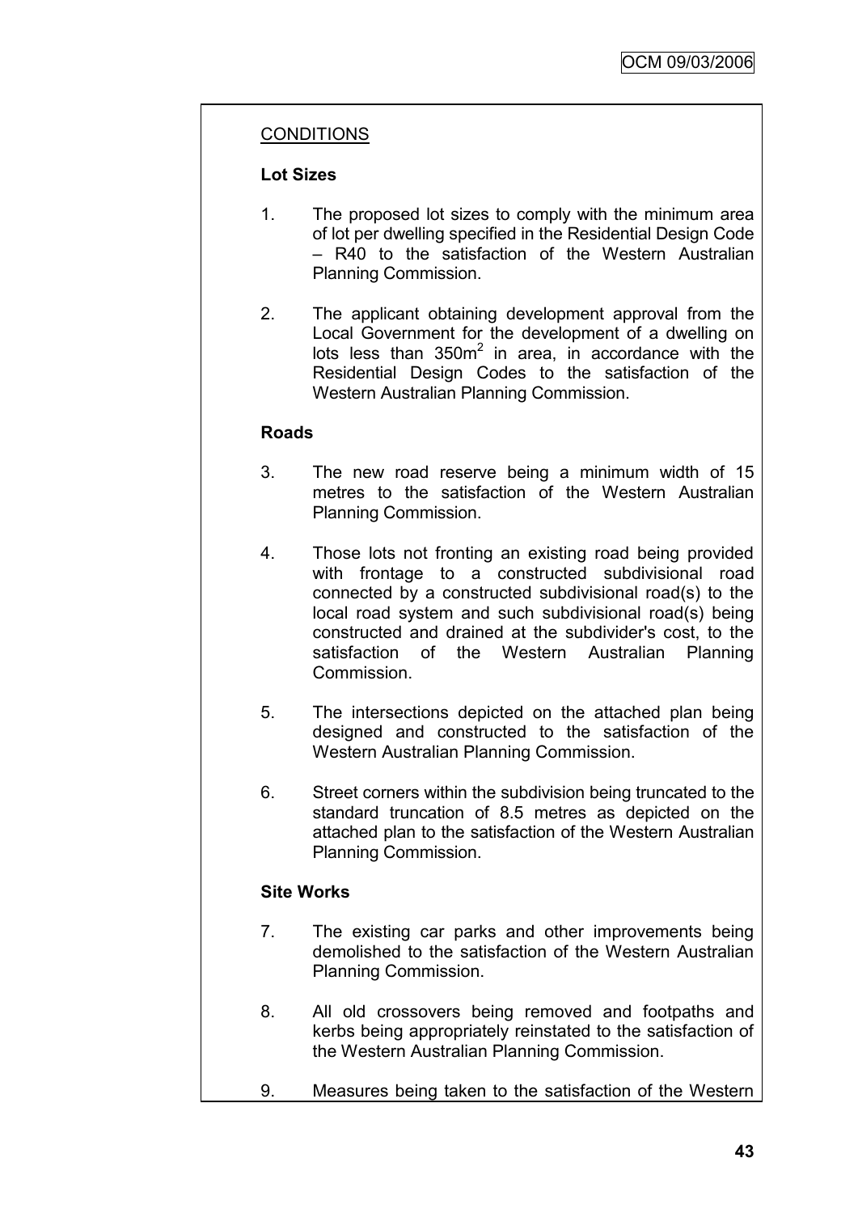CONDITIONS

**Lot Sizes**

1. The proposed lot sizes to comply with the minimum area of lot per dwelling specified in the Residential Design Code – R40 to the satisfaction of the Western Australian Planning Commission.

2. The applicant obtaining development approval from the Local Government for the development of a dwelling on lots less than $350m^2$ in area, in accordance with the Residential Design Codes to the satisfaction of the Western Australian Planning Commission.

**Roads**

3. The new road reserve being a minimum width of 15 metres to the satisfaction of the Western Australian Planning Commission.

4. Those lots not fronting an existing road being provided with frontage to a constructed subdivisional road connected by a constructed subdivisional road(s) to the local road system and such subdivisional road(s) being constructed and drained at the subdivider's cost, to the satisfaction of the Western Australian Planning Commission.

5. The intersections depicted on the attached plan being designed and constructed to the satisfaction of the Western Australian Planning Commission.

6. Street corners within the subdivision being truncated to the standard truncation of 8.5 metres as depicted on the attached plan to the satisfaction of the Western Australian Planning Commission.

**Site Works**

7. The existing car parks and other improvements being demolished to the satisfaction of the Western Australian Planning Commission.

8. All old crossovers being removed and footpaths and kerbs being appropriately reinstated to the satisfaction of the Western Australian Planning Commission.

9. Measures being taken to the satisfaction of the Western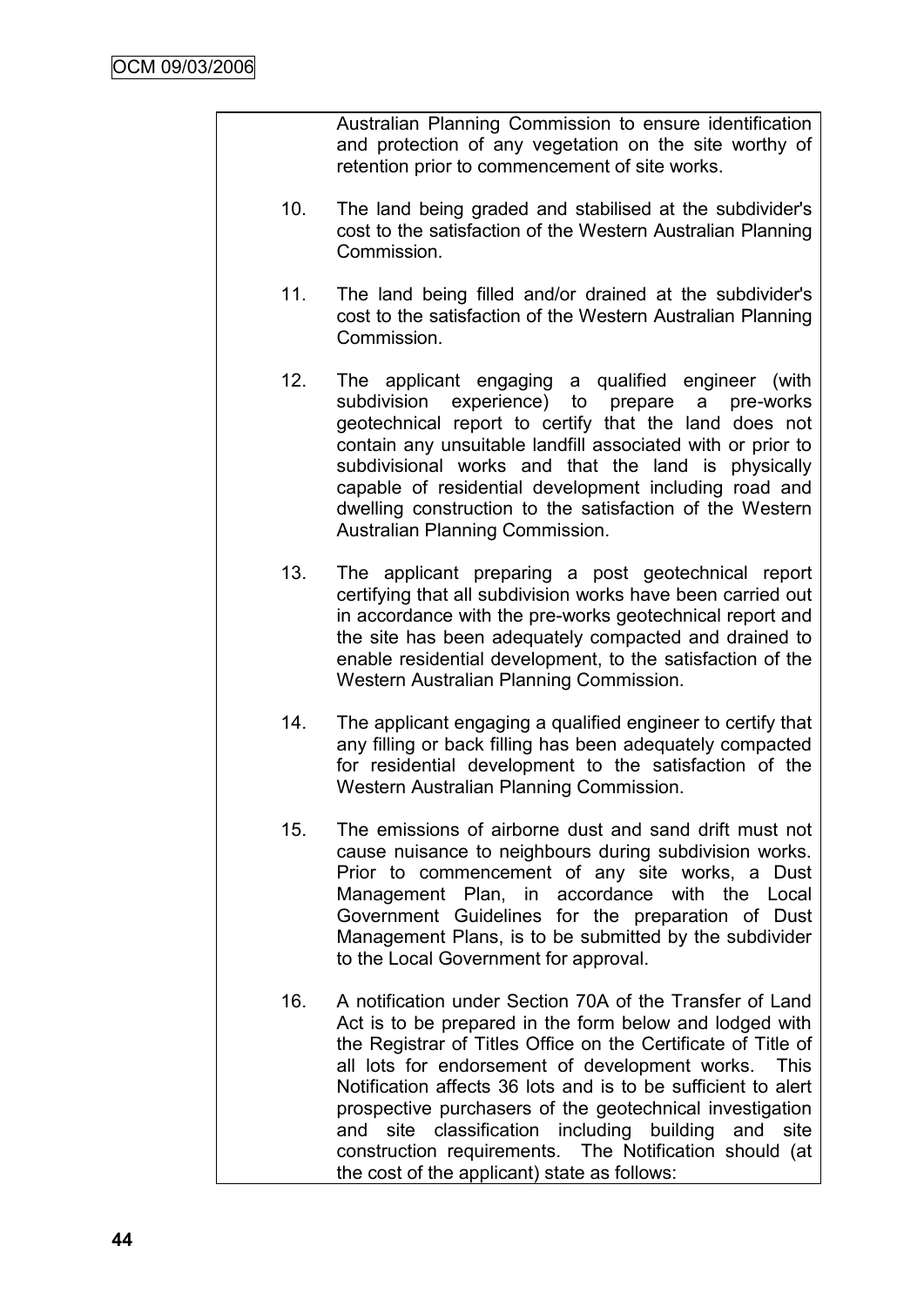Australian Planning Commission to ensure identification and protection of any vegetation on the site worthy of retention prior to commencement of site works.

10. The land being graded and stabilised at the subdivider's cost to the satisfaction of the Western Australian Planning Commission.

11. The land being filled and/or drained at the subdivider's cost to the satisfaction of the Western Australian Planning Commission.

12. The applicant engaging a qualified engineer (with subdivision experience) to prepare a pre-works geotechnical report to certify that the land does not contain any unsuitable landfill associated with or prior to subdivisional works and that the land is physically capable of residential development including road and dwelling construction to the satisfaction of the Western Australian Planning Commission.

13. The applicant preparing a post geotechnical report certifying that all subdivision works have been carried out in accordance with the pre-works geotechnical report and the site has been adequately compacted and drained to enable residential development, to the satisfaction of the Western Australian Planning Commission.

14. The applicant engaging a qualified engineer to certify that any filling or back filling has been adequately compacted for residential development to the satisfaction of the Western Australian Planning Commission.

15. The emissions of airborne dust and sand drift must not cause nuisance to neighbours during subdivision works. Prior to commencement of any site works, a Dust Management Plan, in accordance with the Local Government Guidelines for the preparation of Dust Management Plans, is to be submitted by the subdivider to the Local Government for approval.

16. A notification under Section 70A of the Transfer of Land Act is to be prepared in the form below and lodged with the Registrar of Titles Office on the Certificate of Title of all lots for endorsement of development works. This Notification affects 36 lots and is to be sufficient to alert prospective purchasers of the geotechnical investigation and site classification including building and site construction requirements. The Notification should (at the cost of the applicant) state as follows: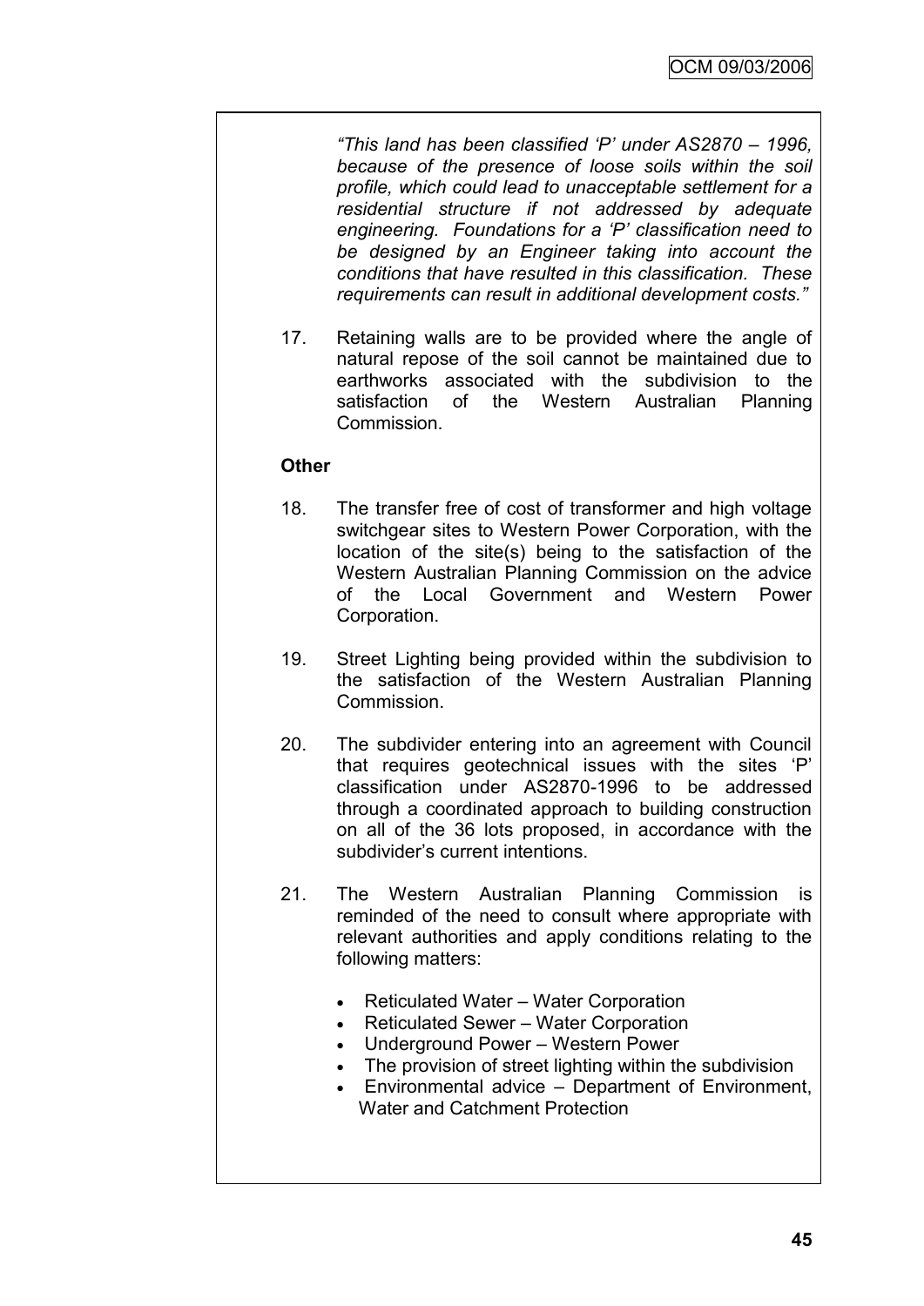*"This land has been classified 'P' under AS2870 – 1996, because of the presence of loose soils within the soil profile, which could lead to unacceptable settlement for a residential structure if not addressed by adequate engineering. Foundations for a 'P' classification need to be designed by an Engineer taking into account the conditions that have resulted in this classification. These requirements can result in additional development costs."*

17. Retaining walls are to be provided where the angle of natural repose of the soil cannot be maintained due to earthworks associated with the subdivision to the satisfaction of the Western Australian Planning Commission.

**Other**

18. The transfer free of cost of transformer and high voltage switchgear sites to Western Power Corporation, with the location of the site(s) being to the satisfaction of the Western Australian Planning Commission on the advice of the Local Government and Western Power Corporation.

19. Street Lighting being provided within the subdivision to the satisfaction of the Western Australian Planning Commission.

20. The subdivider entering into an agreement with Council that requires geotechnical issues with the sites 'P' classification under AS2870-1996 to be addressed through a coordinated approach to building construction on all of the 36 lots proposed, in accordance with the subdivider's current intentions.

21. The Western Australian Planning Commission is reminded of the need to consult where appropriate with relevant authorities and apply conditions relating to the following matters:

    - Reticulated Water – Water Corporation
    - Reticulated Sewer – Water Corporation
    - Underground Power – Western Power
    - The provision of street lighting within the subdivision
    - Environmental advice – Department of Environment, Water and Catchment Protection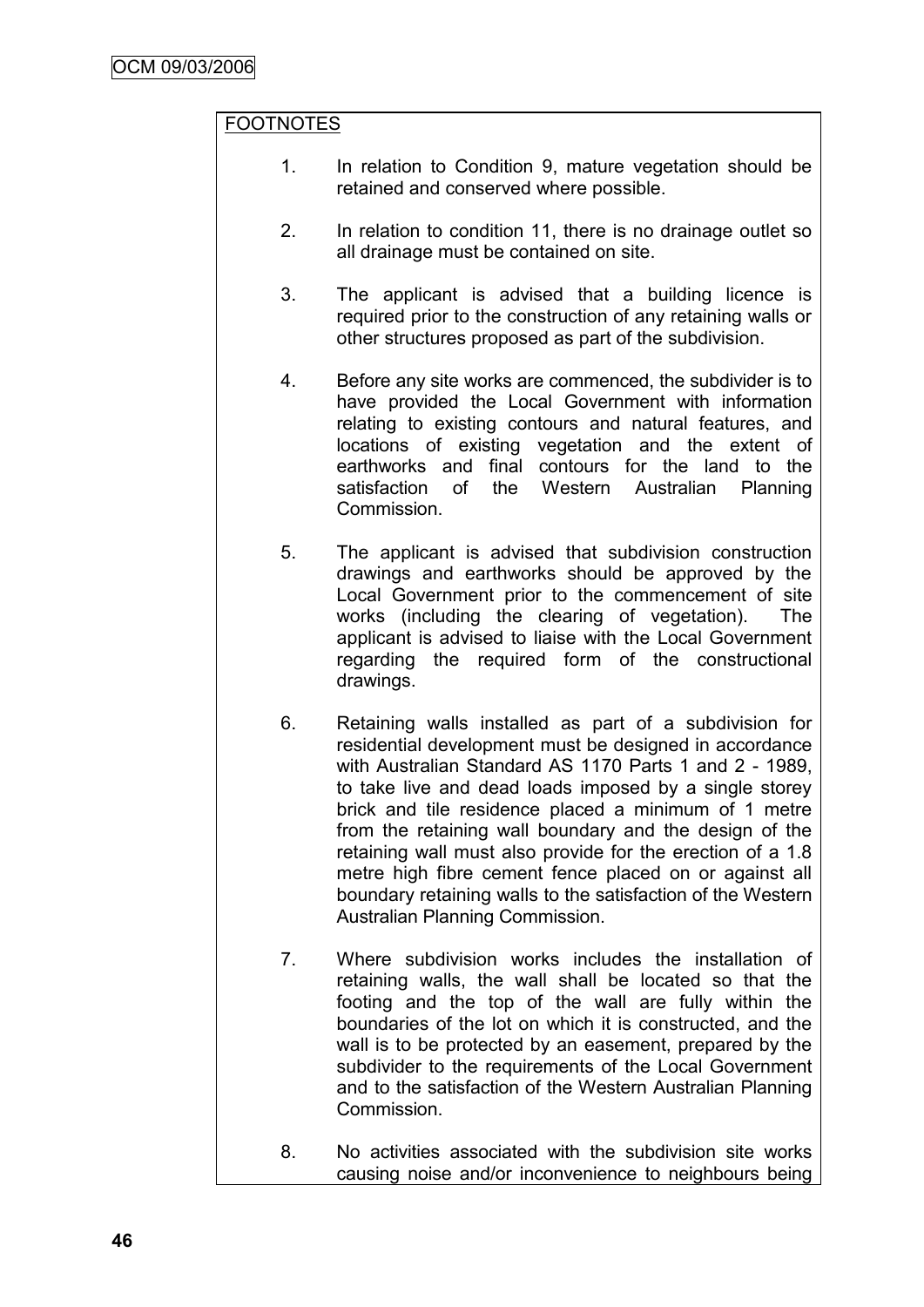FOOTNOTES

1. In relation to Condition 9, mature vegetation should be retained and conserved where possible.

2. In relation to condition 11, there is no drainage outlet so all drainage must be contained on site.

3. The applicant is advised that a building licence is required prior to the construction of any retaining walls or other structures proposed as part of the subdivision.

4. Before any site works are commenced, the subdivider is to have provided the Local Government with information relating to existing contours and natural features, and locations of existing vegetation and the extent of earthworks and final contours for the land to the satisfaction of the Western Australian Planning Commission.

5. The applicant is advised that subdivision construction drawings and earthworks should be approved by the Local Government prior to the commencement of site works (including the clearing of vegetation). The applicant is advised to liaise with the Local Government regarding the required form of the constructional drawings.

6. Retaining walls installed as part of a subdivision for residential development must be designed in accordance with Australian Standard AS 1170 Parts 1 and 2 - 1989, to take live and dead loads imposed by a single storey brick and tile residence placed a minimum of 1 metre from the retaining wall boundary and the design of the retaining wall must also provide for the erection of a 1.8 metre high fibre cement fence placed on or against all boundary retaining walls to the satisfaction of the Western Australian Planning Commission.

7. Where subdivision works includes the installation of retaining walls, the wall shall be located so that the footing and the top of the wall are fully within the boundaries of the lot on which it is constructed, and the wall is to be protected by an easement, prepared by the subdivider to the requirements of the Local Government and to the satisfaction of the Western Australian Planning Commission.

8. No activities associated with the subdivision site works causing noise and/or inconvenience to neighbours being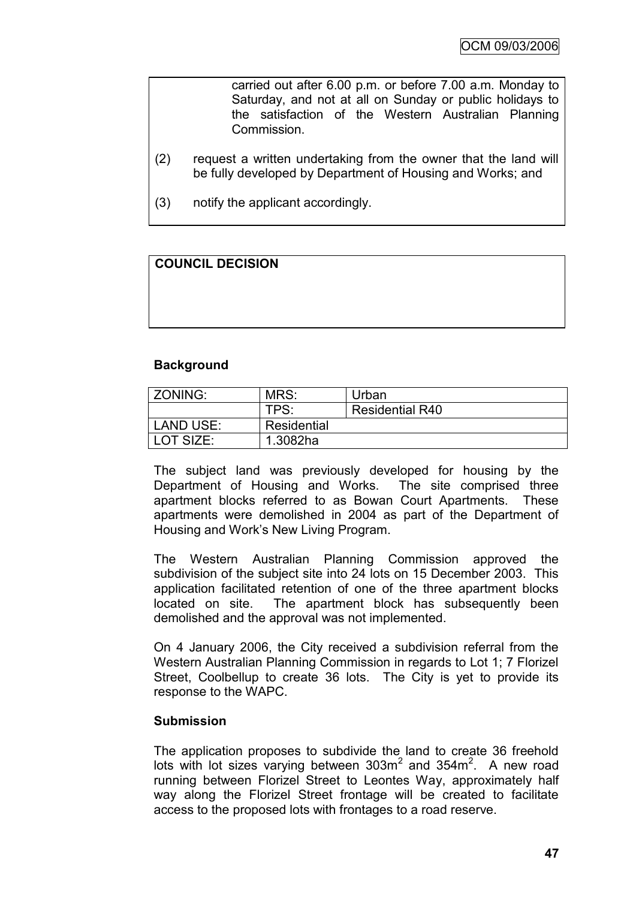carried out after 6.00 p.m. or before 7.00 a.m. Monday to Saturday, and not at all on Sunday or public holidays to the satisfaction of the Western Australian Planning Commission.

(2) request a written undertaking from the owner that the land will be fully developed by Department of Housing and Works; and

(3) notify the applicant accordingly.

**COUNCIL DECISION**

**Background**

| ZONING: | MRS: | Urban |
|---|---|---|
| | TPS: | Residential R40 |
| LAND USE: | Residential | |
| LOT SIZE: | 1.3082ha | |

The subject land was previously developed for housing by the Department of Housing and Works. The site comprised three apartment blocks referred to as Bowan Court Apartments. These apartments were demolished in 2004 as part of the Department of Housing and Work's New Living Program.

The Western Australian Planning Commission approved the subdivision of the subject site into 24 lots on 15 December 2003. This application facilitated retention of one of the three apartment blocks located on site. The apartment block has subsequently been demolished and the approval was not implemented.

On 4 January 2006, the City received a subdivision referral from the Western Australian Planning Commission in regards to Lot 1; 7 Florizel Street, Coolbellup to create 36 lots. The City is yet to provide its response to the WAPC.

**Submission**

The application proposes to subdivide the land to create 36 freehold lots with lot sizes varying between $303m^2$ and $354m^2$. A new road running between Florizel Street to Leontes Way, approximately half way along the Florizel Street frontage will be created to facilitate access to the proposed lots with frontages to a road reserve.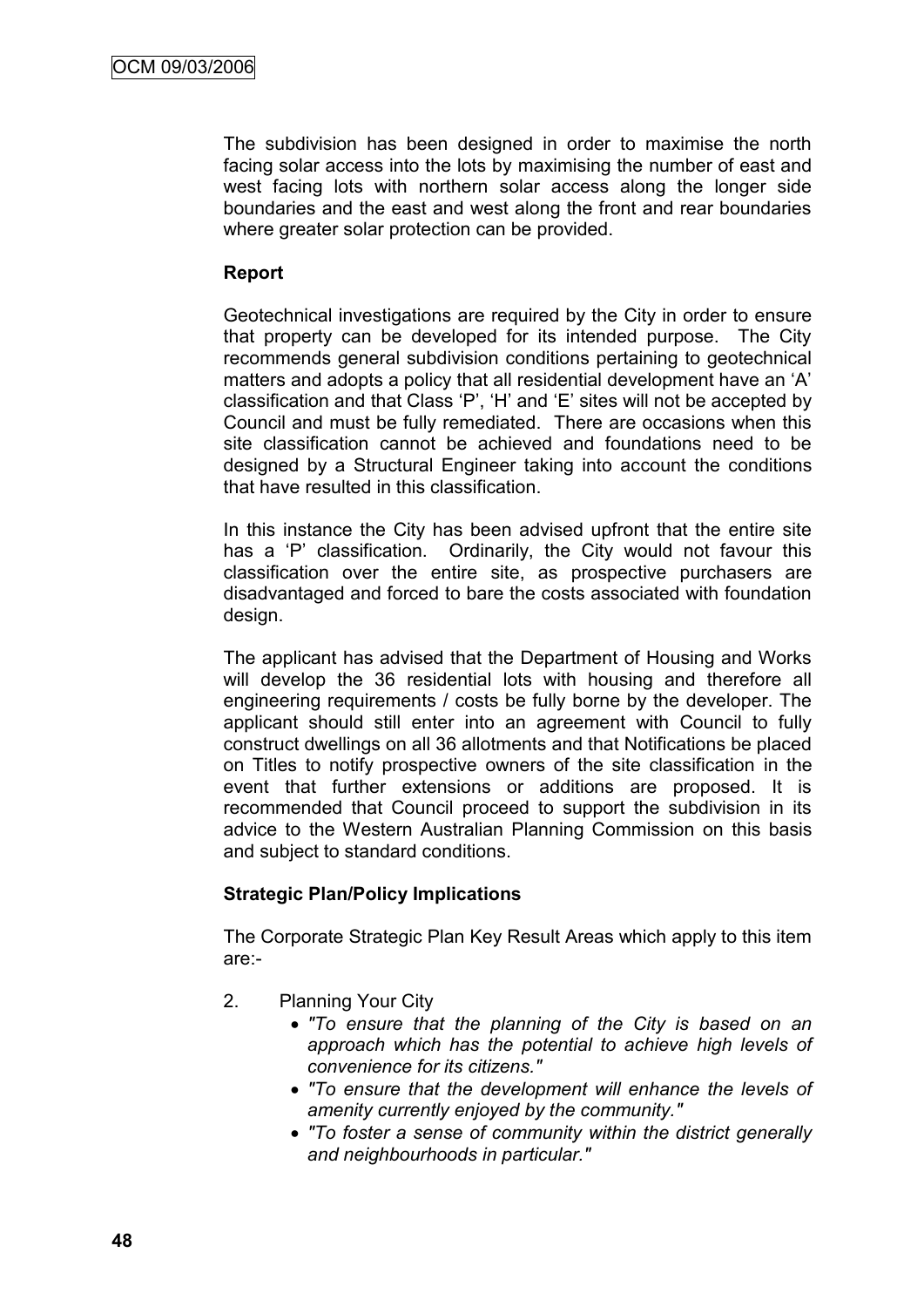The subdivision has been designed in order to maximise the north facing solar access into the lots by maximising the number of east and west facing lots with northern solar access along the longer side boundaries and the east and west along the front and rear boundaries where greater solar protection can be provided.

**Report**

Geotechnical investigations are required by the City in order to ensure that property can be developed for its intended purpose. The City recommends general subdivision conditions pertaining to geotechnical matters and adopts a policy that all residential development have an 'A' classification and that Class 'P', 'H' and 'E' sites will not be accepted by Council and must be fully remediated. There are occasions when this site classification cannot be achieved and foundations need to be designed by a Structural Engineer taking into account the conditions that have resulted in this classification.

In this instance the City has been advised upfront that the entire site has a 'P' classification. Ordinarily, the City would not favour this classification over the entire site, as prospective purchasers are disadvantaged and forced to bare the costs associated with foundation design.

The applicant has advised that the Department of Housing and Works will develop the 36 residential lots with housing and therefore all engineering requirements / costs be fully borne by the developer. The applicant should still enter into an agreement with Council to fully construct dwellings on all 36 allotments and that Notifications be placed on Titles to notify prospective owners of the site classification in the event that further extensions or additions are proposed. It is recommended that Council proceed to support the subdivision in its advice to the Western Australian Planning Commission on this basis and subject to standard conditions.

**Strategic Plan/Policy Implications**

The Corporate Strategic Plan Key Result Areas which apply to this item are:-

2. Planning Your City
   - *"To ensure that the planning of the City is based on an approach which has the potential to achieve high levels of convenience for its citizens."*
   - *"To ensure that the development will enhance the levels of amenity currently enjoyed by the community."*
   - *"To foster a sense of community within the district generally and neighbourhoods in particular."*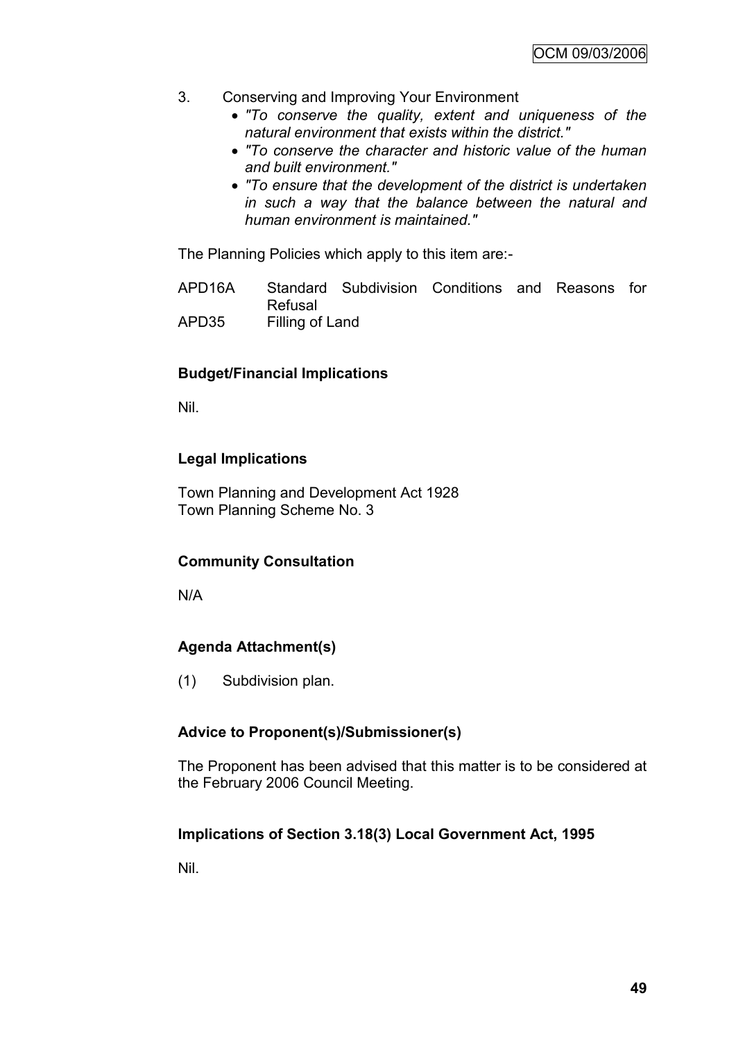3. Conserving and Improving Your Environment
   - *"To conserve the quality, extent and uniqueness of the natural environment that exists within the district."*
   - *"To conserve the character and historic value of the human and built environment."*
   - *"To ensure that the development of the district is undertaken in such a way that the balance between the natural and human environment is maintained."*

The Planning Policies which apply to this item are:-

| | |
|---|---|
| APD16A | Standard Subdivision Conditions and Reasons for Refusal |
| APD35 | Filling of Land |

**Budget/Financial Implications**

Nil.

**Legal Implications**

Town Planning and Development Act 1928
Town Planning Scheme No. 3

**Community Consultation**

N/A

**Agenda Attachment(s)**

(1) Subdivision plan.

**Advice to Proponent(s)/Submissioner(s)**

The Proponent has been advised that this matter is to be considered at the February 2006 Council Meeting.

**Implications of Section 3.18(3) Local Government Act, 1995**

Nil.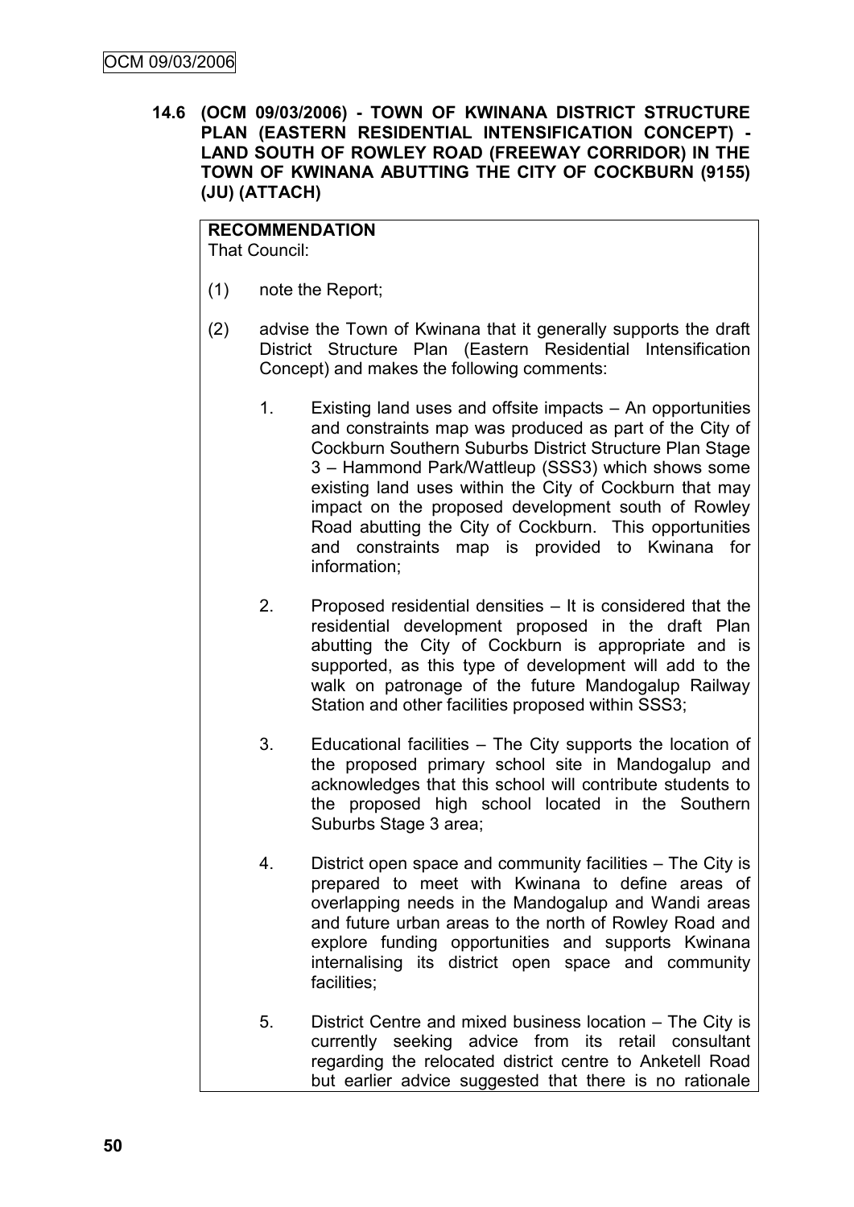**14.6 (OCM 09/03/2006) - TOWN OF KWINANA DISTRICT STRUCTURE PLAN (EASTERN RESIDENTIAL INTENSIFICATION CONCEPT) - LAND SOUTH OF ROWLEY ROAD (FREEWAY CORRIDOR) IN THE TOWN OF KWINANA ABUTTING THE CITY OF COCKBURN (9155) (JU) (ATTACH)**

**RECOMMENDATION**

That Council:

(1) note the Report;

(2) advise the Town of Kwinana that it generally supports the draft District Structure Plan (Eastern Residential Intensification Concept) and makes the following comments:

1. Existing land uses and offsite impacts – An opportunities and constraints map was produced as part of the City of Cockburn Southern Suburbs District Structure Plan Stage 3 – Hammond Park/Wattleup (SSS3) which shows some existing land uses within the City of Cockburn that may impact on the proposed development south of Rowley Road abutting the City of Cockburn. This opportunities and constraints map is provided to Kwinana for information;

2. Proposed residential densities – It is considered that the residential development proposed in the draft Plan abutting the City of Cockburn is appropriate and is supported, as this type of development will add to the walk on patronage of the future Mandogalup Railway Station and other facilities proposed within SSS3;

3. Educational facilities – The City supports the location of the proposed primary school site in Mandogalup and acknowledges that this school will contribute students to the proposed high school located in the Southern Suburbs Stage 3 area;

4. District open space and community facilities – The City is prepared to meet with Kwinana to define areas of overlapping needs in the Mandogalup and Wandi areas and future urban areas to the north of Rowley Road and explore funding opportunities and supports Kwinana internalising its district open space and community facilities;

5. District Centre and mixed business location – The City is currently seeking advice from its retail consultant regarding the relocated district centre to Anketell Road but earlier advice suggested that there is no rationale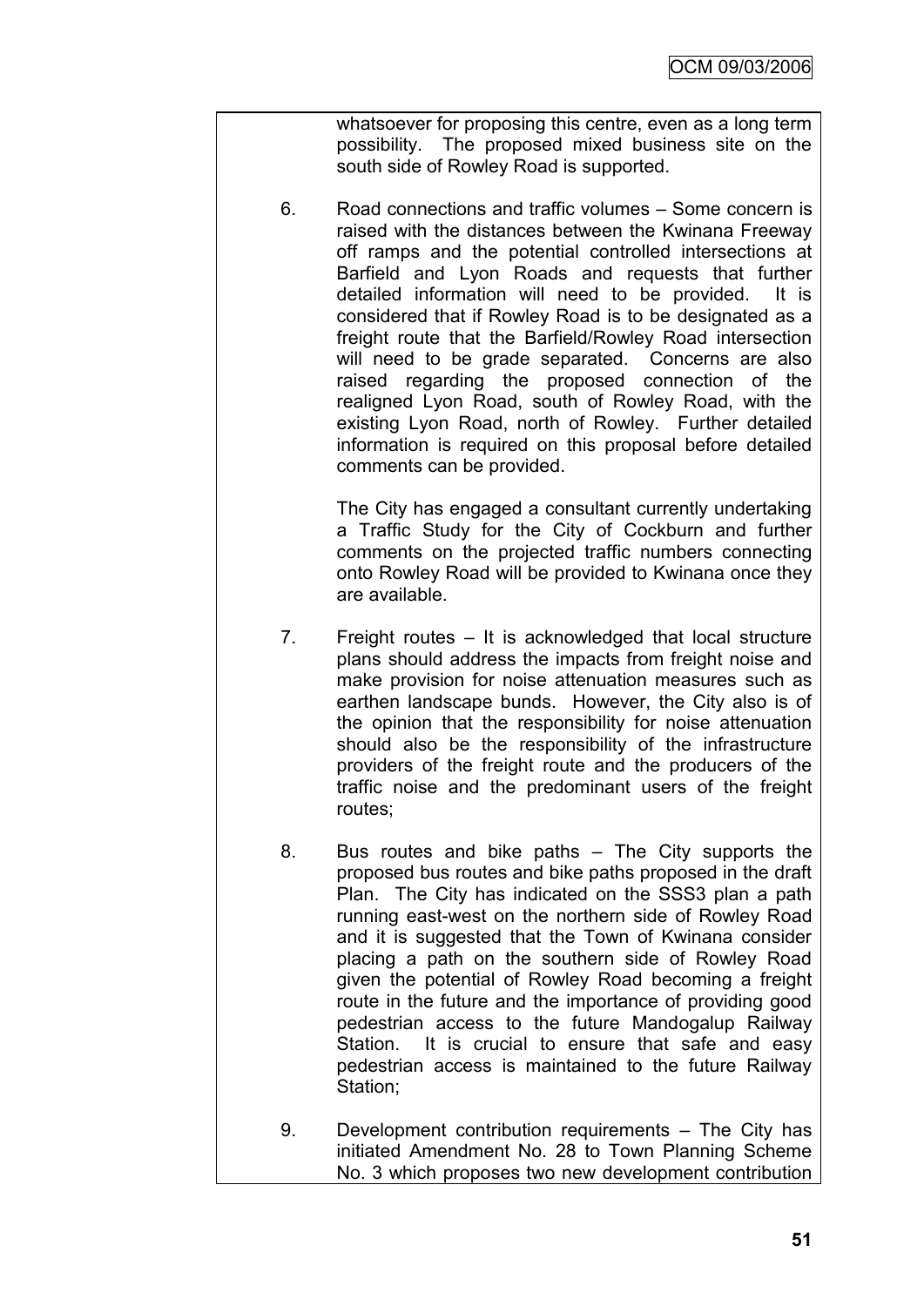whatsoever for proposing this centre, even as a long term possibility. The proposed mixed business site on the south side of Rowley Road is supported.

6. Road connections and traffic volumes – Some concern is raised with the distances between the Kwinana Freeway off ramps and the potential controlled intersections at Barfield and Lyon Roads and requests that further detailed information will need to be provided. It is considered that if Rowley Road is to be designated as a freight route that the Barfield/Rowley Road intersection will need to be grade separated. Concerns are also raised regarding the proposed connection of the realigned Lyon Road, south of Rowley Road, with the existing Lyon Road, north of Rowley. Further detailed information is required on this proposal before detailed comments can be provided.

   The City has engaged a consultant currently undertaking a Traffic Study for the City of Cockburn and further comments on the projected traffic numbers connecting onto Rowley Road will be provided to Kwinana once they are available.

7. Freight routes – It is acknowledged that local structure plans should address the impacts from freight noise and make provision for noise attenuation measures such as earthen landscape bunds. However, the City also is of the opinion that the responsibility for noise attenuation should also be the responsibility of the infrastructure providers of the freight route and the producers of the traffic noise and the predominant users of the freight routes;

8. Bus routes and bike paths – The City supports the proposed bus routes and bike paths proposed in the draft Plan. The City has indicated on the SSS3 plan a path running east-west on the northern side of Rowley Road and it is suggested that the Town of Kwinana consider placing a path on the southern side of Rowley Road given the potential of Rowley Road becoming a freight route in the future and the importance of providing good pedestrian access to the future Mandogalup Railway Station. It is crucial to ensure that safe and easy pedestrian access is maintained to the future Railway Station;

9. Development contribution requirements – The City has initiated Amendment No. 28 to Town Planning Scheme No. 3 which proposes two new development contribution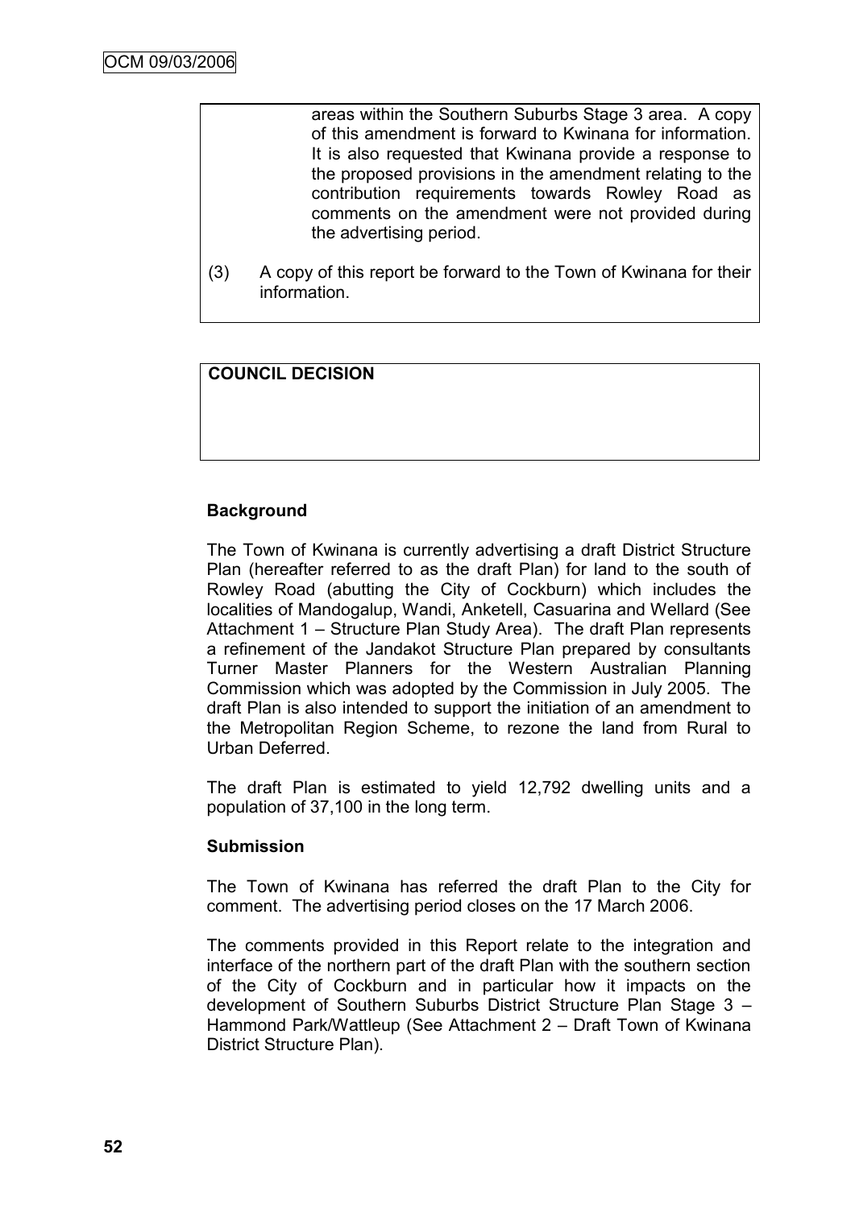areas within the Southern Suburbs Stage 3 area. A copy of this amendment is forward to Kwinana for information. It is also requested that Kwinana provide a response to the proposed provisions in the amendment relating to the contribution requirements towards Rowley Road as comments on the amendment were not provided during the advertising period.

(3) A copy of this report be forward to the Town of Kwinana for their information.

**COUNCIL DECISION**

**Background**

The Town of Kwinana is currently advertising a draft District Structure Plan (hereafter referred to as the draft Plan) for land to the south of Rowley Road (abutting the City of Cockburn) which includes the localities of Mandogalup, Wandi, Anketell, Casuarina and Wellard (See Attachment 1 – Structure Plan Study Area). The draft Plan represents a refinement of the Jandakot Structure Plan prepared by consultants Turner Master Planners for the Western Australian Planning Commission which was adopted by the Commission in July 2005. The draft Plan is also intended to support the initiation of an amendment to the Metropolitan Region Scheme, to rezone the land from Rural to Urban Deferred.

The draft Plan is estimated to yield 12,792 dwelling units and a population of 37,100 in the long term.

**Submission**

The Town of Kwinana has referred the draft Plan to the City for comment. The advertising period closes on the 17 March 2006.

The comments provided in this Report relate to the integration and interface of the northern part of the draft Plan with the southern section of the City of Cockburn and in particular how it impacts on the development of Southern Suburbs District Structure Plan Stage 3 – Hammond Park/Wattleup (See Attachment 2 – Draft Town of Kwinana District Structure Plan).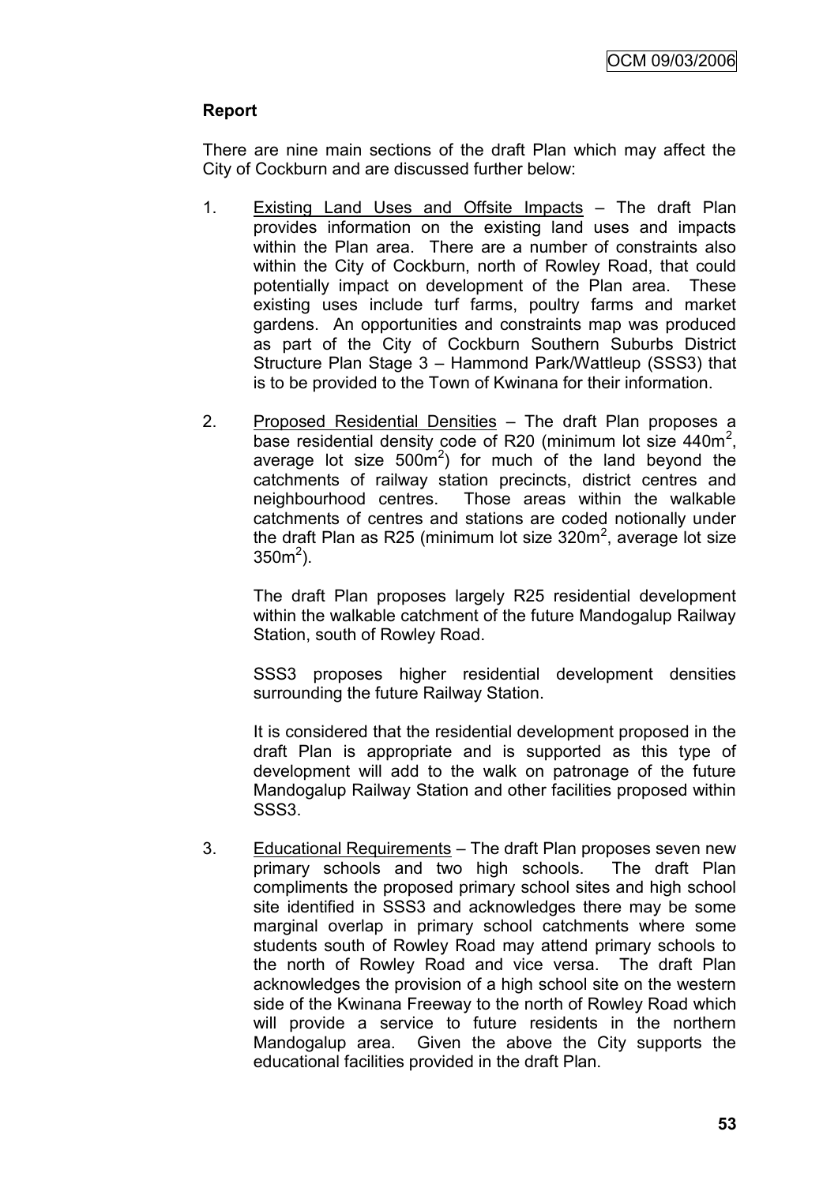**Report**

There are nine main sections of the draft Plan which may affect the City of Cockburn and are discussed further below:

1. Existing Land Uses and Offsite Impacts – The draft Plan provides information on the existing land uses and impacts within the Plan area. There are a number of constraints also within the City of Cockburn, north of Rowley Road, that could potentially impact on development of the Plan area. These existing uses include turf farms, poultry farms and market gardens. An opportunities and constraints map was produced as part of the City of Cockburn Southern Suburbs District Structure Plan Stage 3 – Hammond Park/Wattleup (SSS3) that is to be provided to the Town of Kwinana for their information.

2. Proposed Residential Densities – The draft Plan proposes a base residential density code of R20 (minimum lot size 440m$^2$, average lot size 500m$^2$) for much of the land beyond the catchments of railway station precincts, district centres and neighbourhood centres. Those areas within the walkable catchments of centres and stations are coded notionally under the draft Plan as R25 (minimum lot size 320m$^2$, average lot size 350m$^2$).

   The draft Plan proposes largely R25 residential development within the walkable catchment of the future Mandogalup Railway Station, south of Rowley Road.

   SSS3 proposes higher residential development densities surrounding the future Railway Station.

   It is considered that the residential development proposed in the draft Plan is appropriate and is supported as this type of development will add to the walk on patronage of the future Mandogalup Railway Station and other facilities proposed within SSS3.

3. Educational Requirements – The draft Plan proposes seven new primary schools and two high schools. The draft Plan compliments the proposed primary school sites and high school site identified in SSS3 and acknowledges there may be some marginal overlap in primary school catchments where some students south of Rowley Road may attend primary schools to the north of Rowley Road and vice versa. The draft Plan acknowledges the provision of a high school site on the western side of the Kwinana Freeway to the north of Rowley Road which will provide a service to future residents in the northern Mandogalup area. Given the above the City supports the educational facilities provided in the draft Plan.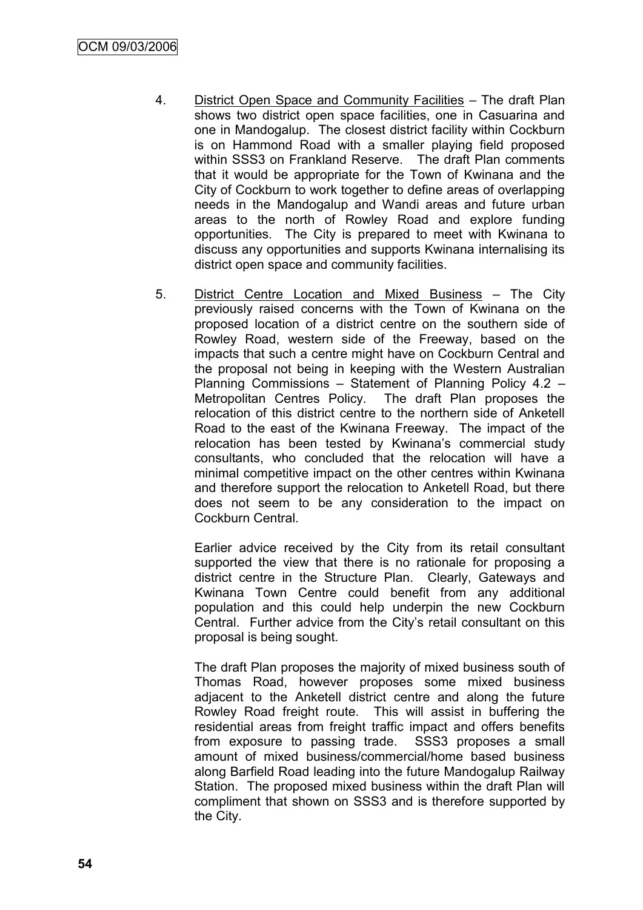4. District Open Space and Community Facilities – The draft Plan shows two district open space facilities, one in Casuarina and one in Mandogalup. The closest district facility within Cockburn is on Hammond Road with a smaller playing field proposed within SSS3 on Frankland Reserve. The draft Plan comments that it would be appropriate for the Town of Kwinana and the City of Cockburn to work together to define areas of overlapping needs in the Mandogalup and Wandi areas and future urban areas to the north of Rowley Road and explore funding opportunities. The City is prepared to meet with Kwinana to discuss any opportunities and supports Kwinana internalising its district open space and community facilities.

5. District Centre Location and Mixed Business – The City previously raised concerns with the Town of Kwinana on the proposed location of a district centre on the southern side of Rowley Road, western side of the Freeway, based on the impacts that such a centre might have on Cockburn Central and the proposal not being in keeping with the Western Australian Planning Commissions – Statement of Planning Policy 4.2 – Metropolitan Centres Policy. The draft Plan proposes the relocation of this district centre to the northern side of Anketell Road to the east of the Kwinana Freeway. The impact of the relocation has been tested by Kwinana's commercial study consultants, who concluded that the relocation will have a minimal competitive impact on the other centres within Kwinana and therefore support the relocation to Anketell Road, but there does not seem to be any consideration to the impact on Cockburn Central.

   Earlier advice received by the City from its retail consultant supported the view that there is no rationale for proposing a district centre in the Structure Plan. Clearly, Gateways and Kwinana Town Centre could benefit from any additional population and this could help underpin the new Cockburn Central. Further advice from the City's retail consultant on this proposal is being sought.

   The draft Plan proposes the majority of mixed business south of Thomas Road, however proposes some mixed business adjacent to the Anketell district centre and along the future Rowley Road freight route. This will assist in buffering the residential areas from freight traffic impact and offers benefits from exposure to passing trade. SSS3 proposes a small amount of mixed business/commercial/home based business along Barfield Road leading into the future Mandogalup Railway Station. The proposed mixed business within the draft Plan will compliment that shown on SSS3 and is therefore supported by the City.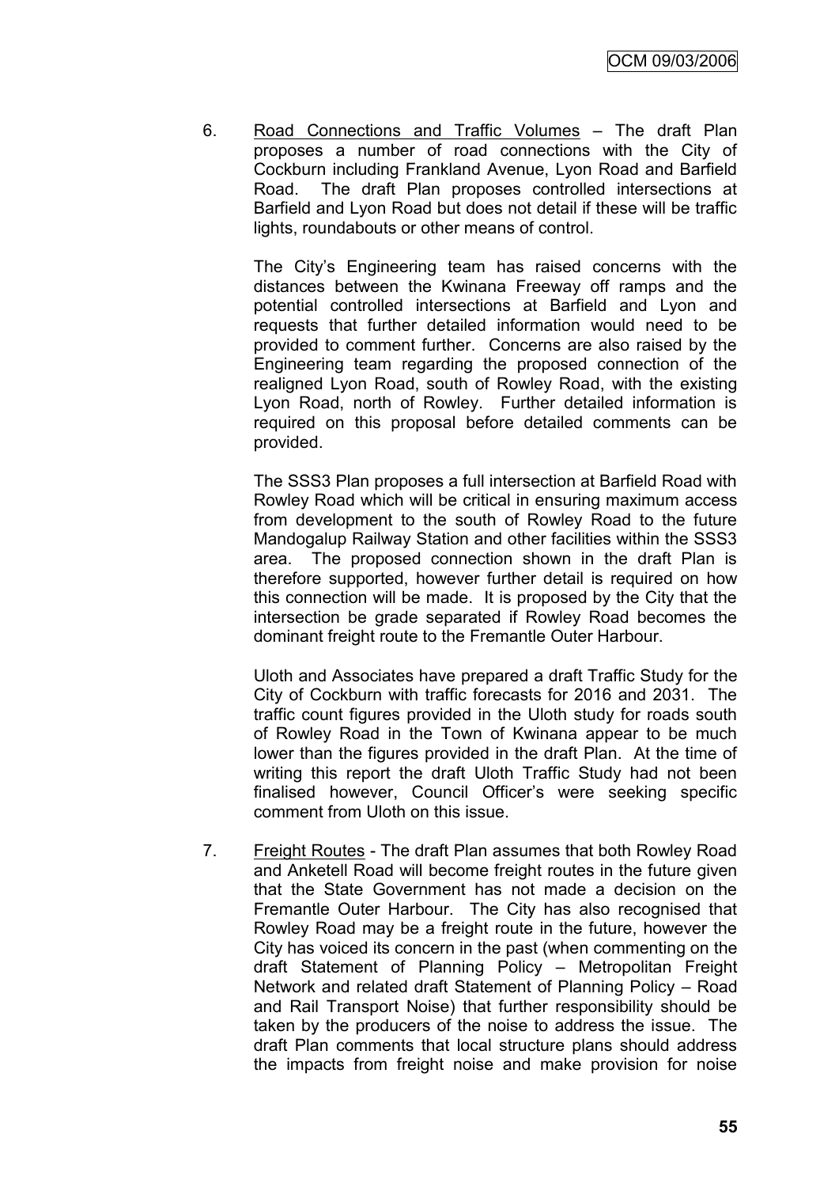6. <u>Road Connections and Traffic Volumes</u> – The draft Plan proposes a number of road connections with the City of Cockburn including Frankland Avenue, Lyon Road and Barfield Road. The draft Plan proposes controlled intersections at Barfield and Lyon Road but does not detail if these will be traffic lights, roundabouts or other means of control.

   The City's Engineering team has raised concerns with the distances between the Kwinana Freeway off ramps and the potential controlled intersections at Barfield and Lyon and requests that further detailed information would need to be provided to comment further. Concerns are also raised by the Engineering team regarding the proposed connection of the realigned Lyon Road, south of Rowley Road, with the existing Lyon Road, north of Rowley. Further detailed information is required on this proposal before detailed comments can be provided.

   The SSS3 Plan proposes a full intersection at Barfield Road with Rowley Road which will be critical in ensuring maximum access from development to the south of Rowley Road to the future Mandogalup Railway Station and other facilities within the SSS3 area. The proposed connection shown in the draft Plan is therefore supported, however further detail is required on how this connection will be made. It is proposed by the City that the intersection be grade separated if Rowley Road becomes the dominant freight route to the Fremantle Outer Harbour.

   Uloth and Associates have prepared a draft Traffic Study for the City of Cockburn with traffic forecasts for 2016 and 2031. The traffic count figures provided in the Uloth study for roads south of Rowley Road in the Town of Kwinana appear to be much lower than the figures provided in the draft Plan. At the time of writing this report the draft Uloth Traffic Study had not been finalised however, Council Officer's were seeking specific comment from Uloth on this issue.

7. <u>Freight Routes</u> - The draft Plan assumes that both Rowley Road and Anketell Road will become freight routes in the future given that the State Government has not made a decision on the Fremantle Outer Harbour. The City has also recognised that Rowley Road may be a freight route in the future, however the City has voiced its concern in the past (when commenting on the draft Statement of Planning Policy – Metropolitan Freight Network and related draft Statement of Planning Policy – Road and Rail Transport Noise) that further responsibility should be taken by the producers of the noise to address the issue. The draft Plan comments that local structure plans should address the impacts from freight noise and make provision for noise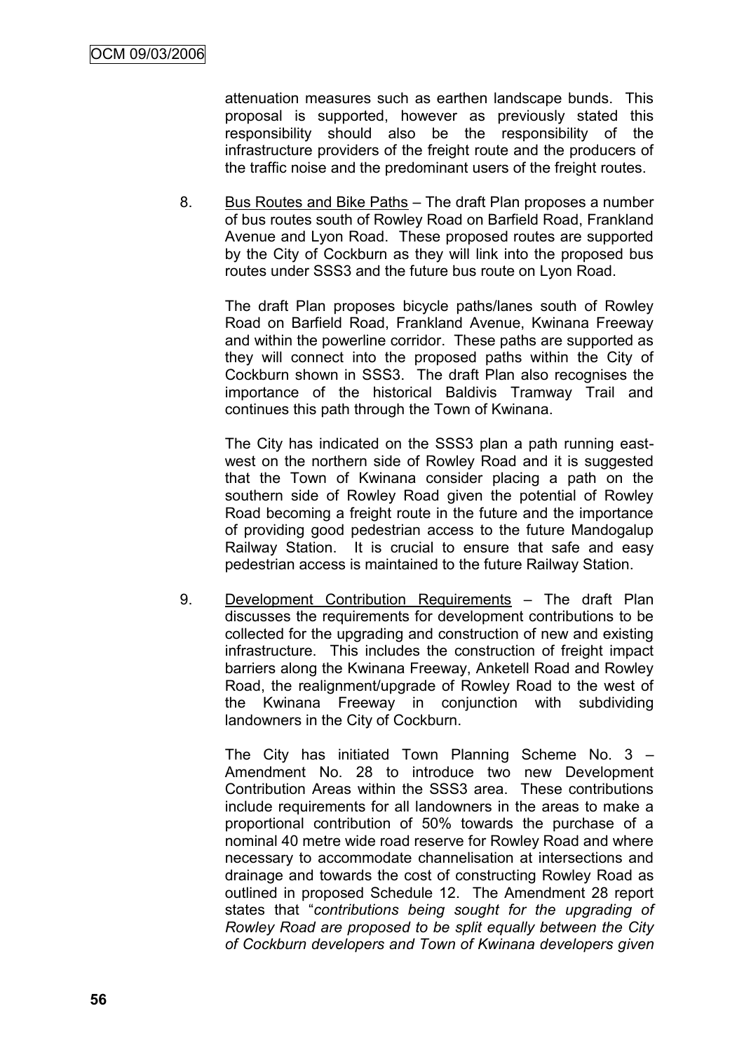attenuation measures such as earthen landscape bunds. This proposal is supported, however as previously stated this responsibility should also be the responsibility of the infrastructure providers of the freight route and the producers of the traffic noise and the predominant users of the freight routes.

8. Bus Routes and Bike Paths – The draft Plan proposes a number of bus routes south of Rowley Road on Barfield Road, Frankland Avenue and Lyon Road. These proposed routes are supported by the City of Cockburn as they will link into the proposed bus routes under SSS3 and the future bus route on Lyon Road.

   The draft Plan proposes bicycle paths/lanes south of Rowley Road on Barfield Road, Frankland Avenue, Kwinana Freeway and within the powerline corridor. These paths are supported as they will connect into the proposed paths within the City of Cockburn shown in SSS3. The draft Plan also recognises the importance of the historical Baldivis Tramway Trail and continues this path through the Town of Kwinana.

   The City has indicated on the SSS3 plan a path running east-west on the northern side of Rowley Road and it is suggested that the Town of Kwinana consider placing a path on the southern side of Rowley Road given the potential of Rowley Road becoming a freight route in the future and the importance of providing good pedestrian access to the future Mandogalup Railway Station. It is crucial to ensure that safe and easy pedestrian access is maintained to the future Railway Station.

9. Development Contribution Requirements – The draft Plan discusses the requirements for development contributions to be collected for the upgrading and construction of new and existing infrastructure. This includes the construction of freight impact barriers along the Kwinana Freeway, Anketell Road and Rowley Road, the realignment/upgrade of Rowley Road to the west of the Kwinana Freeway in conjunction with subdividing landowners in the City of Cockburn.

   The City has initiated Town Planning Scheme No. 3 – Amendment No. 28 to introduce two new Development Contribution Areas within the SSS3 area. These contributions include requirements for all landowners in the areas to make a proportional contribution of 50% towards the purchase of a nominal 40 metre wide road reserve for Rowley Road and where necessary to accommodate channelisation at intersections and drainage and towards the cost of constructing Rowley Road as outlined in proposed Schedule 12. The Amendment 28 report states that "*contributions being sought for the upgrading of Rowley Road are proposed to be split equally between the City of Cockburn developers and Town of Kwinana developers given*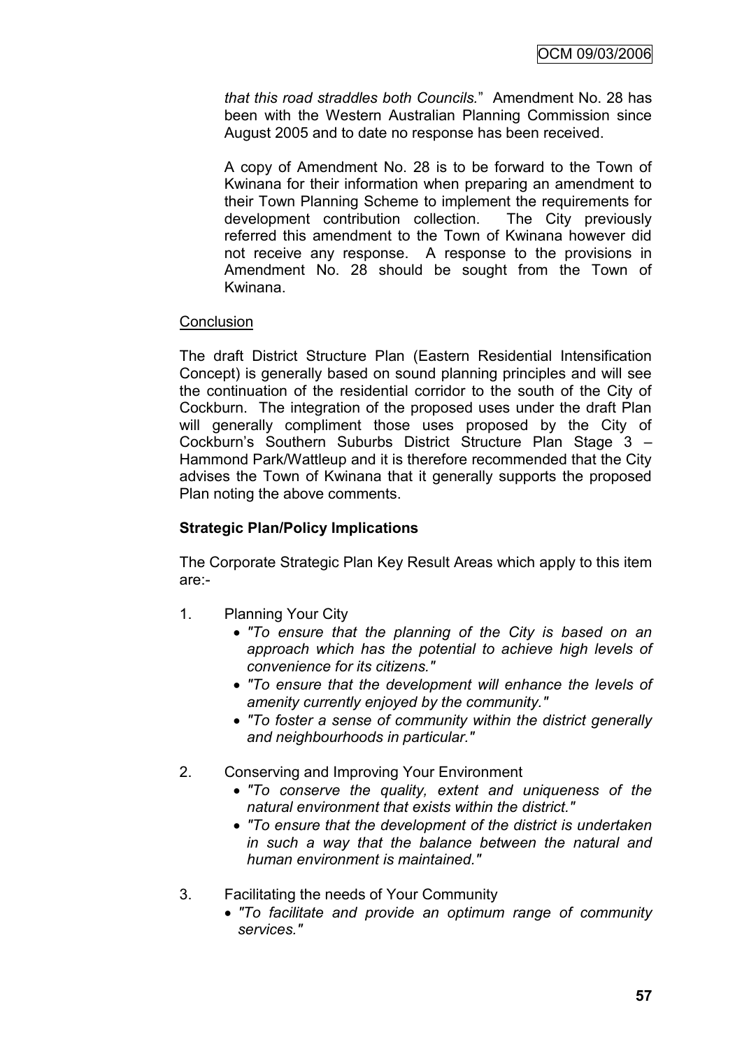*that this road straddles both Councils.*" Amendment No. 28 has been with the Western Australian Planning Commission since August 2005 and to date no response has been received.

A copy of Amendment No. 28 is to be forward to the Town of Kwinana for their information when preparing an amendment to their Town Planning Scheme to implement the requirements for development contribution collection. The City previously referred this amendment to the Town of Kwinana however did not receive any response. A response to the provisions in Amendment No. 28 should be sought from the Town of Kwinana.

Conclusion

The draft District Structure Plan (Eastern Residential Intensification Concept) is generally based on sound planning principles and will see the continuation of the residential corridor to the south of the City of Cockburn. The integration of the proposed uses under the draft Plan will generally compliment those uses proposed by the City of Cockburn's Southern Suburbs District Structure Plan Stage 3 – Hammond Park/Wattleup and it is therefore recommended that the City advises the Town of Kwinana that it generally supports the proposed Plan noting the above comments.

**Strategic Plan/Policy Implications**

The Corporate Strategic Plan Key Result Areas which apply to this item are:-

1. Planning Your City
   - *"To ensure that the planning of the City is based on an approach which has the potential to achieve high levels of convenience for its citizens."*
   - *"To ensure that the development will enhance the levels of amenity currently enjoyed by the community."*
   - *"To foster a sense of community within the district generally and neighbourhoods in particular."*

2. Conserving and Improving Your Environment
   - *"To conserve the quality, extent and uniqueness of the natural environment that exists within the district."*
   - *"To ensure that the development of the district is undertaken in such a way that the balance between the natural and human environment is maintained."*

3. Facilitating the needs of Your Community
   - *"To facilitate and provide an optimum range of community services."*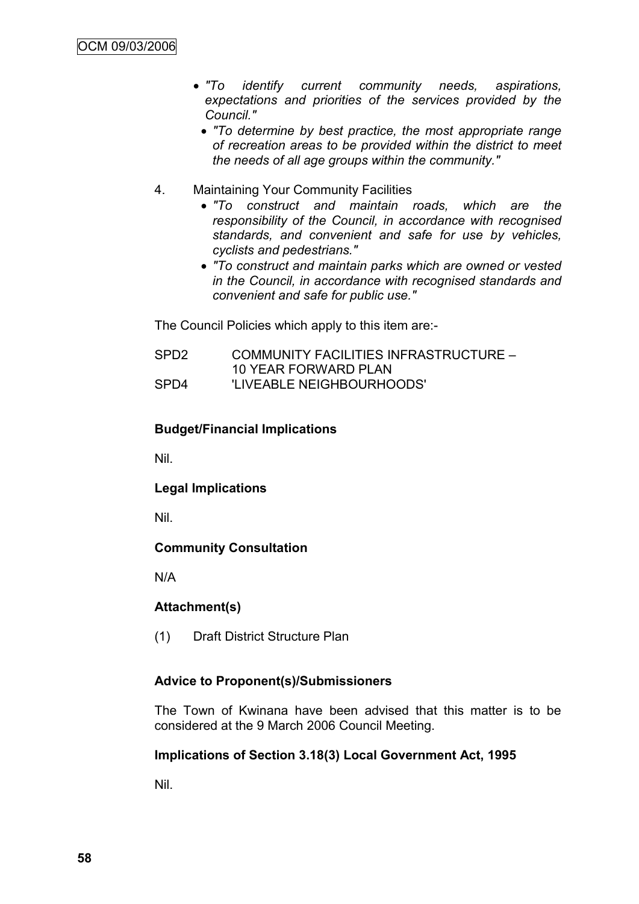- *"To identify current community needs, aspirations, expectations and priorities of the services provided by the Council."*
- *"To determine by best practice, the most appropriate range of recreation areas to be provided within the district to meet the needs of all age groups within the community."*

4. Maintaining Your Community Facilities
   - *"To construct and maintain roads, which are the responsibility of the Council, in accordance with recognised standards, and convenient and safe for use by vehicles, cyclists and pedestrians."*
   - *"To construct and maintain parks which are owned or vested in the Council, in accordance with recognised standards and convenient and safe for public use."*

The Council Policies which apply to this item are:-

SPD2 COMMUNITY FACILITIES INFRASTRUCTURE – 10 YEAR FORWARD PLAN
SPD4 'LIVEABLE NEIGHBOURHOODS'

**Budget/Financial Implications**

Nil.

**Legal Implications**

Nil.

**Community Consultation**

N/A

**Attachment(s)**

(1) Draft District Structure Plan

**Advice to Proponent(s)/Submissioners**

The Town of Kwinana have been advised that this matter is to be considered at the 9 March 2006 Council Meeting.

**Implications of Section 3.18(3) Local Government Act, 1995**

Nil.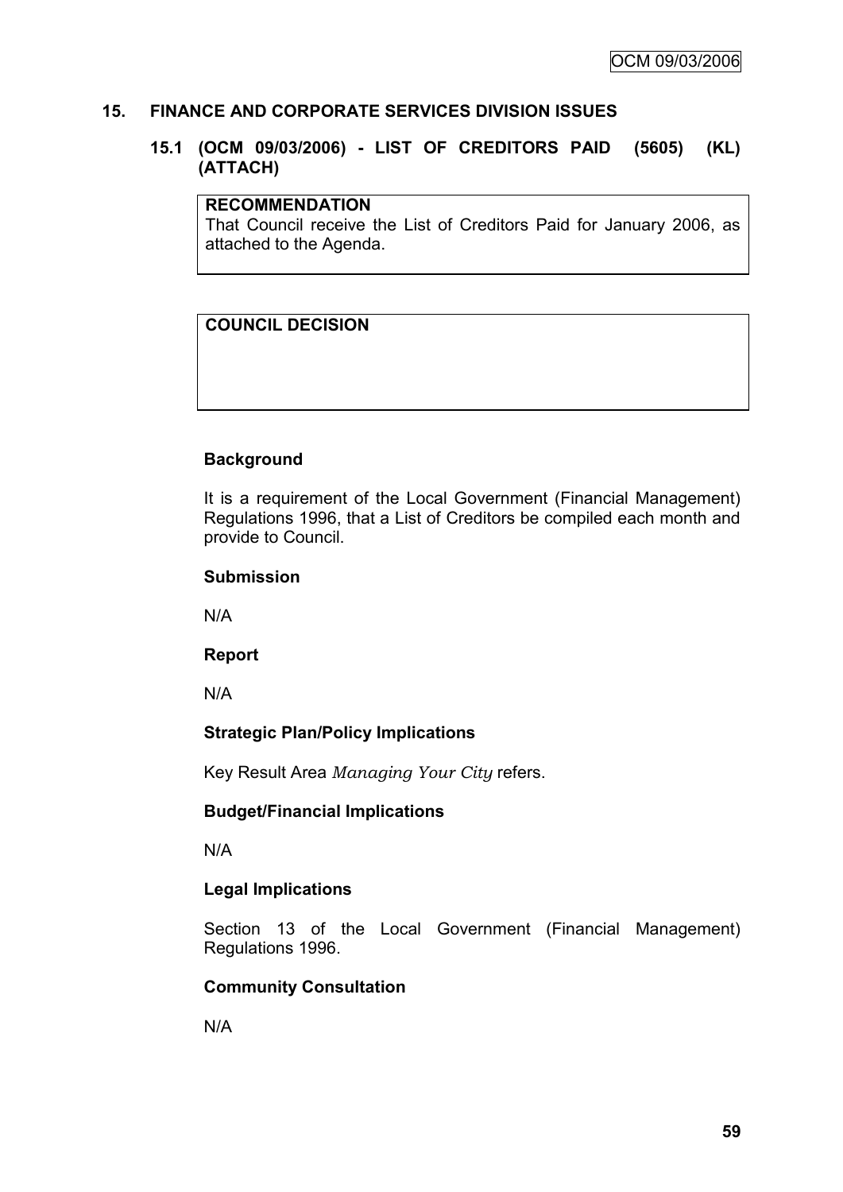## 15. FINANCE AND CORPORATE SERVICES DIVISION ISSUES

### 15.1 (OCM 09/03/2006) - LIST OF CREDITORS PAID (5605) (KL) (ATTACH)

**RECOMMENDATION**
That Council receive the List of Creditors Paid for January 2006, as attached to the Agenda.

**COUNCIL DECISION**

**Background**

It is a requirement of the Local Government (Financial Management) Regulations 1996, that a List of Creditors be compiled each month and provide to Council.

**Submission**

N/A

**Report**

N/A

**Strategic Plan/Policy Implications**

Key Result Area *Managing Your City* refers.

**Budget/Financial Implications**

N/A

**Legal Implications**

Section 13 of the Local Government (Financial Management) Regulations 1996.

**Community Consultation**

N/A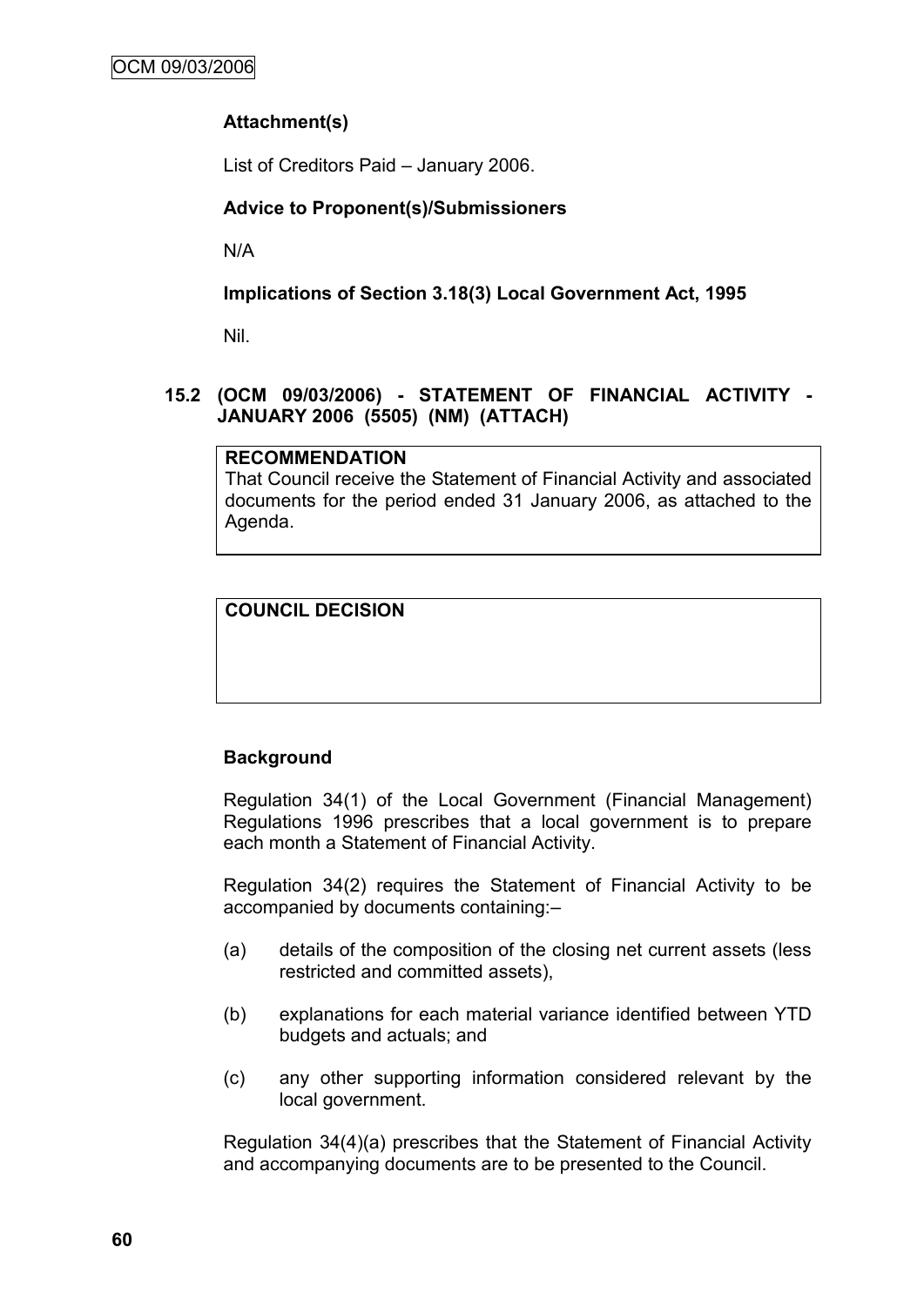**Attachment(s)**

List of Creditors Paid – January 2006.

**Advice to Proponent(s)/Submissioners**

N/A

**Implications of Section 3.18(3) Local Government Act, 1995**

Nil.

## 15.2 (OCM 09/03/2006) - STATEMENT OF FINANCIAL ACTIVITY - JANUARY 2006 (5505) (NM) (ATTACH)

**RECOMMENDATION**
That Council receive the Statement of Financial Activity and associated documents for the period ended 31 January 2006, as attached to the Agenda.

**COUNCIL DECISION**

**Background**

Regulation 34(1) of the Local Government (Financial Management) Regulations 1996 prescribes that a local government is to prepare each month a Statement of Financial Activity.

Regulation 34(2) requires the Statement of Financial Activity to be accompanied by documents containing:–

(a) details of the composition of the closing net current assets (less restricted and committed assets),

(b) explanations for each material variance identified between YTD budgets and actuals; and

(c) any other supporting information considered relevant by the local government.

Regulation 34(4)(a) prescribes that the Statement of Financial Activity and accompanying documents are to be presented to the Council.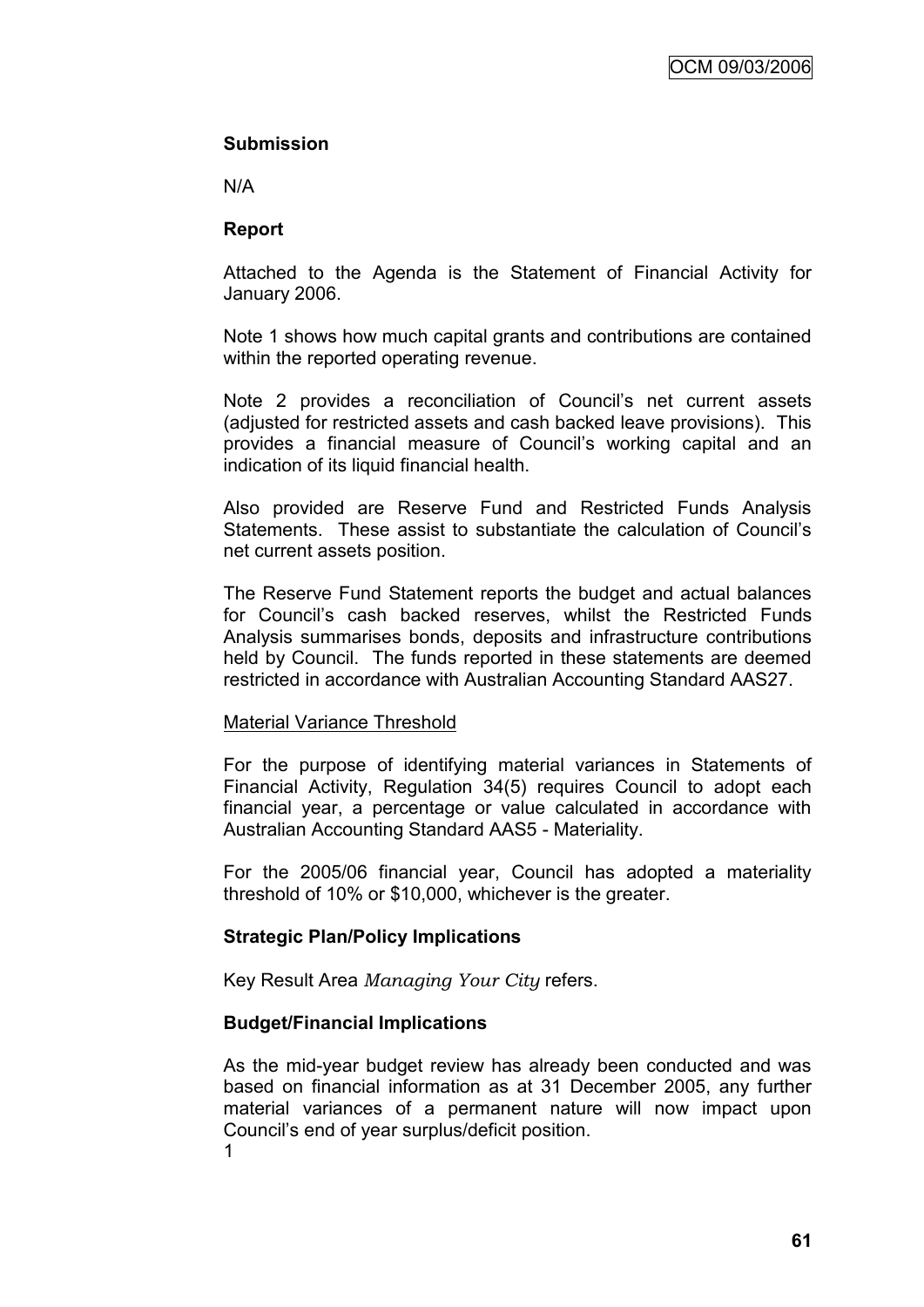**Submission**

N/A

**Report**

Attached to the Agenda is the Statement of Financial Activity for January 2006.

Note 1 shows how much capital grants and contributions are contained within the reported operating revenue.

Note 2 provides a reconciliation of Council's net current assets (adjusted for restricted assets and cash backed leave provisions). This provides a financial measure of Council's working capital and an indication of its liquid financial health.

Also provided are Reserve Fund and Restricted Funds Analysis Statements. These assist to substantiate the calculation of Council's net current assets position.

The Reserve Fund Statement reports the budget and actual balances for Council's cash backed reserves, whilst the Restricted Funds Analysis summarises bonds, deposits and infrastructure contributions held by Council. The funds reported in these statements are deemed restricted in accordance with Australian Accounting Standard AAS27.

Material Variance Threshold

For the purpose of identifying material variances in Statements of Financial Activity, Regulation 34(5) requires Council to adopt each financial year, a percentage or value calculated in accordance with Australian Accounting Standard AAS5 - Materiality.

For the 2005/06 financial year, Council has adopted a materiality threshold of 10% or $10,000, whichever is the greater.

**Strategic Plan/Policy Implications**

Key Result Area *Managing Your City* refers.

**Budget/Financial Implications**

As the mid-year budget review has already been conducted and was based on financial information as at 31 December 2005, any further material variances of a permanent nature will now impact upon Council's end of year surplus/deficit position.

1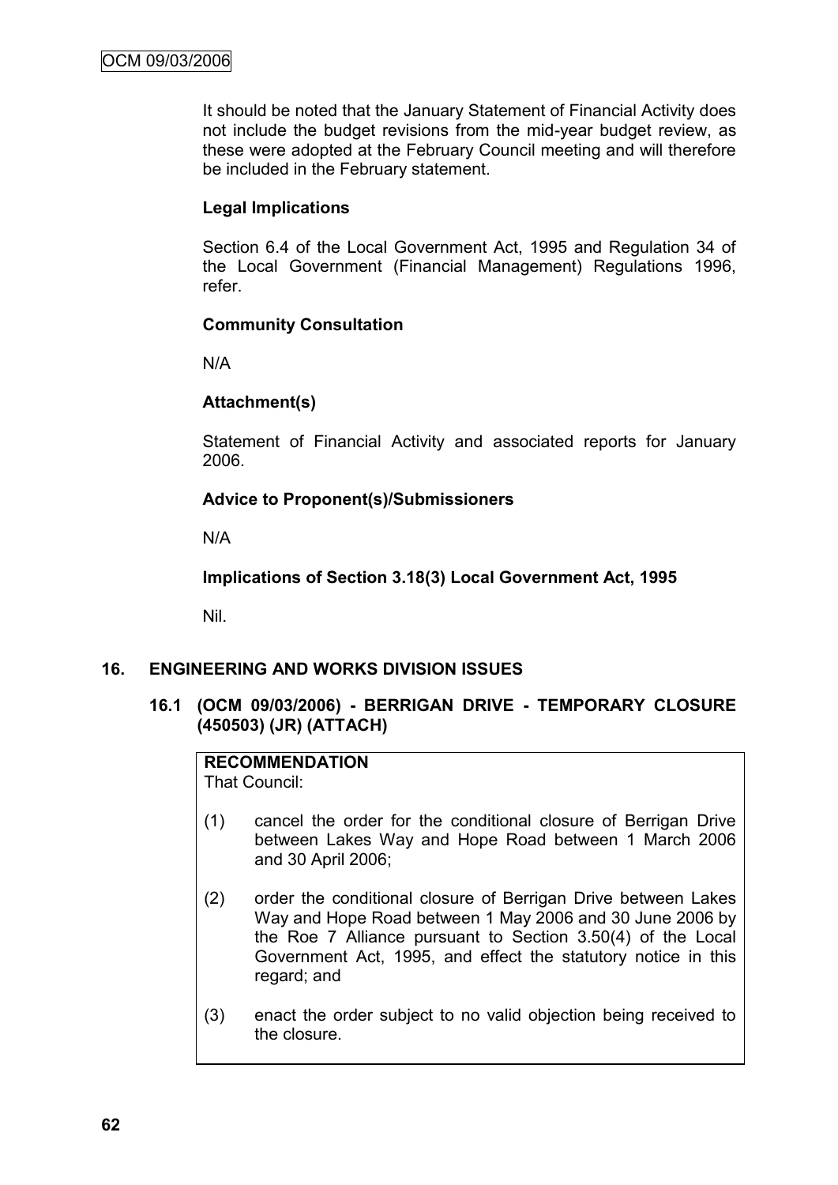It should be noted that the January Statement of Financial Activity does not include the budget revisions from the mid-year budget review, as these were adopted at the February Council meeting and will therefore be included in the February statement.

**Legal Implications**

Section 6.4 of the Local Government Act, 1995 and Regulation 34 of the Local Government (Financial Management) Regulations 1996, refer.

**Community Consultation**

N/A

**Attachment(s)**

Statement of Financial Activity and associated reports for January 2006.

**Advice to Proponent(s)/Submissioners**

N/A

**Implications of Section 3.18(3) Local Government Act, 1995**

Nil.

## 16. ENGINEERING AND WORKS DIVISION ISSUES

### 16.1 (OCM 09/03/2006) - BERRIGAN DRIVE - TEMPORARY CLOSURE (450503) (JR) (ATTACH)

**RECOMMENDATION**

That Council:

(1) cancel the order for the conditional closure of Berrigan Drive between Lakes Way and Hope Road between 1 March 2006 and 30 April 2006;

(2) order the conditional closure of Berrigan Drive between Lakes Way and Hope Road between 1 May 2006 and 30 June 2006 by the Roe 7 Alliance pursuant to Section 3.50(4) of the Local Government Act, 1995, and effect the statutory notice in this regard; and

(3) enact the order subject to no valid objection being received to the closure.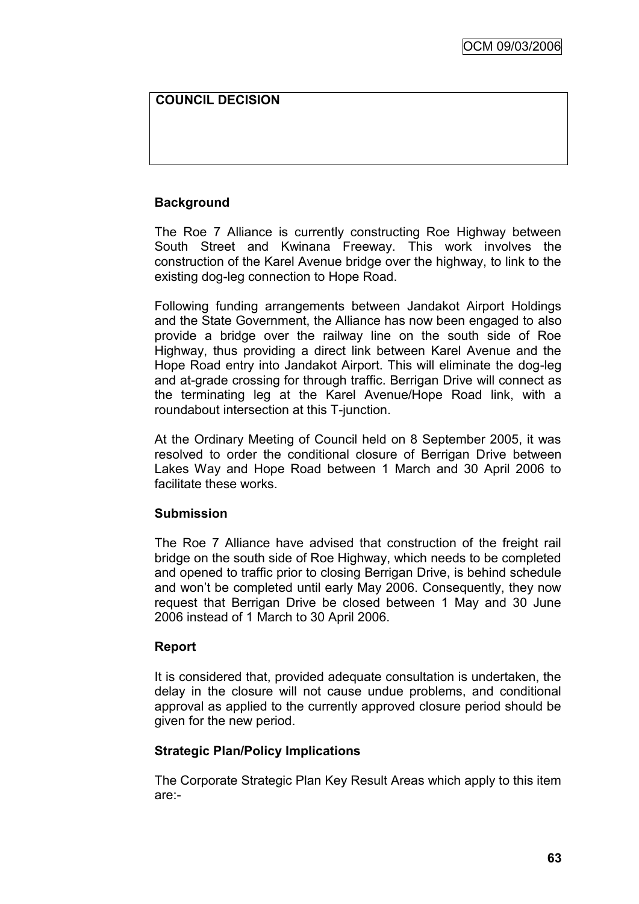**COUNCIL DECISION**

**Background**

The Roe 7 Alliance is currently constructing Roe Highway between South Street and Kwinana Freeway. This work involves the construction of the Karel Avenue bridge over the highway, to link to the existing dog-leg connection to Hope Road.

Following funding arrangements between Jandakot Airport Holdings and the State Government, the Alliance has now been engaged to also provide a bridge over the railway line on the south side of Roe Highway, thus providing a direct link between Karel Avenue and the Hope Road entry into Jandakot Airport. This will eliminate the dog-leg and at-grade crossing for through traffic. Berrigan Drive will connect as the terminating leg at the Karel Avenue/Hope Road link, with a roundabout intersection at this T-junction.

At the Ordinary Meeting of Council held on 8 September 2005, it was resolved to order the conditional closure of Berrigan Drive between Lakes Way and Hope Road between 1 March and 30 April 2006 to facilitate these works.

**Submission**

The Roe 7 Alliance have advised that construction of the freight rail bridge on the south side of Roe Highway, which needs to be completed and opened to traffic prior to closing Berrigan Drive, is behind schedule and won't be completed until early May 2006. Consequently, they now request that Berrigan Drive be closed between 1 May and 30 June 2006 instead of 1 March to 30 April 2006.

**Report**

It is considered that, provided adequate consultation is undertaken, the delay in the closure will not cause undue problems, and conditional approval as applied to the currently approved closure period should be given for the new period.

**Strategic Plan/Policy Implications**

The Corporate Strategic Plan Key Result Areas which apply to this item are:-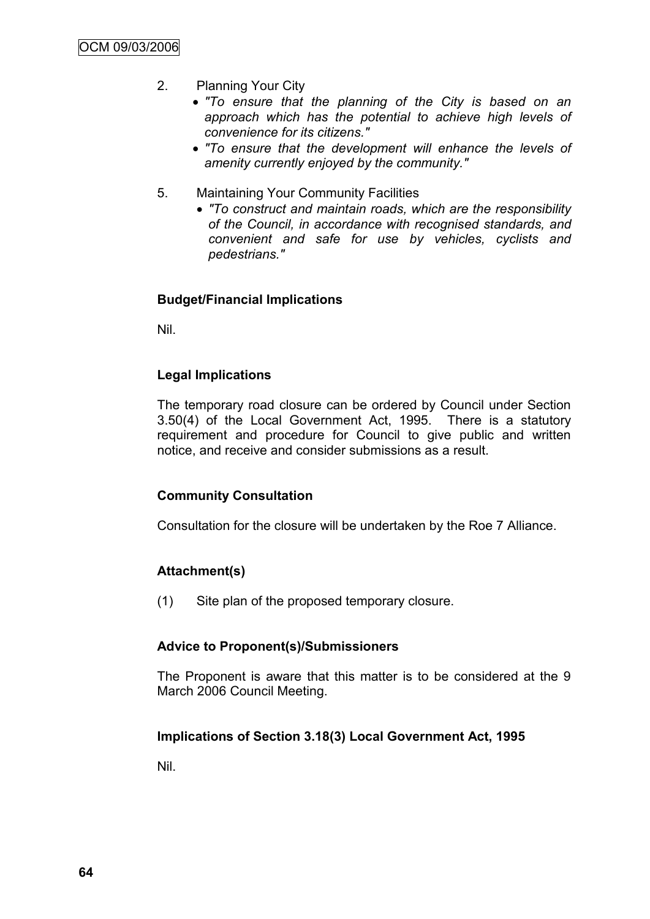2. Planning Your City
   - *"To ensure that the planning of the City is based on an approach which has the potential to achieve high levels of convenience for its citizens."*
   - *"To ensure that the development will enhance the levels of amenity currently enjoyed by the community."*

5. Maintaining Your Community Facilities
   - *"To construct and maintain roads, which are the responsibility of the Council, in accordance with recognised standards, and convenient and safe for use by vehicles, cyclists and pedestrians."*

**Budget/Financial Implications**

Nil.

**Legal Implications**

The temporary road closure can be ordered by Council under Section 3.50(4) of the Local Government Act, 1995. There is a statutory requirement and procedure for Council to give public and written notice, and receive and consider submissions as a result.

**Community Consultation**

Consultation for the closure will be undertaken by the Roe 7 Alliance.

**Attachment(s)**

(1) Site plan of the proposed temporary closure.

**Advice to Proponent(s)/Submissioners**

The Proponent is aware that this matter is to be considered at the 9 March 2006 Council Meeting.

**Implications of Section 3.18(3) Local Government Act, 1995**

Nil.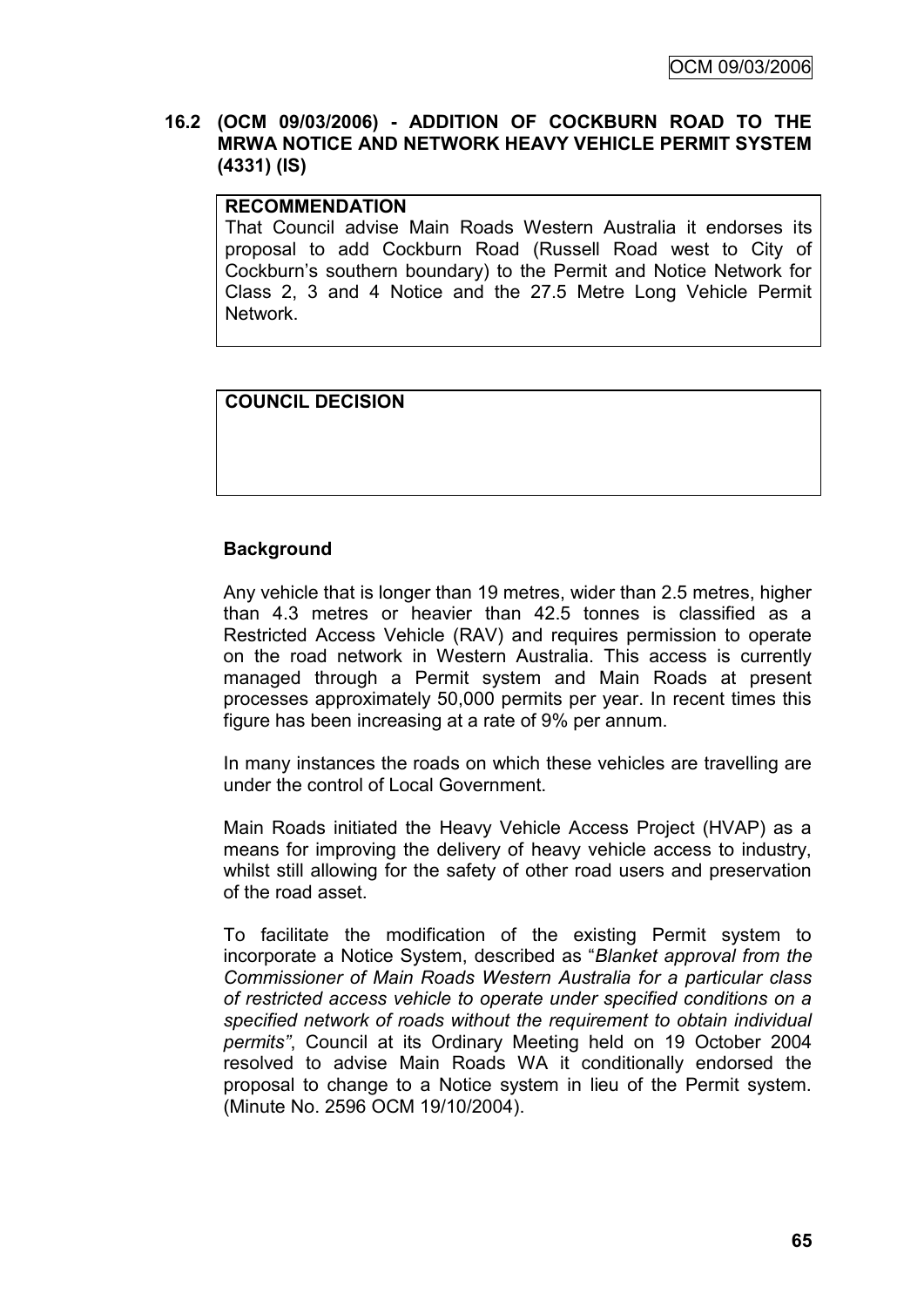## 16.2 (OCM 09/03/2006) - ADDITION OF COCKBURN ROAD TO THE MRWA NOTICE AND NETWORK HEAVY VEHICLE PERMIT SYSTEM (4331) (IS)

| **RECOMMENDATION** |
| --- |
| That Council advise Main Roads Western Australia it endorses its proposal to add Cockburn Road (Russell Road west to City of Cockburn's southern boundary) to the Permit and Notice Network for Class 2, 3 and 4 Notice and the 27.5 Metre Long Vehicle Permit Network. |

| **COUNCIL DECISION** |
| --- |
| |

### Background

Any vehicle that is longer than 19 metres, wider than 2.5 metres, higher than 4.3 metres or heavier than 42.5 tonnes is classified as a Restricted Access Vehicle (RAV) and requires permission to operate on the road network in Western Australia. This access is currently managed through a Permit system and Main Roads at present processes approximately 50,000 permits per year. In recent times this figure has been increasing at a rate of 9% per annum.

In many instances the roads on which these vehicles are travelling are under the control of Local Government.

Main Roads initiated the Heavy Vehicle Access Project (HVAP) as a means for improving the delivery of heavy vehicle access to industry, whilst still allowing for the safety of other road users and preservation of the road asset.

To facilitate the modification of the existing Permit system to incorporate a Notice System, described as "*Blanket approval from the Commissioner of Main Roads Western Australia for a particular class of restricted access vehicle to operate under specified conditions on a specified network of roads without the requirement to obtain individual permits"*, Council at its Ordinary Meeting held on 19 October 2004 resolved to advise Main Roads WA it conditionally endorsed the proposal to change to a Notice system in lieu of the Permit system. (Minute No. 2596 OCM 19/10/2004).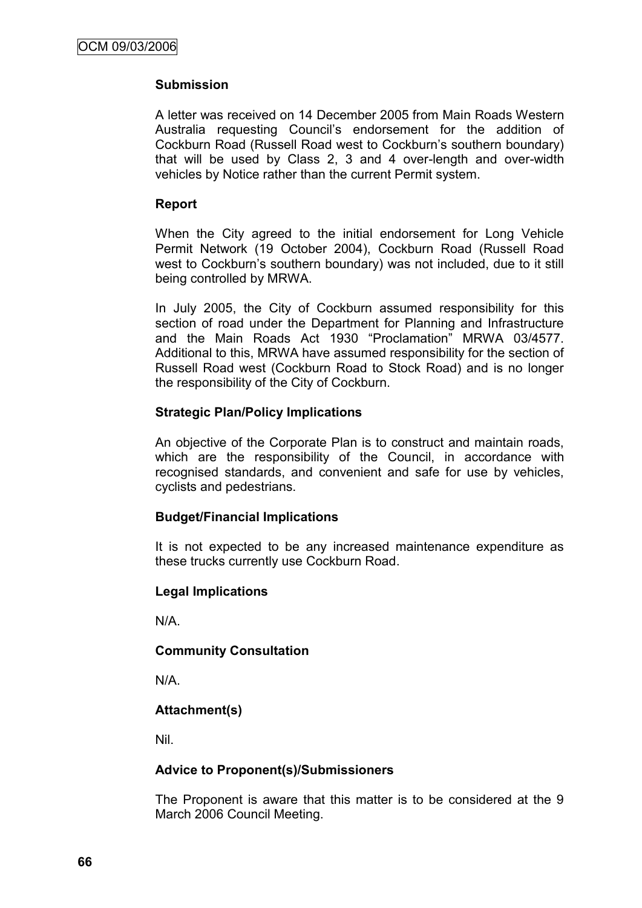**Submission**

A letter was received on 14 December 2005 from Main Roads Western Australia requesting Council's endorsement for the addition of Cockburn Road (Russell Road west to Cockburn's southern boundary) that will be used by Class 2, 3 and 4 over-length and over-width vehicles by Notice rather than the current Permit system.

**Report**

When the City agreed to the initial endorsement for Long Vehicle Permit Network (19 October 2004), Cockburn Road (Russell Road west to Cockburn's southern boundary) was not included, due to it still being controlled by MRWA.

In July 2005, the City of Cockburn assumed responsibility for this section of road under the Department for Planning and Infrastructure and the Main Roads Act 1930 "Proclamation" MRWA 03/4577. Additional to this, MRWA have assumed responsibility for the section of Russell Road west (Cockburn Road to Stock Road) and is no longer the responsibility of the City of Cockburn.

**Strategic Plan/Policy Implications**

An objective of the Corporate Plan is to construct and maintain roads, which are the responsibility of the Council, in accordance with recognised standards, and convenient and safe for use by vehicles, cyclists and pedestrians.

**Budget/Financial Implications**

It is not expected to be any increased maintenance expenditure as these trucks currently use Cockburn Road.

**Legal Implications**

N/A.

**Community Consultation**

N/A.

**Attachment(s)**

Nil.

**Advice to Proponent(s)/Submissioners**

The Proponent is aware that this matter is to be considered at the 9 March 2006 Council Meeting.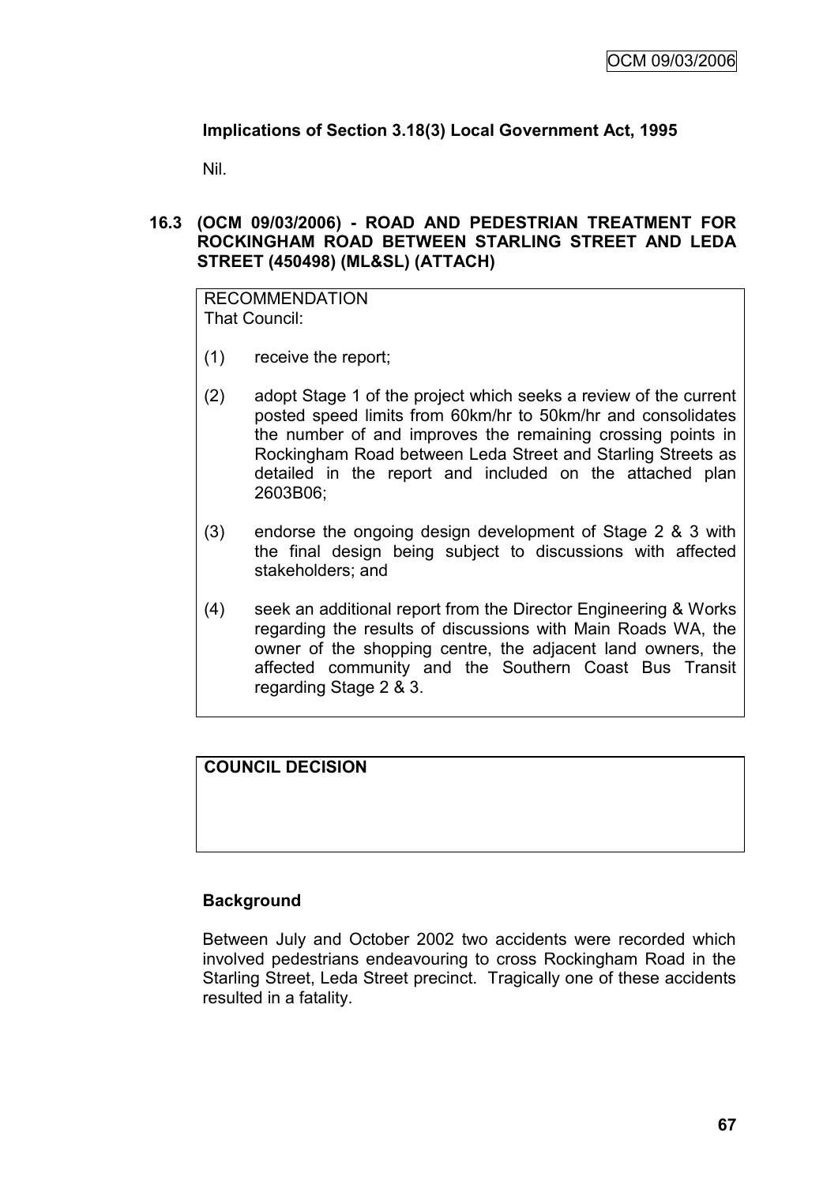**Implications of Section 3.18(3) Local Government Act, 1995**

Nil.

### 16.3 (OCM 09/03/2006) - ROAD AND PEDESTRIAN TREATMENT FOR ROCKINGHAM ROAD BETWEEN STARLING STREET AND LEDA STREET (450498) (ML&SL) (ATTACH)

RECOMMENDATION
That Council:

(1) receive the report;

(2) adopt Stage 1 of the project which seeks a review of the current posted speed limits from 60km/hr to 50km/hr and consolidates the number of and improves the remaining crossing points in Rockingham Road between Leda Street and Starling Streets as detailed in the report and included on the attached plan 2603B06;

(3) endorse the ongoing design development of Stage 2 & 3 with the final design being subject to discussions with affected stakeholders; and

(4) seek an additional report from the Director Engineering & Works regarding the results of discussions with Main Roads WA, the owner of the shopping centre, the adjacent land owners, the affected community and the Southern Coast Bus Transit regarding Stage 2 & 3.

**COUNCIL DECISION**

**Background**

Between July and October 2002 two accidents were recorded which involved pedestrians endeavouring to cross Rockingham Road in the Starling Street, Leda Street precinct. Tragically one of these accidents resulted in a fatality.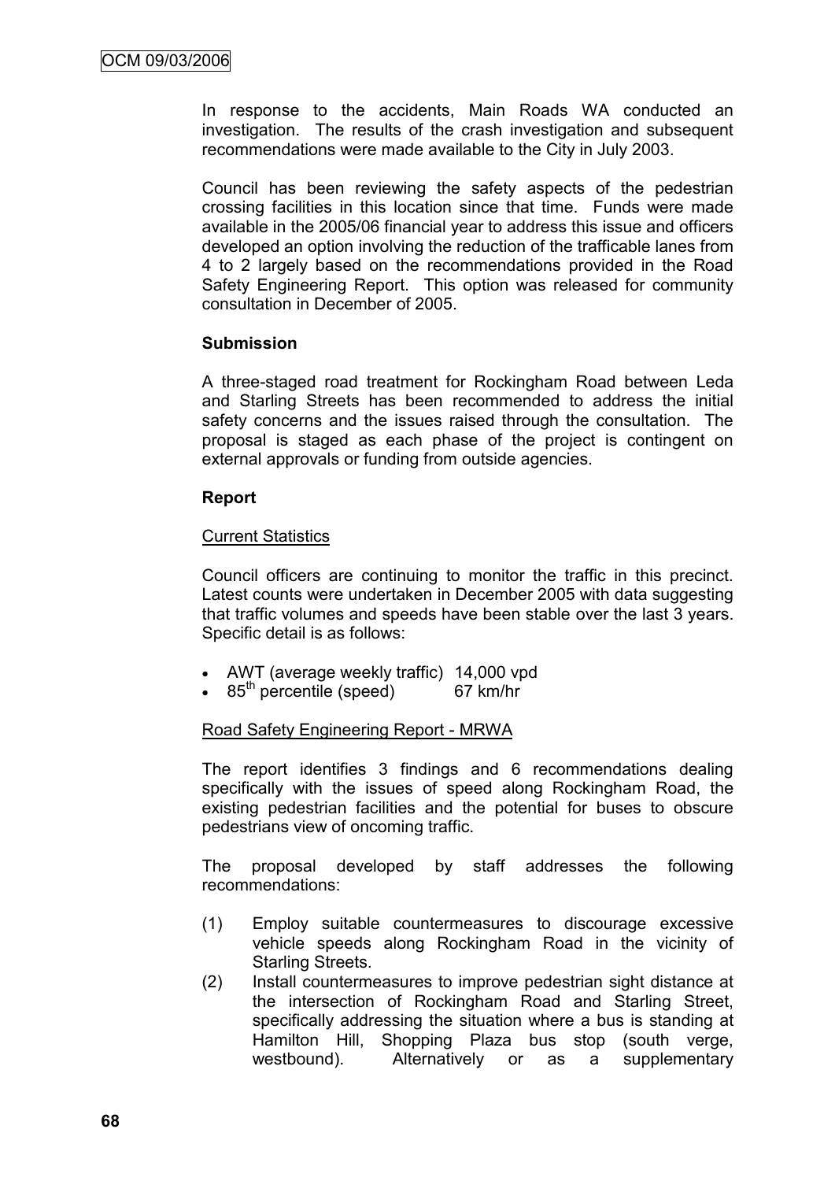In response to the accidents, Main Roads WA conducted an investigation. The results of the crash investigation and subsequent recommendations were made available to the City in July 2003.

Council has been reviewing the safety aspects of the pedestrian crossing facilities in this location since that time. Funds were made available in the 2005/06 financial year to address this issue and officers developed an option involving the reduction of the trafficable lanes from 4 to 2 largely based on the recommendations provided in the Road Safety Engineering Report. This option was released for community consultation in December of 2005.

**Submission**

A three-staged road treatment for Rockingham Road between Leda and Starling Streets has been recommended to address the initial safety concerns and the issues raised through the consultation. The proposal is staged as each phase of the project is contingent on external approvals or funding from outside agencies.

**Report**

Current Statistics

Council officers are continuing to monitor the traffic in this precinct. Latest counts were undertaken in December 2005 with data suggesting that traffic volumes and speeds have been stable over the last 3 years. Specific detail is as follows:

- AWT (average weekly traffic) 14,000 vpd
- 85th percentile (speed) 67 km/hr

Road Safety Engineering Report - MRWA

The report identifies 3 findings and 6 recommendations dealing specifically with the issues of speed along Rockingham Road, the existing pedestrian facilities and the potential for buses to obscure pedestrians view of oncoming traffic.

The proposal developed by staff addresses the following recommendations:

(1) Employ suitable countermeasures to discourage excessive vehicle speeds along Rockingham Road in the vicinity of Starling Streets.
(2) Install countermeasures to improve pedestrian sight distance at the intersection of Rockingham Road and Starling Street, specifically addressing the situation where a bus is standing at Hamilton Hill, Shopping Plaza bus stop (south verge, westbound). Alternatively or as a supplementary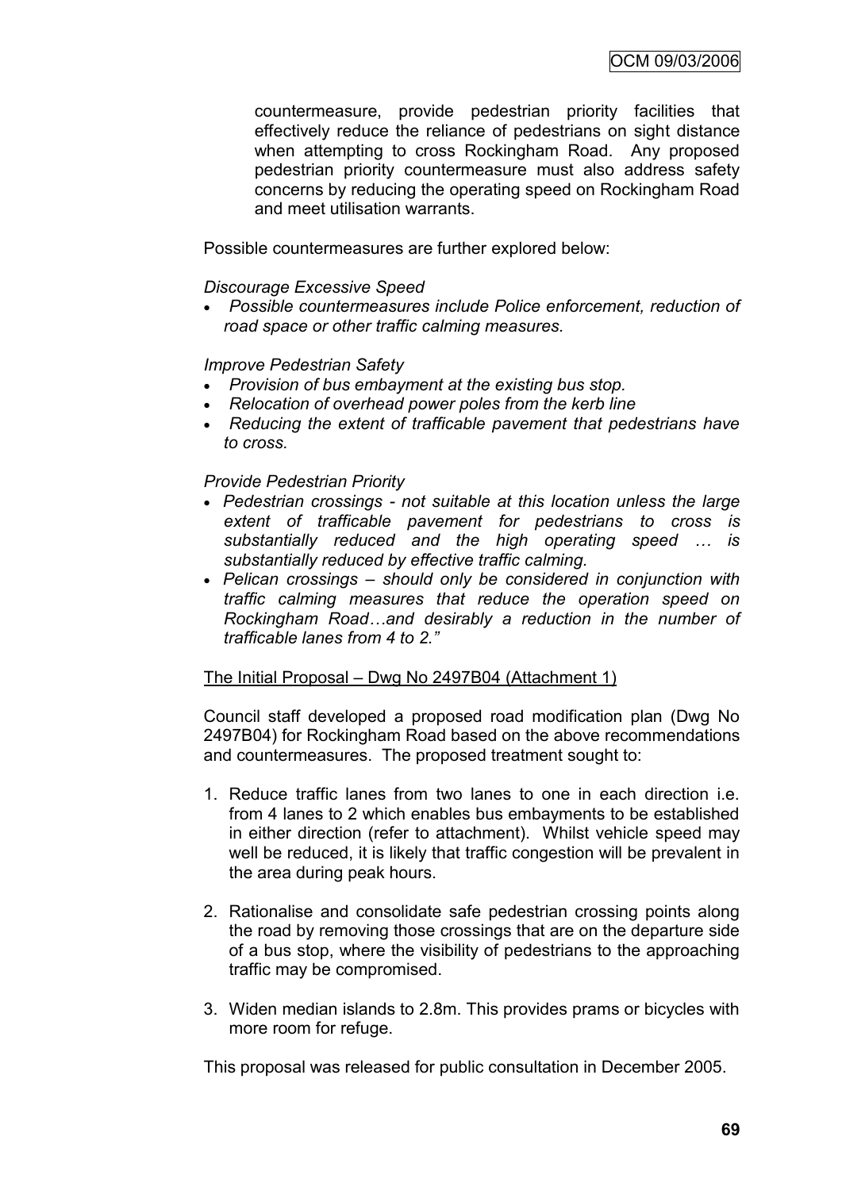countermeasure, provide pedestrian priority facilities that effectively reduce the reliance of pedestrians on sight distance when attempting to cross Rockingham Road. Any proposed pedestrian priority countermeasure must also address safety concerns by reducing the operating speed on Rockingham Road and meet utilisation warrants.

Possible countermeasures are further explored below:

*Discourage Excessive Speed*

- *Possible countermeasures include Police enforcement, reduction of road space or other traffic calming measures.*

*Improve Pedestrian Safety*

- *Provision of bus embayment at the existing bus stop.*
- *Relocation of overhead power poles from the kerb line*
- *Reducing the extent of trafficable pavement that pedestrians have to cross.*

*Provide Pedestrian Priority*

- *Pedestrian crossings - not suitable at this location unless the large extent of trafficable pavement for pedestrians to cross is substantially reduced and the high operating speed … is substantially reduced by effective traffic calming.*
- *Pelican crossings – should only be considered in conjunction with traffic calming measures that reduce the operation speed on Rockingham Road…and desirably a reduction in the number of trafficable lanes from 4 to 2."*

The Initial Proposal – Dwg No 2497B04 (Attachment 1)

Council staff developed a proposed road modification plan (Dwg No 2497B04) for Rockingham Road based on the above recommendations and countermeasures. The proposed treatment sought to:

1. Reduce traffic lanes from two lanes to one in each direction i.e. from 4 lanes to 2 which enables bus embayments to be established in either direction (refer to attachment). Whilst vehicle speed may well be reduced, it is likely that traffic congestion will be prevalent in the area during peak hours.
2. Rationalise and consolidate safe pedestrian crossing points along the road by removing those crossings that are on the departure side of a bus stop, where the visibility of pedestrians to the approaching traffic may be compromised.
3. Widen median islands to 2.8m. This provides prams or bicycles with more room for refuge.

This proposal was released for public consultation in December 2005.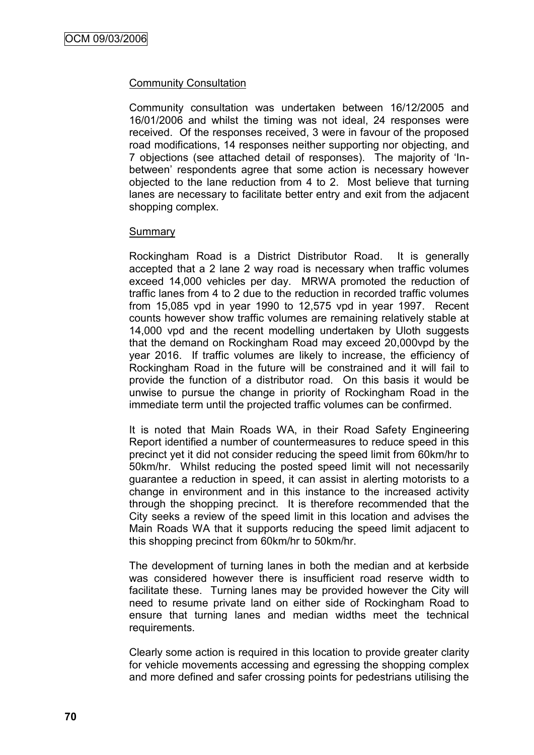Community Consultation

Community consultation was undertaken between 16/12/2005 and 16/01/2006 and whilst the timing was not ideal, 24 responses were received. Of the responses received, 3 were in favour of the proposed road modifications, 14 responses neither supporting nor objecting, and 7 objections (see attached detail of responses). The majority of 'In-between' respondents agree that some action is necessary however objected to the lane reduction from 4 to 2. Most believe that turning lanes are necessary to facilitate better entry and exit from the adjacent shopping complex.

Summary

Rockingham Road is a District Distributor Road. It is generally accepted that a 2 lane 2 way road is necessary when traffic volumes exceed 14,000 vehicles per day. MRWA promoted the reduction of traffic lanes from 4 to 2 due to the reduction in recorded traffic volumes from 15,085 vpd in year 1990 to 12,575 vpd in year 1997. Recent counts however show traffic volumes are remaining relatively stable at 14,000 vpd and the recent modelling undertaken by Uloth suggests that the demand on Rockingham Road may exceed 20,000vpd by the year 2016. If traffic volumes are likely to increase, the efficiency of Rockingham Road in the future will be constrained and it will fail to provide the function of a distributor road. On this basis it would be unwise to pursue the change in priority of Rockingham Road in the immediate term until the projected traffic volumes can be confirmed.

It is noted that Main Roads WA, in their Road Safety Engineering Report identified a number of countermeasures to reduce speed in this precinct yet it did not consider reducing the speed limit from 60km/hr to 50km/hr. Whilst reducing the posted speed limit will not necessarily guarantee a reduction in speed, it can assist in alerting motorists to a change in environment and in this instance to the increased activity through the shopping precinct. It is therefore recommended that the City seeks a review of the speed limit in this location and advises the Main Roads WA that it supports reducing the speed limit adjacent to this shopping precinct from 60km/hr to 50km/hr.

The development of turning lanes in both the median and at kerbside was considered however there is insufficient road reserve width to facilitate these. Turning lanes may be provided however the City will need to resume private land on either side of Rockingham Road to ensure that turning lanes and median widths meet the technical requirements.

Clearly some action is required in this location to provide greater clarity for vehicle movements accessing and egressing the shopping complex and more defined and safer crossing points for pedestrians utilising the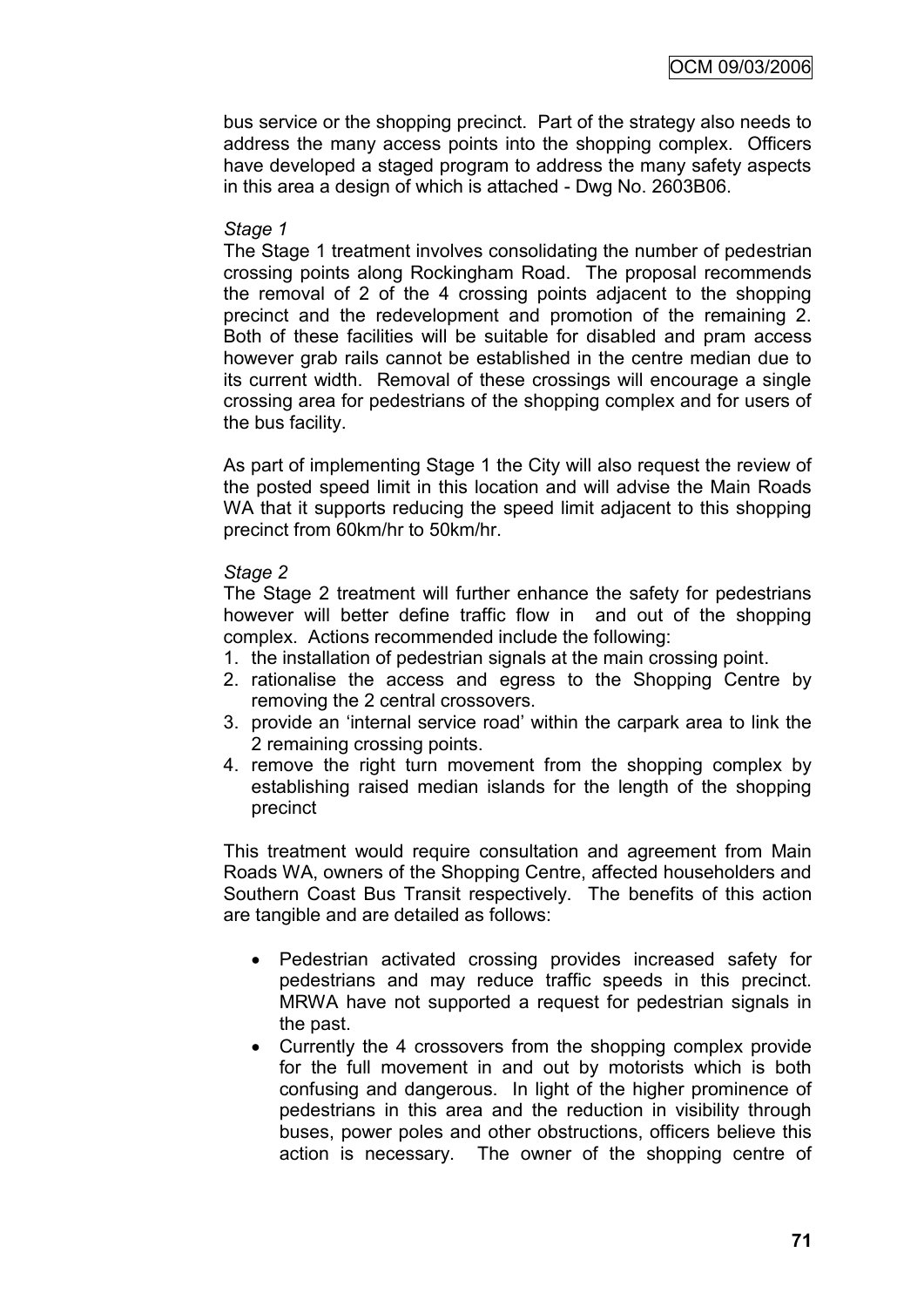bus service or the shopping precinct. Part of the strategy also needs to address the many access points into the shopping complex. Officers have developed a staged program to address the many safety aspects in this area a design of which is attached - Dwg No. 2603B06.

*Stage 1*

The Stage 1 treatment involves consolidating the number of pedestrian crossing points along Rockingham Road. The proposal recommends the removal of 2 of the 4 crossing points adjacent to the shopping precinct and the redevelopment and promotion of the remaining 2. Both of these facilities will be suitable for disabled and pram access however grab rails cannot be established in the centre median due to its current width. Removal of these crossings will encourage a single crossing area for pedestrians of the shopping complex and for users of the bus facility.

As part of implementing Stage 1 the City will also request the review of the posted speed limit in this location and will advise the Main Roads WA that it supports reducing the speed limit adjacent to this shopping precinct from 60km/hr to 50km/hr.

*Stage 2*

The Stage 2 treatment will further enhance the safety for pedestrians however will better define traffic flow in and out of the shopping complex. Actions recommended include the following:

1. the installation of pedestrian signals at the main crossing point.
2. rationalise the access and egress to the Shopping Centre by removing the 2 central crossovers.
3. provide an 'internal service road' within the carpark area to link the 2 remaining crossing points.
4. remove the right turn movement from the shopping complex by establishing raised median islands for the length of the shopping precinct

This treatment would require consultation and agreement from Main Roads WA, owners of the Shopping Centre, affected householders and Southern Coast Bus Transit respectively. The benefits of this action are tangible and are detailed as follows:

- Pedestrian activated crossing provides increased safety for pedestrians and may reduce traffic speeds in this precinct. MRWA have not supported a request for pedestrian signals in the past.
- Currently the 4 crossovers from the shopping complex provide for the full movement in and out by motorists which is both confusing and dangerous. In light of the higher prominence of pedestrians in this area and the reduction in visibility through buses, power poles and other obstructions, officers believe this action is necessary. The owner of the shopping centre of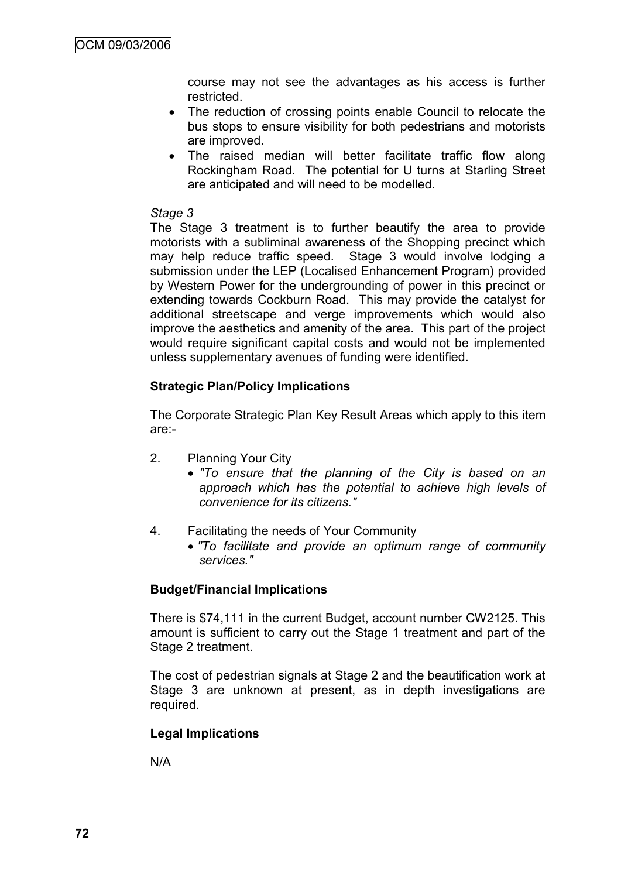course may not see the advantages as his access is further restricted.

- The reduction of crossing points enable Council to relocate the bus stops to ensure visibility for both pedestrians and motorists are improved.
- The raised median will better facilitate traffic flow along Rockingham Road. The potential for U turns at Starling Street are anticipated and will need to be modelled.

*Stage 3*

The Stage 3 treatment is to further beautify the area to provide motorists with a subliminal awareness of the Shopping precinct which may help reduce traffic speed. Stage 3 would involve lodging a submission under the LEP (Localised Enhancement Program) provided by Western Power for the undergrounding of power in this precinct or extending towards Cockburn Road. This may provide the catalyst for additional streetscape and verge improvements which would also improve the aesthetics and amenity of the area. This part of the project would require significant capital costs and would not be implemented unless supplementary avenues of funding were identified.

**Strategic Plan/Policy Implications**

The Corporate Strategic Plan Key Result Areas which apply to this item are:-

2. Planning Your City
   - *"To ensure that the planning of the City is based on an approach which has the potential to achieve high levels of convenience for its citizens."*

4. Facilitating the needs of Your Community
   - *"To facilitate and provide an optimum range of community services."*

**Budget/Financial Implications**

There is $74,111 in the current Budget, account number CW2125. This amount is sufficient to carry out the Stage 1 treatment and part of the Stage 2 treatment.

The cost of pedestrian signals at Stage 2 and the beautification work at Stage 3 are unknown at present, as in depth investigations are required.

**Legal Implications**

N/A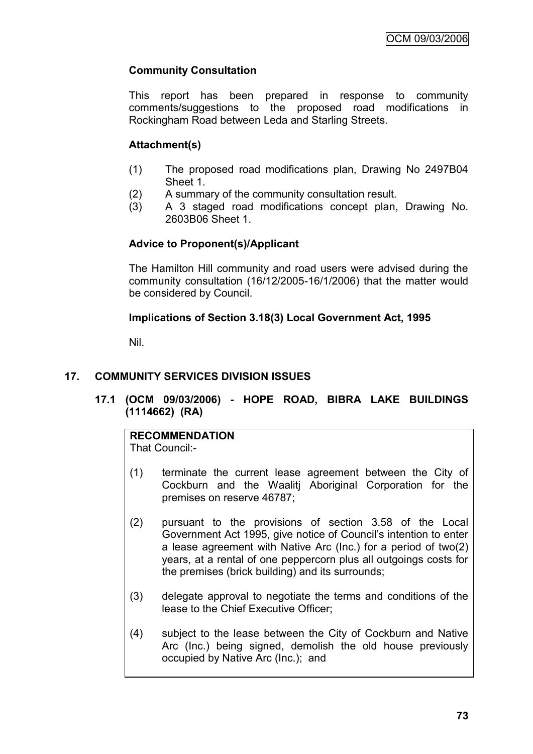**Community Consultation**

This report has been prepared in response to community comments/suggestions to the proposed road modifications in Rockingham Road between Leda and Starling Streets.

**Attachment(s)**

(1) The proposed road modifications plan, Drawing No 2497B04 Sheet 1.
(2) A summary of the community consultation result.
(3) A 3 staged road modifications concept plan, Drawing No. 2603B06 Sheet 1.

**Advice to Proponent(s)/Applicant**

The Hamilton Hill community and road users were advised during the community consultation (16/12/2005-16/1/2006) that the matter would be considered by Council.

**Implications of Section 3.18(3) Local Government Act, 1995**

Nil.

## 17. COMMUNITY SERVICES DIVISION ISSUES

### 17.1 (OCM 09/03/2006) - HOPE ROAD, BIBRA LAKE BUILDINGS (1114662) (RA)

**RECOMMENDATION**
That Council:-

(1) terminate the current lease agreement between the City of Cockburn and the Waalitj Aboriginal Corporation for the premises on reserve 46787;

(2) pursuant to the provisions of section 3.58 of the Local Government Act 1995, give notice of Council's intention to enter a lease agreement with Native Arc (Inc.) for a period of two(2) years, at a rental of one peppercorn plus all outgoings costs for the premises (brick building) and its surrounds;

(3) delegate approval to negotiate the terms and conditions of the lease to the Chief Executive Officer;

(4) subject to the lease between the City of Cockburn and Native Arc (Inc.) being signed, demolish the old house previously occupied by Native Arc (Inc.); and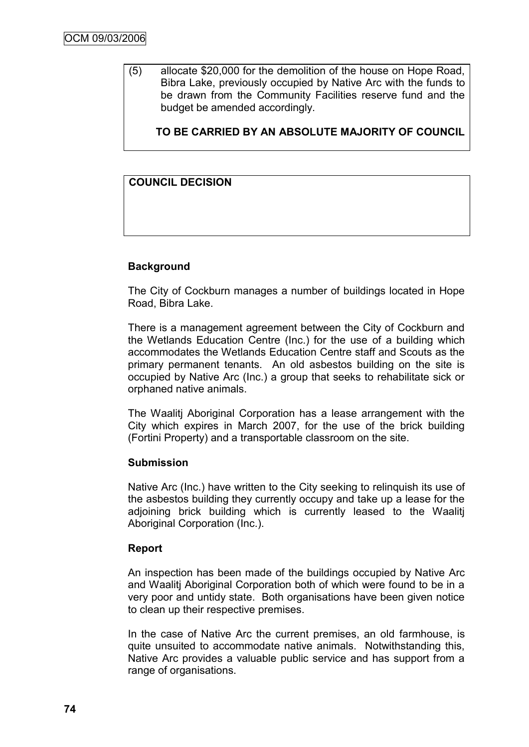(5) allocate $20,000 for the demolition of the house on Hope Road, Bibra Lake, previously occupied by Native Arc with the funds to be drawn from the Community Facilities reserve fund and the budget be amended accordingly.

**TO BE CARRIED BY AN ABSOLUTE MAJORITY OF COUNCIL**

**COUNCIL DECISION**

**Background**

The City of Cockburn manages a number of buildings located in Hope Road, Bibra Lake.

There is a management agreement between the City of Cockburn and the Wetlands Education Centre (Inc.) for the use of a building which accommodates the Wetlands Education Centre staff and Scouts as the primary permanent tenants. An old asbestos building on the site is occupied by Native Arc (Inc.) a group that seeks to rehabilitate sick or orphaned native animals.

The Waalitj Aboriginal Corporation has a lease arrangement with the City which expires in March 2007, for the use of the brick building (Fortini Property) and a transportable classroom on the site.

**Submission**

Native Arc (Inc.) have written to the City seeking to relinquish its use of the asbestos building they currently occupy and take up a lease for the adjoining brick building which is currently leased to the Waalitj Aboriginal Corporation (Inc.).

**Report**

An inspection has been made of the buildings occupied by Native Arc and Waalitj Aboriginal Corporation both of which were found to be in a very poor and untidy state. Both organisations have been given notice to clean up their respective premises.

In the case of Native Arc the current premises, an old farmhouse, is quite unsuited to accommodate native animals. Notwithstanding this, Native Arc provides a valuable public service and has support from a range of organisations.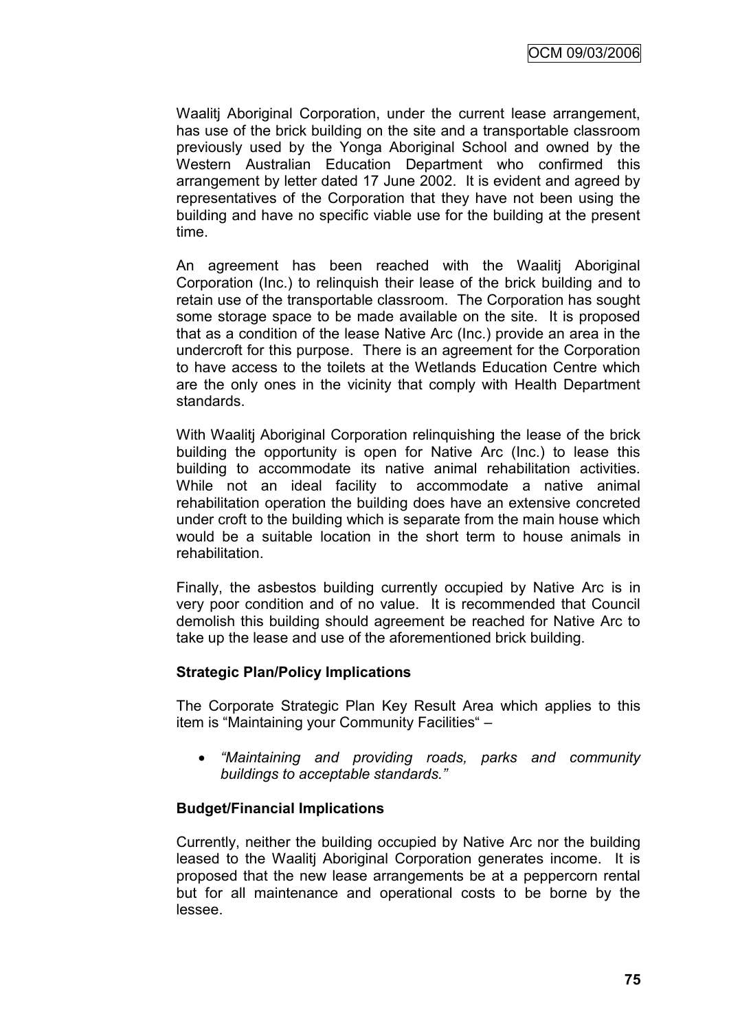Waalitj Aboriginal Corporation, under the current lease arrangement, has use of the brick building on the site and a transportable classroom previously used by the Yonga Aboriginal School and owned by the Western Australian Education Department who confirmed this arrangement by letter dated 17 June 2002. It is evident and agreed by representatives of the Corporation that they have not been using the building and have no specific viable use for the building at the present time.

An agreement has been reached with the Waalitj Aboriginal Corporation (Inc.) to relinquish their lease of the brick building and to retain use of the transportable classroom. The Corporation has sought some storage space to be made available on the site. It is proposed that as a condition of the lease Native Arc (Inc.) provide an area in the undercroft for this purpose. There is an agreement for the Corporation to have access to the toilets at the Wetlands Education Centre which are the only ones in the vicinity that comply with Health Department standards.

With Waalitj Aboriginal Corporation relinquishing the lease of the brick building the opportunity is open for Native Arc (Inc.) to lease this building to accommodate its native animal rehabilitation activities. While not an ideal facility to accommodate a native animal rehabilitation operation the building does have an extensive concreted under croft to the building which is separate from the main house which would be a suitable location in the short term to house animals in rehabilitation.

Finally, the asbestos building currently occupied by Native Arc is in very poor condition and of no value. It is recommended that Council demolish this building should agreement be reached for Native Arc to take up the lease and use of the aforementioned brick building.

**Strategic Plan/Policy Implications**

The Corporate Strategic Plan Key Result Area which applies to this item is "Maintaining your Community Facilities" –

- *"Maintaining and providing roads, parks and community buildings to acceptable standards."*

**Budget/Financial Implications**

Currently, neither the building occupied by Native Arc nor the building leased to the Waalitj Aboriginal Corporation generates income. It is proposed that the new lease arrangements be at a peppercorn rental but for all maintenance and operational costs to be borne by the lessee.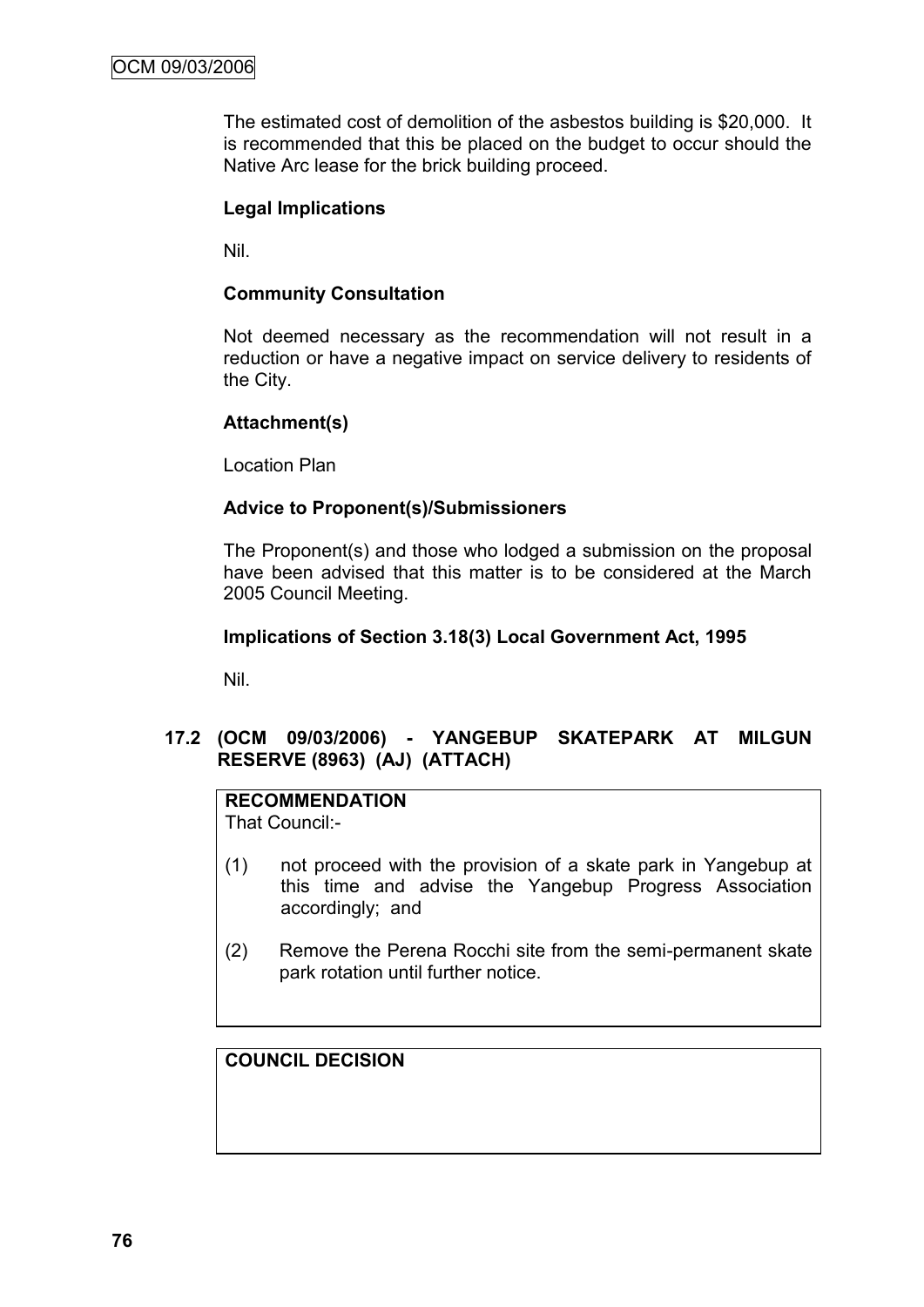The estimated cost of demolition of the asbestos building is $20,000. It is recommended that this be placed on the budget to occur should the Native Arc lease for the brick building proceed.

**Legal Implications**

Nil.

**Community Consultation**

Not deemed necessary as the recommendation will not result in a reduction or have a negative impact on service delivery to residents of the City.

**Attachment(s)**

Location Plan

**Advice to Proponent(s)/Submissioners**

The Proponent(s) and those who lodged a submission on the proposal have been advised that this matter is to be considered at the March 2005 Council Meeting.

**Implications of Section 3.18(3) Local Government Act, 1995**

Nil.

## 17.2 (OCM 09/03/2006) - YANGEBUP SKATEPARK AT MILGUN RESERVE (8963) (AJ) (ATTACH)

**RECOMMENDATION**

That Council:-

(1) not proceed with the provision of a skate park in Yangebup at this time and advise the Yangebup Progress Association accordingly; and

(2) Remove the Perena Rocchi site from the semi-permanent skate park rotation until further notice.

**COUNCIL DECISION**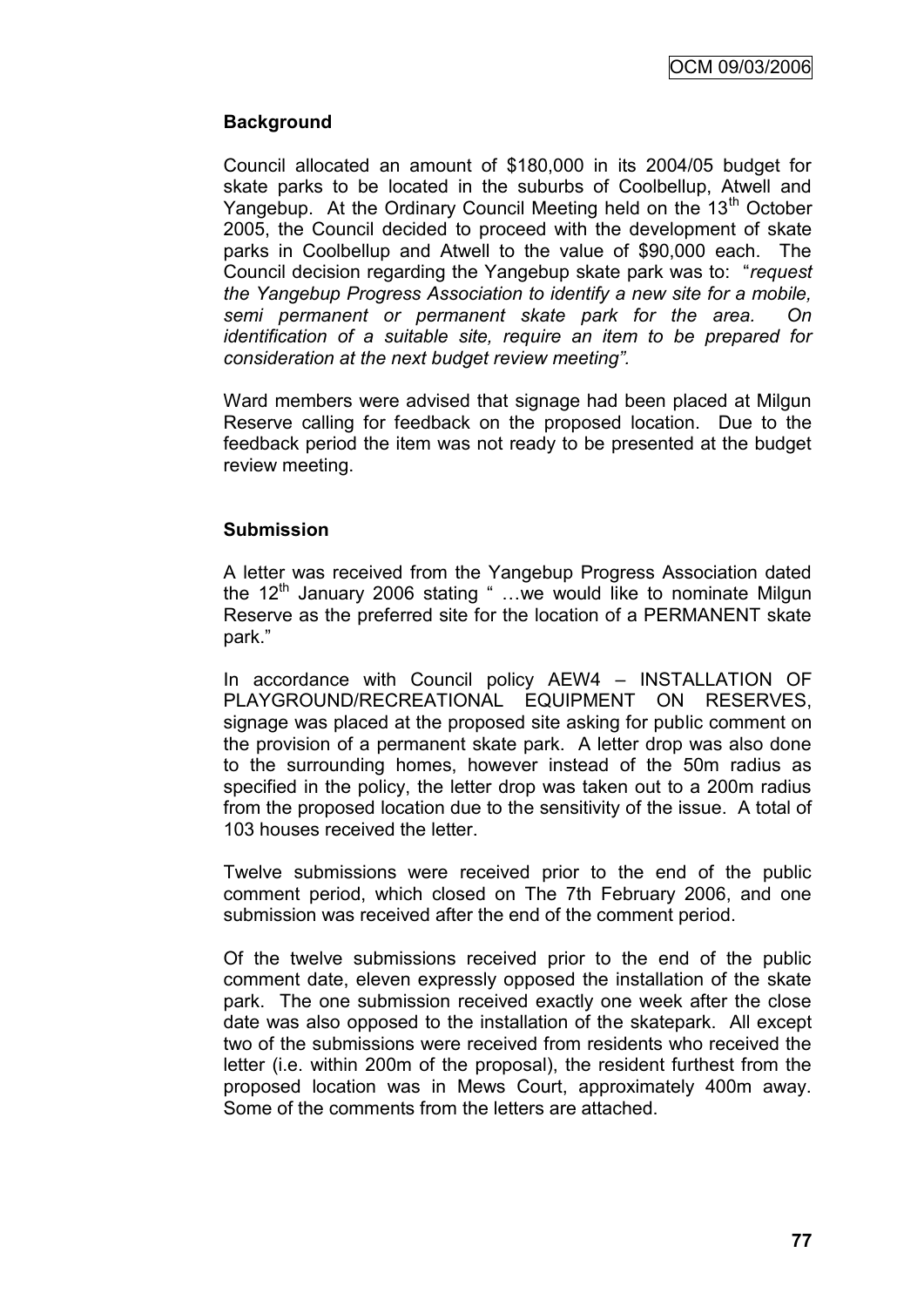## Background

Council allocated an amount of $180,000 in its 2004/05 budget for skate parks to be located in the suburbs of Coolbellup, Atwell and Yangebup. At the Ordinary Council Meeting held on the 13th October 2005, the Council decided to proceed with the development of skate parks in Coolbellup and Atwell to the value of $90,000 each. The Council decision regarding the Yangebup skate park was to: "*request the Yangebup Progress Association to identify a new site for a mobile, semi permanent or permanent skate park for the area. On identification of a suitable site, require an item to be prepared for consideration at the next budget review meeting".*

Ward members were advised that signage had been placed at Milgun Reserve calling for feedback on the proposed location. Due to the feedback period the item was not ready to be presented at the budget review meeting.

## Submission

A letter was received from the Yangebup Progress Association dated the 12th January 2006 stating " …we would like to nominate Milgun Reserve as the preferred site for the location of a PERMANENT skate park."

In accordance with Council policy AEW4 – INSTALLATION OF PLAYGROUND/RECREATIONAL EQUIPMENT ON RESERVES, signage was placed at the proposed site asking for public comment on the provision of a permanent skate park. A letter drop was also done to the surrounding homes, however instead of the 50m radius as specified in the policy, the letter drop was taken out to a 200m radius from the proposed location due to the sensitivity of the issue. A total of 103 houses received the letter.

Twelve submissions were received prior to the end of the public comment period, which closed on The 7th February 2006, and one submission was received after the end of the comment period.

Of the twelve submissions received prior to the end of the public comment date, eleven expressly opposed the installation of the skate park. The one submission received exactly one week after the close date was also opposed to the installation of the skatepark. All except two of the submissions were received from residents who received the letter (i.e. within 200m of the proposal), the resident furthest from the proposed location was in Mews Court, approximately 400m away. Some of the comments from the letters are attached.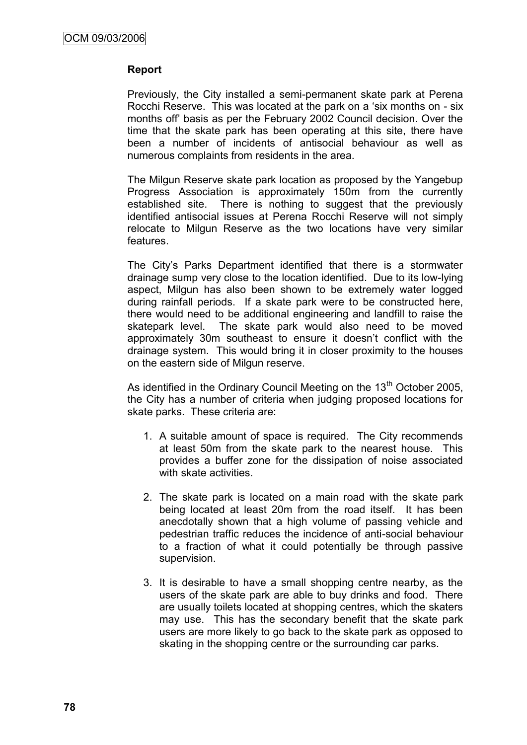**Report**

Previously, the City installed a semi-permanent skate park at Perena Rocchi Reserve. This was located at the park on a 'six months on - six months off' basis as per the February 2002 Council decision. Over the time that the skate park has been operating at this site, there have been a number of incidents of antisocial behaviour as well as numerous complaints from residents in the area.

The Milgun Reserve skate park location as proposed by the Yangebup Progress Association is approximately 150m from the currently established site. There is nothing to suggest that the previously identified antisocial issues at Perena Rocchi Reserve will not simply relocate to Milgun Reserve as the two locations have very similar features.

The City's Parks Department identified that there is a stormwater drainage sump very close to the location identified. Due to its low-lying aspect, Milgun has also been shown to be extremely water logged during rainfall periods. If a skate park were to be constructed here, there would need to be additional engineering and landfill to raise the skatepark level. The skate park would also need to be moved approximately 30m southeast to ensure it doesn't conflict with the drainage system. This would bring it in closer proximity to the houses on the eastern side of Milgun reserve.

As identified in the Ordinary Council Meeting on the 13th October 2005, the City has a number of criteria when judging proposed locations for skate parks. These criteria are:

1. A suitable amount of space is required. The City recommends at least 50m from the skate park to the nearest house. This provides a buffer zone for the dissipation of noise associated with skate activities.

2. The skate park is located on a main road with the skate park being located at least 20m from the road itself. It has been anecdotally shown that a high volume of passing vehicle and pedestrian traffic reduces the incidence of anti-social behaviour to a fraction of what it could potentially be through passive supervision.

3. It is desirable to have a small shopping centre nearby, as the users of the skate park are able to buy drinks and food. There are usually toilets located at shopping centres, which the skaters may use. This has the secondary benefit that the skate park users are more likely to go back to the skate park as opposed to skating in the shopping centre or the surrounding car parks.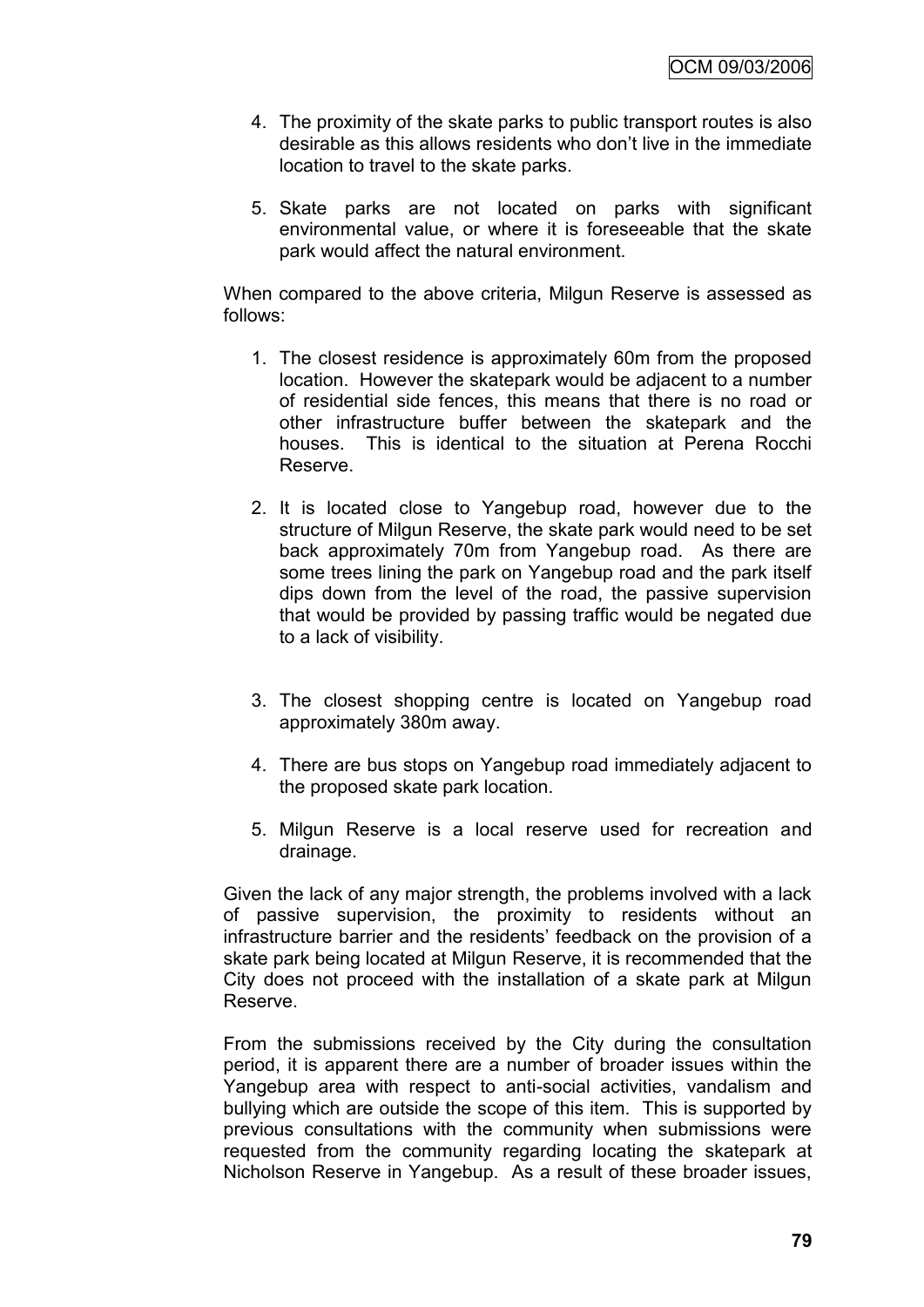4. The proximity of the skate parks to public transport routes is also desirable as this allows residents who don't live in the immediate location to travel to the skate parks.

5. Skate parks are not located on parks with significant environmental value, or where it is foreseeable that the skate park would affect the natural environment.

When compared to the above criteria, Milgun Reserve is assessed as follows:

1. The closest residence is approximately 60m from the proposed location. However the skatepark would be adjacent to a number of residential side fences, this means that there is no road or other infrastructure buffer between the skatepark and the houses. This is identical to the situation at Perena Rocchi Reserve.

2. It is located close to Yangebup road, however due to the structure of Milgun Reserve, the skate park would need to be set back approximately 70m from Yangebup road. As there are some trees lining the park on Yangebup road and the park itself dips down from the level of the road, the passive supervision that would be provided by passing traffic would be negated due to a lack of visibility.

3. The closest shopping centre is located on Yangebup road approximately 380m away.

4. There are bus stops on Yangebup road immediately adjacent to the proposed skate park location.

5. Milgun Reserve is a local reserve used for recreation and drainage.

Given the lack of any major strength, the problems involved with a lack of passive supervision, the proximity to residents without an infrastructure barrier and the residents' feedback on the provision of a skate park being located at Milgun Reserve, it is recommended that the City does not proceed with the installation of a skate park at Milgun Reserve.

From the submissions received by the City during the consultation period, it is apparent there are a number of broader issues within the Yangebup area with respect to anti-social activities, vandalism and bullying which are outside the scope of this item. This is supported by previous consultations with the community when submissions were requested from the community regarding locating the skatepark at Nicholson Reserve in Yangebup. As a result of these broader issues,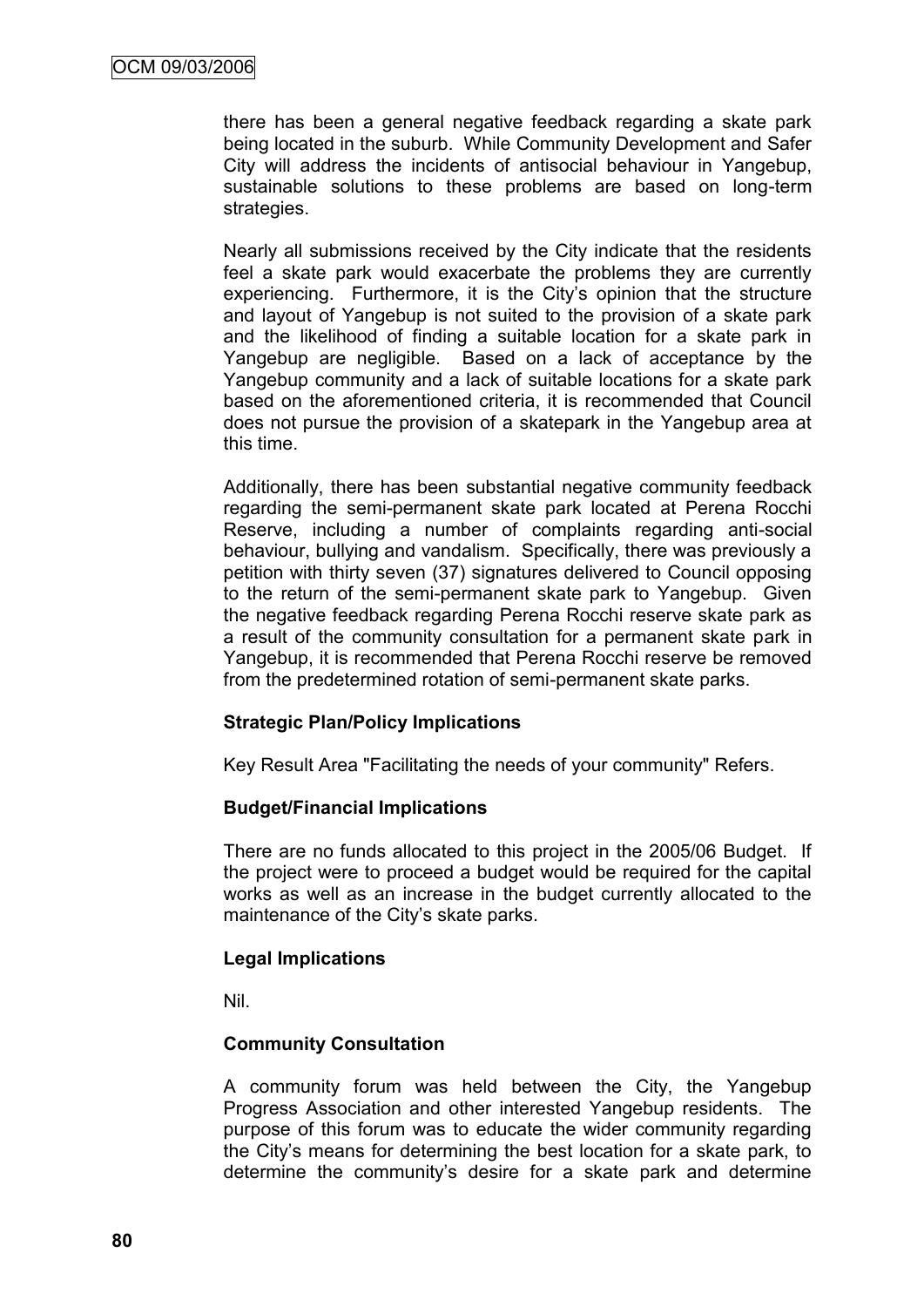there has been a general negative feedback regarding a skate park being located in the suburb. While Community Development and Safer City will address the incidents of antisocial behaviour in Yangebup, sustainable solutions to these problems are based on long-term strategies.

Nearly all submissions received by the City indicate that the residents feel a skate park would exacerbate the problems they are currently experiencing. Furthermore, it is the City's opinion that the structure and layout of Yangebup is not suited to the provision of a skate park and the likelihood of finding a suitable location for a skate park in Yangebup are negligible. Based on a lack of acceptance by the Yangebup community and a lack of suitable locations for a skate park based on the aforementioned criteria, it is recommended that Council does not pursue the provision of a skatepark in the Yangebup area at this time.

Additionally, there has been substantial negative community feedback regarding the semi-permanent skate park located at Perena Rocchi Reserve, including a number of complaints regarding anti-social behaviour, bullying and vandalism. Specifically, there was previously a petition with thirty seven (37) signatures delivered to Council opposing to the return of the semi-permanent skate park to Yangebup. Given the negative feedback regarding Perena Rocchi reserve skate park as a result of the community consultation for a permanent skate park in Yangebup, it is recommended that Perena Rocchi reserve be removed from the predetermined rotation of semi-permanent skate parks.

**Strategic Plan/Policy Implications**

Key Result Area "Facilitating the needs of your community" Refers.

**Budget/Financial Implications**

There are no funds allocated to this project in the 2005/06 Budget. If the project were to proceed a budget would be required for the capital works as well as an increase in the budget currently allocated to the maintenance of the City's skate parks.

**Legal Implications**

Nil.

**Community Consultation**

A community forum was held between the City, the Yangebup Progress Association and other interested Yangebup residents. The purpose of this forum was to educate the wider community regarding the City's means for determining the best location for a skate park, to determine the community's desire for a skate park and determine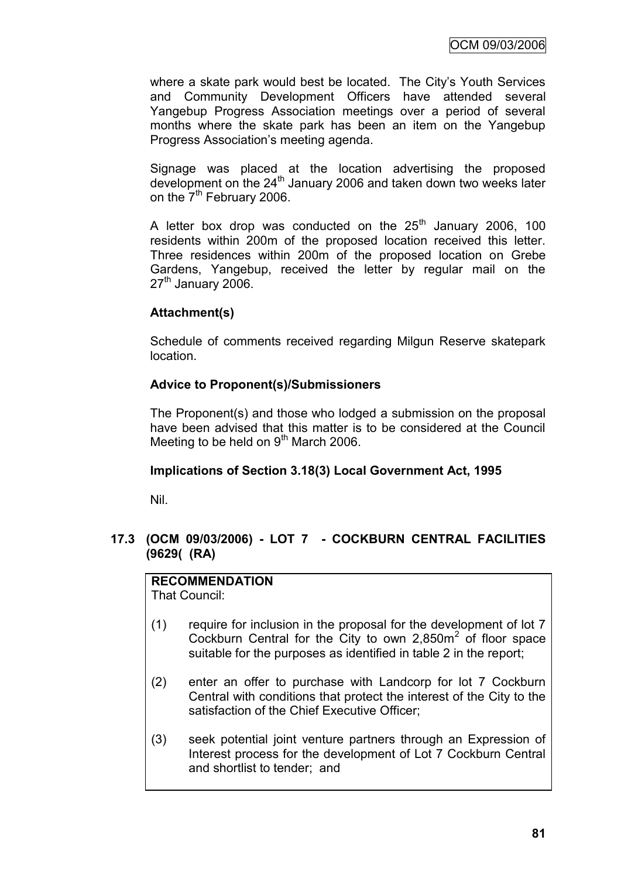where a skate park would best be located. The City's Youth Services and Community Development Officers have attended several Yangebup Progress Association meetings over a period of several months where the skate park has been an item on the Yangebup Progress Association's meeting agenda.

Signage was placed at the location advertising the proposed development on the 24th January 2006 and taken down two weeks later on the 7th February 2006.

A letter box drop was conducted on the 25th January 2006, 100 residents within 200m of the proposed location received this letter. Three residences within 200m of the proposed location on Grebe Gardens, Yangebup, received the letter by regular mail on the 27th January 2006.

**Attachment(s)**

Schedule of comments received regarding Milgun Reserve skatepark location.

**Advice to Proponent(s)/Submissioners**

The Proponent(s) and those who lodged a submission on the proposal have been advised that this matter is to be considered at the Council Meeting to be held on 9th March 2006.

**Implications of Section 3.18(3) Local Government Act, 1995**

Nil.

## 17.3 (OCM 09/03/2006) - LOT 7 - COCKBURN CENTRAL FACILITIES (9629( (RA)

**RECOMMENDATION**
That Council:

(1) require for inclusion in the proposal for the development of lot 7 Cockburn Central for the City to own 2,850m$^2$ of floor space suitable for the purposes as identified in table 2 in the report;

(2) enter an offer to purchase with Landcorp for lot 7 Cockburn Central with conditions that protect the interest of the City to the satisfaction of the Chief Executive Officer;

(3) seek potential joint venture partners through an Expression of Interest process for the development of Lot 7 Cockburn Central and shortlist to tender; and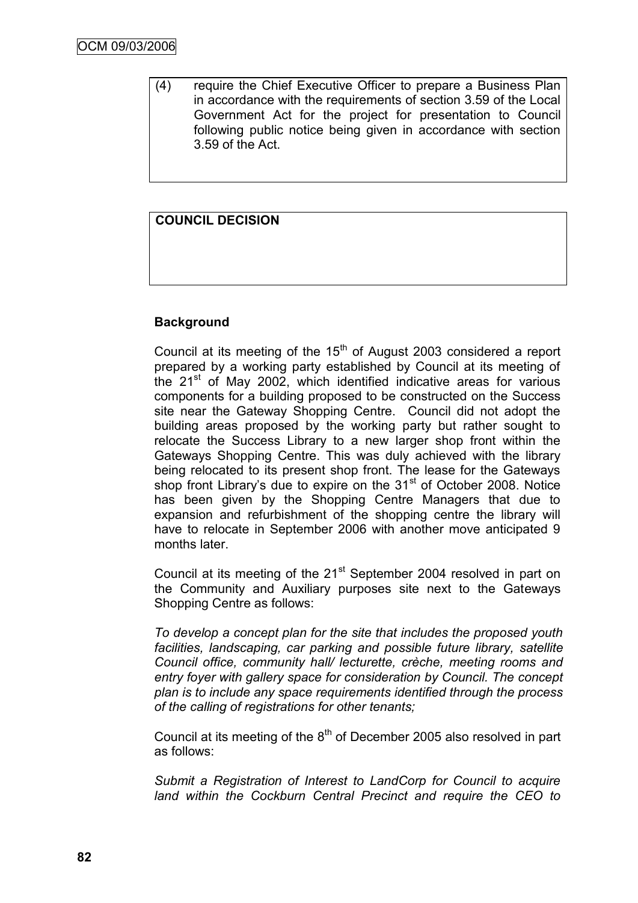(4) require the Chief Executive Officer to prepare a Business Plan in accordance with the requirements of section 3.59 of the Local Government Act for the project for presentation to Council following public notice being given in accordance with section 3.59 of the Act.

**COUNCIL DECISION**

**Background**

Council at its meeting of the 15th of August 2003 considered a report prepared by a working party established by Council at its meeting of the 21st of May 2002, which identified indicative areas for various components for a building proposed to be constructed on the Success site near the Gateway Shopping Centre. Council did not adopt the building areas proposed by the working party but rather sought to relocate the Success Library to a new larger shop front within the Gateways Shopping Centre. This was duly achieved with the library being relocated to its present shop front. The lease for the Gateways shop front Library's due to expire on the 31st of October 2008. Notice has been given by the Shopping Centre Managers that due to expansion and refurbishment of the shopping centre the library will have to relocate in September 2006 with another move anticipated 9 months later.

Council at its meeting of the 21st September 2004 resolved in part on the Community and Auxiliary purposes site next to the Gateways Shopping Centre as follows:

*To develop a concept plan for the site that includes the proposed youth facilities, landscaping, car parking and possible future library, satellite Council office, community hall/ lecturette, crèche, meeting rooms and entry foyer with gallery space for consideration by Council. The concept plan is to include any space requirements identified through the process of the calling of registrations for other tenants;*

Council at its meeting of the 8th of December 2005 also resolved in part as follows:

*Submit a Registration of Interest to LandCorp for Council to acquire land within the Cockburn Central Precinct and require the CEO to*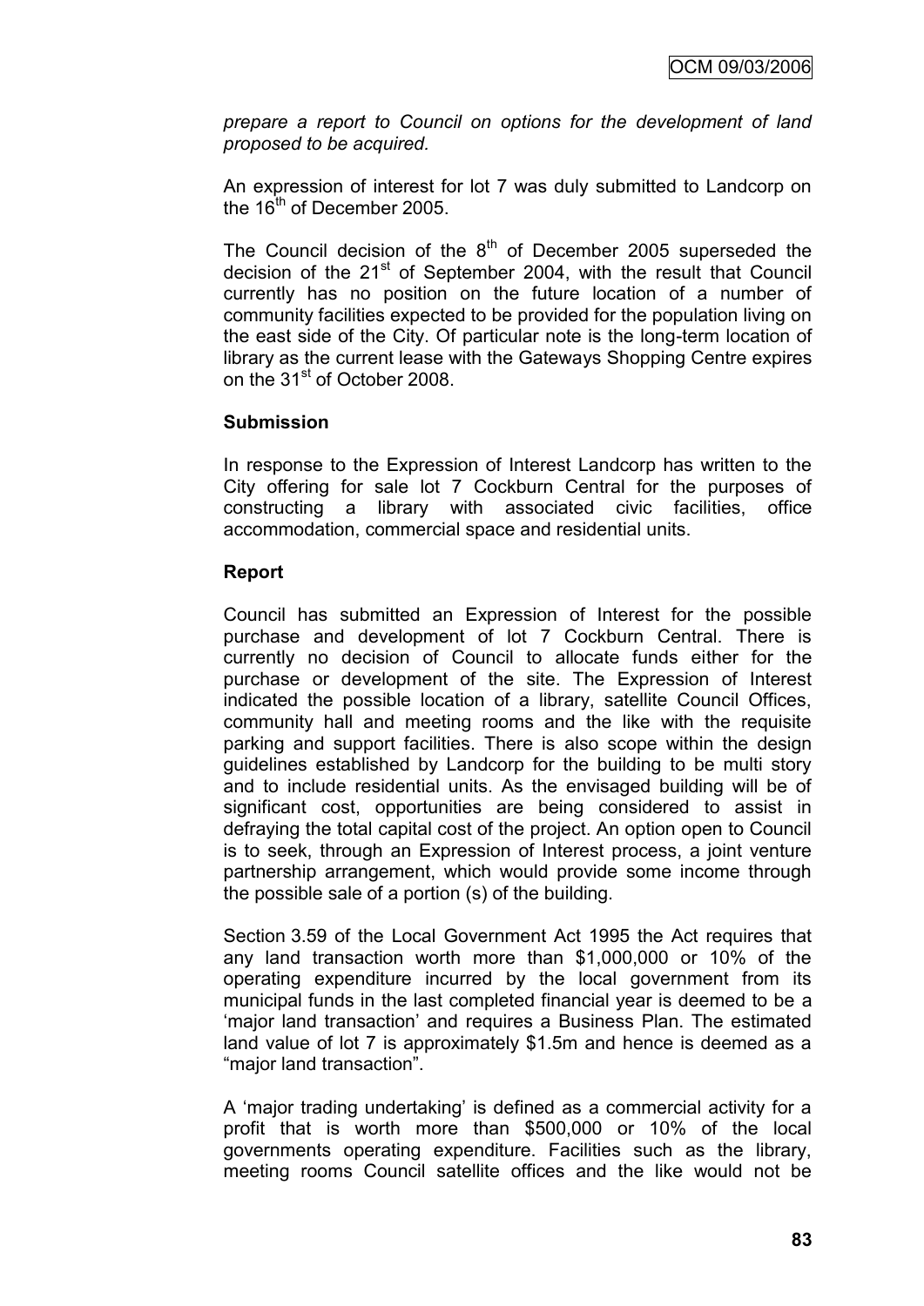*prepare a report to Council on options for the development of land proposed to be acquired.*

An expression of interest for lot 7 was duly submitted to Landcorp on the 16th of December 2005.

The Council decision of the 8th of December 2005 superseded the decision of the 21st of September 2004, with the result that Council currently has no position on the future location of a number of community facilities expected to be provided for the population living on the east side of the City. Of particular note is the long-term location of library as the current lease with the Gateways Shopping Centre expires on the 31st of October 2008.

**Submission**

In response to the Expression of Interest Landcorp has written to the City offering for sale lot 7 Cockburn Central for the purposes of constructing a library with associated civic facilities, office accommodation, commercial space and residential units.

**Report**

Council has submitted an Expression of Interest for the possible purchase and development of lot 7 Cockburn Central. There is currently no decision of Council to allocate funds either for the purchase or development of the site. The Expression of Interest indicated the possible location of a library, satellite Council Offices, community hall and meeting rooms and the like with the requisite parking and support facilities. There is also scope within the design guidelines established by Landcorp for the building to be multi story and to include residential units. As the envisaged building will be of significant cost, opportunities are being considered to assist in defraying the total capital cost of the project. An option open to Council is to seek, through an Expression of Interest process, a joint venture partnership arrangement, which would provide some income through the possible sale of a portion (s) of the building.

Section 3.59 of the Local Government Act 1995 the Act requires that any land transaction worth more than $1,000,000 or 10% of the operating expenditure incurred by the local government from its municipal funds in the last completed financial year is deemed to be a 'major land transaction' and requires a Business Plan. The estimated land value of lot 7 is approximately $1.5m and hence is deemed as a "major land transaction".

A 'major trading undertaking' is defined as a commercial activity for a profit that is worth more than $500,000 or 10% of the local governments operating expenditure. Facilities such as the library, meeting rooms Council satellite offices and the like would not be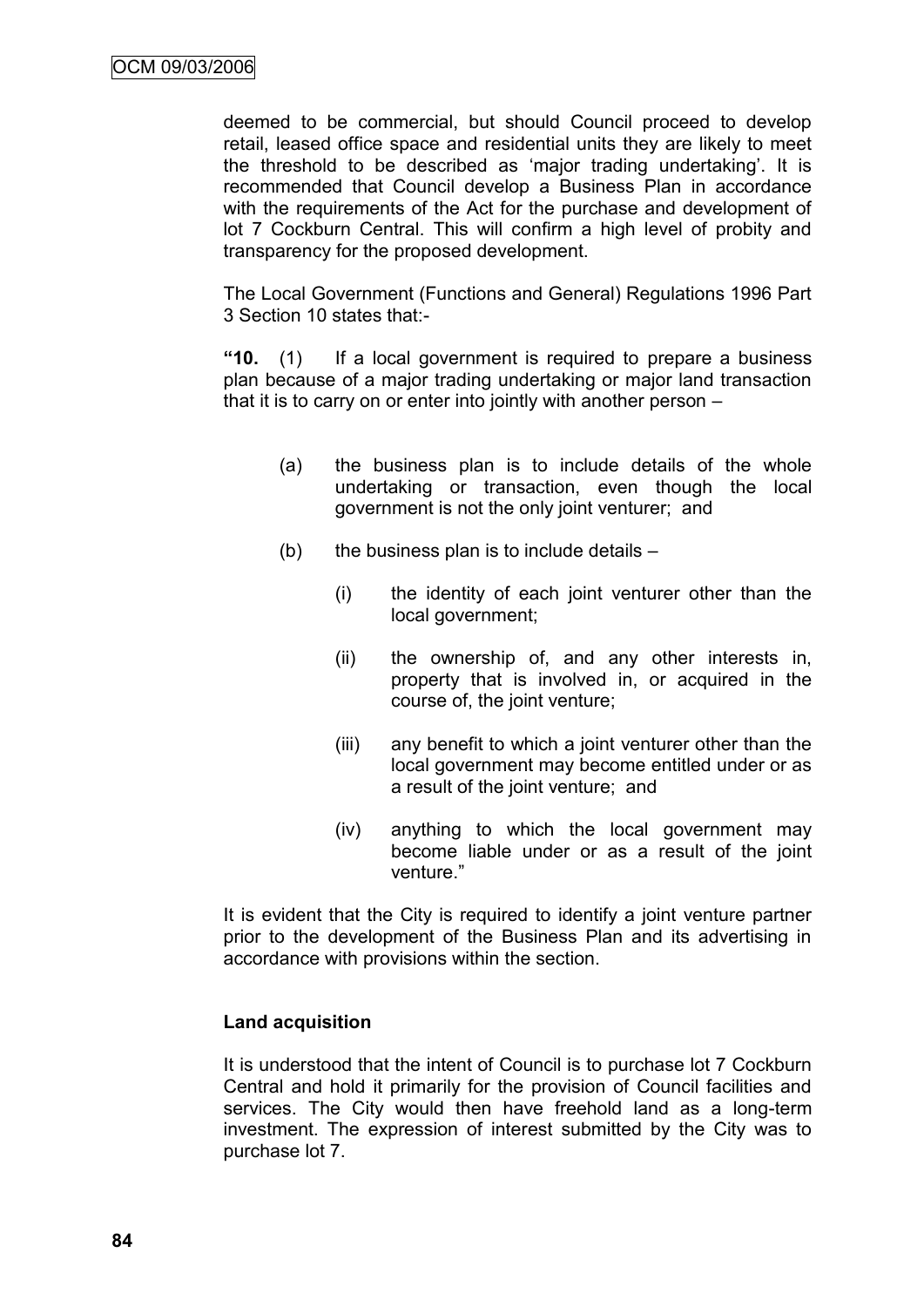deemed to be commercial, but should Council proceed to develop retail, leased office space and residential units they are likely to meet the threshold to be described as 'major trading undertaking'. It is recommended that Council develop a Business Plan in accordance with the requirements of the Act for the purchase and development of lot 7 Cockburn Central. This will confirm a high level of probity and transparency for the proposed development.

The Local Government (Functions and General) Regulations 1996 Part 3 Section 10 states that:-

**"10.** (1) If a local government is required to prepare a business plan because of a major trading undertaking or major land transaction that it is to carry on or enter into jointly with another person –

- (a) the business plan is to include details of the whole undertaking or transaction, even though the local government is not the only joint venturer; and
- (b) the business plan is to include details –
    - (i) the identity of each joint venturer other than the local government;
    - (ii) the ownership of, and any other interests in, property that is involved in, or acquired in the course of, the joint venture;
    - (iii) any benefit to which a joint venturer other than the local government may become entitled under or as a result of the joint venture; and
    - (iv) anything to which the local government may become liable under or as a result of the joint venture."

It is evident that the City is required to identify a joint venture partner prior to the development of the Business Plan and its advertising in accordance with provisions within the section.

**Land acquisition**

It is understood that the intent of Council is to purchase lot 7 Cockburn Central and hold it primarily for the provision of Council facilities and services. The City would then have freehold land as a long-term investment. The expression of interest submitted by the City was to purchase lot 7.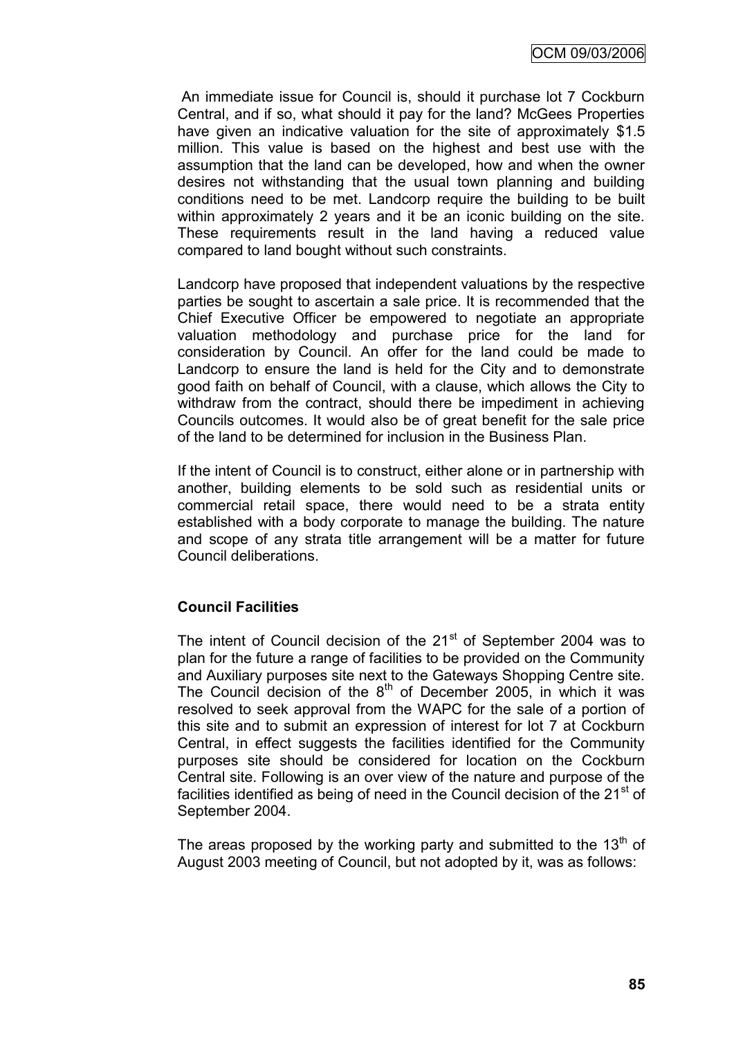An immediate issue for Council is, should it purchase lot 7 Cockburn Central, and if so, what should it pay for the land? McGees Properties have given an indicative valuation for the site of approximately $1.5 million. This value is based on the highest and best use with the assumption that the land can be developed, how and when the owner desires not withstanding that the usual town planning and building conditions need to be met. Landcorp require the building to be built within approximately 2 years and it be an iconic building on the site. These requirements result in the land having a reduced value compared to land bought without such constraints.

Landcorp have proposed that independent valuations by the respective parties be sought to ascertain a sale price. It is recommended that the Chief Executive Officer be empowered to negotiate an appropriate valuation methodology and purchase price for the land for consideration by Council. An offer for the land could be made to Landcorp to ensure the land is held for the City and to demonstrate good faith on behalf of Council, with a clause, which allows the City to withdraw from the contract, should there be impediment in achieving Councils outcomes. It would also be of great benefit for the sale price of the land to be determined for inclusion in the Business Plan.

If the intent of Council is to construct, either alone or in partnership with another, building elements to be sold such as residential units or commercial retail space, there would need to be a strata entity established with a body corporate to manage the building. The nature and scope of any strata title arrangement will be a matter for future Council deliberations.

**Council Facilities**

The intent of Council decision of the 21st of September 2004 was to plan for the future a range of facilities to be provided on the Community and Auxiliary purposes site next to the Gateways Shopping Centre site. The Council decision of the 8th of December 2005, in which it was resolved to seek approval from the WAPC for the sale of a portion of this site and to submit an expression of interest for lot 7 at Cockburn Central, in effect suggests the facilities identified for the Community purposes site should be considered for location on the Cockburn Central site. Following is an over view of the nature and purpose of the facilities identified as being of need in the Council decision of the 21st of September 2004.

The areas proposed by the working party and submitted to the 13th of August 2003 meeting of Council, but not adopted by it, was as follows: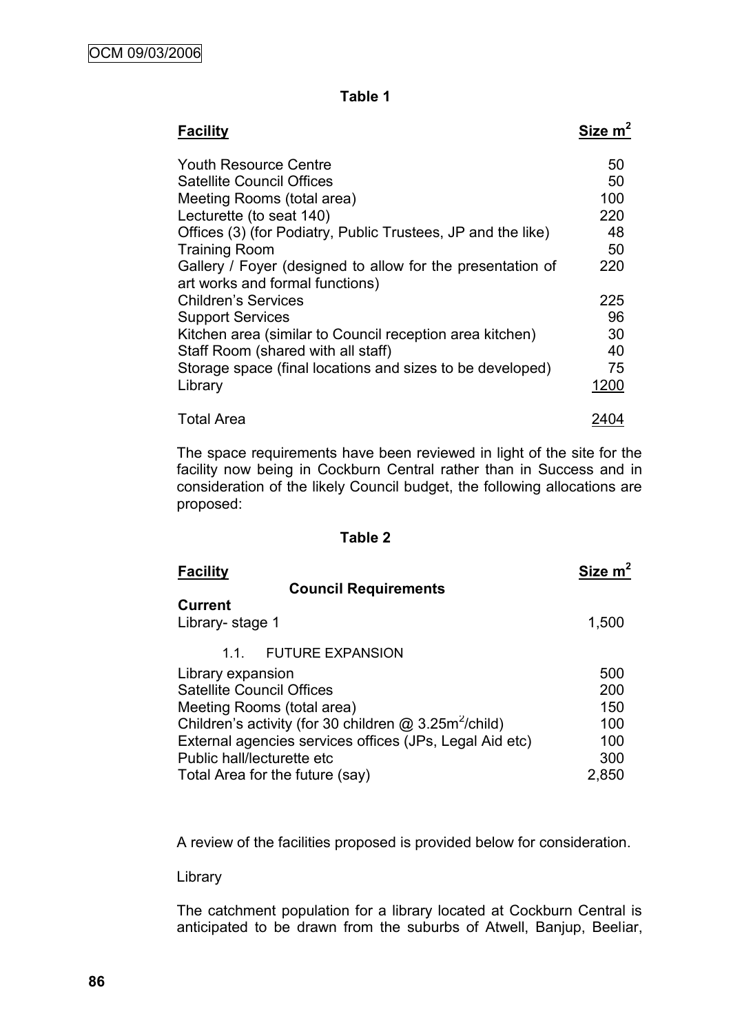**Table 1**

| Facility | Size $m^2$ |
|---|---|
| Youth Resource Centre | 50 |
| Satellite Council Offices | 50 |
| Meeting Rooms (total area) | 100 |
| Lecturette (to seat 140) | 220 |
| Offices (3) (for Podiatry, Public Trustees, JP and the like) | 48 |
| Training Room | 50 |
| Gallery / Foyer (designed to allow for the presentation of art works and formal functions) | 220 |
| Children's Services | 225 |
| Support Services | 96 |
| Kitchen area (similar to Council reception area kitchen) | 30 |
| Staff Room (shared with all staff) | 40 |
| Storage space (final locations and sizes to be developed) | 75 |
| Library | 1200 |
| Total Area | 2404 |

The space requirements have been reviewed in light of the site for the facility now being in Cockburn Central rather than in Success and in consideration of the likely Council budget, the following allocations are proposed:

**Table 2**

| Facility | Size $m^2$ |
|---|---|
| **Council Requirements** | |
| **Current** | |
| Library- stage 1 | 1,500 |
| 1.1. FUTURE EXPANSION | |
| Library expansion | 500 |
| Satellite Council Offices | 200 |
| Meeting Rooms (total area) | 150 |
| Children's activity (for 30 children @ $3.25m^2$/child) | 100 |
| External agencies services offices (JPs, Legal Aid etc) | 100 |
| Public hall/lecturette etc | 300 |
| Total Area for the future (say) | 2,850 |

A review of the facilities proposed is provided below for consideration.

Library

The catchment population for a library located at Cockburn Central is anticipated to be drawn from the suburbs of Atwell, Banjup, Beeliar,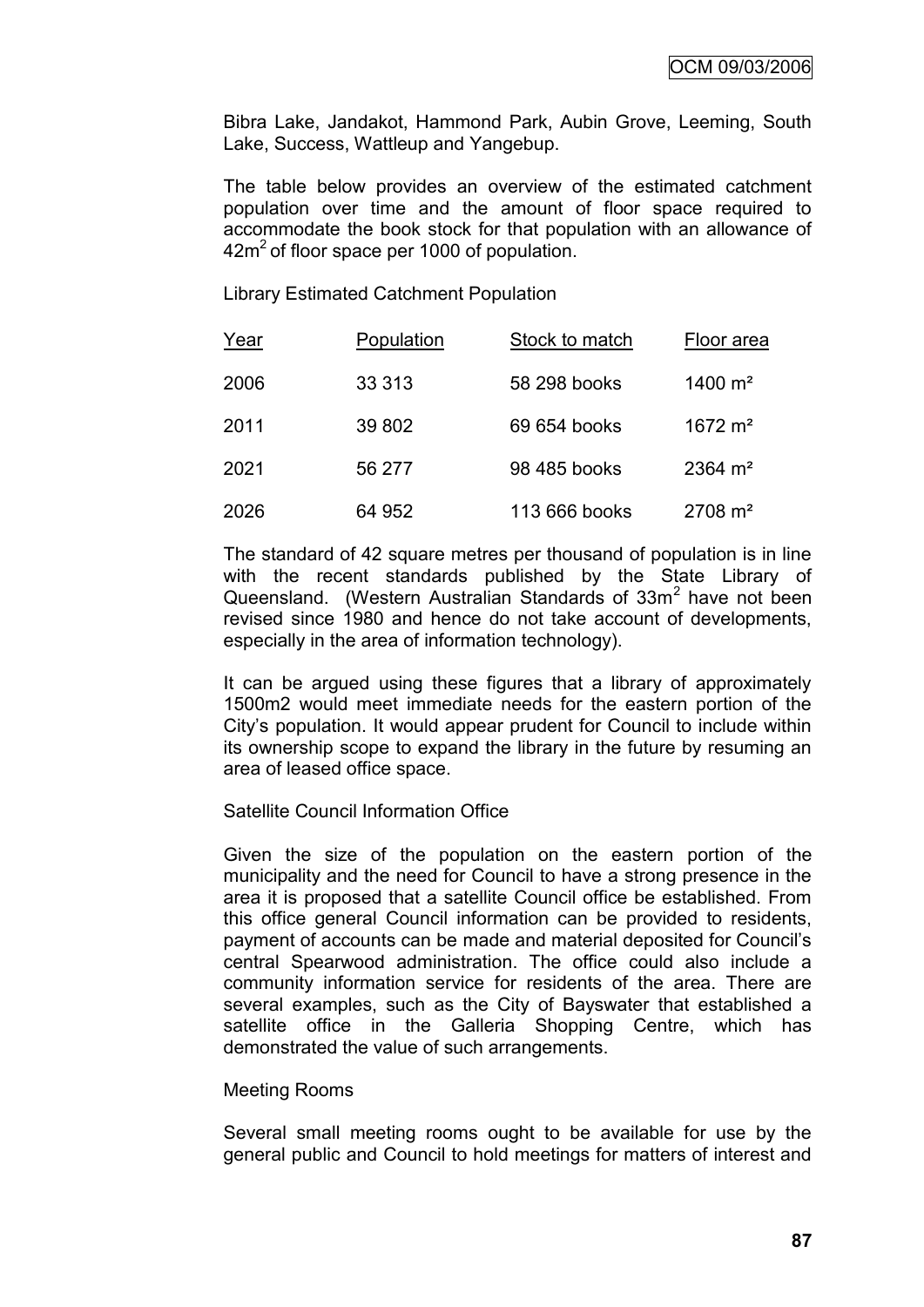Bibra Lake, Jandakot, Hammond Park, Aubin Grove, Leeming, South Lake, Success, Wattleup and Yangebup.

The table below provides an overview of the estimated catchment population over time and the amount of floor space required to accommodate the book stock for that population with an allowance of $42m^2$ of floor space per 1000 of population.

Library Estimated Catchment Population

| Year | Population | Stock to match | Floor area |
|---|---|---|---|
| 2006 | 33 313 | 58 298 books | 1400 m² |
| 2011 | 39 802 | 69 654 books | 1672 m² |
| 2021 | 56 277 | 98 485 books | 2364 m² |
| 2026 | 64 952 | 113 666 books | 2708 m² |

The standard of 42 square metres per thousand of population is in line with the recent standards published by the State Library of Queensland. (Western Australian Standards of $33m^2$ have not been revised since 1980 and hence do not take account of developments, especially in the area of information technology).

It can be argued using these figures that a library of approximately 1500m2 would meet immediate needs for the eastern portion of the City's population. It would appear prudent for Council to include within its ownership scope to expand the library in the future by resuming an area of leased office space.

Satellite Council Information Office

Given the size of the population on the eastern portion of the municipality and the need for Council to have a strong presence in the area it is proposed that a satellite Council office be established. From this office general Council information can be provided to residents, payment of accounts can be made and material deposited for Council's central Spearwood administration. The office could also include a community information service for residents of the area. There are several examples, such as the City of Bayswater that established a satellite office in the Galleria Shopping Centre, which has demonstrated the value of such arrangements.

Meeting Rooms

Several small meeting rooms ought to be available for use by the general public and Council to hold meetings for matters of interest and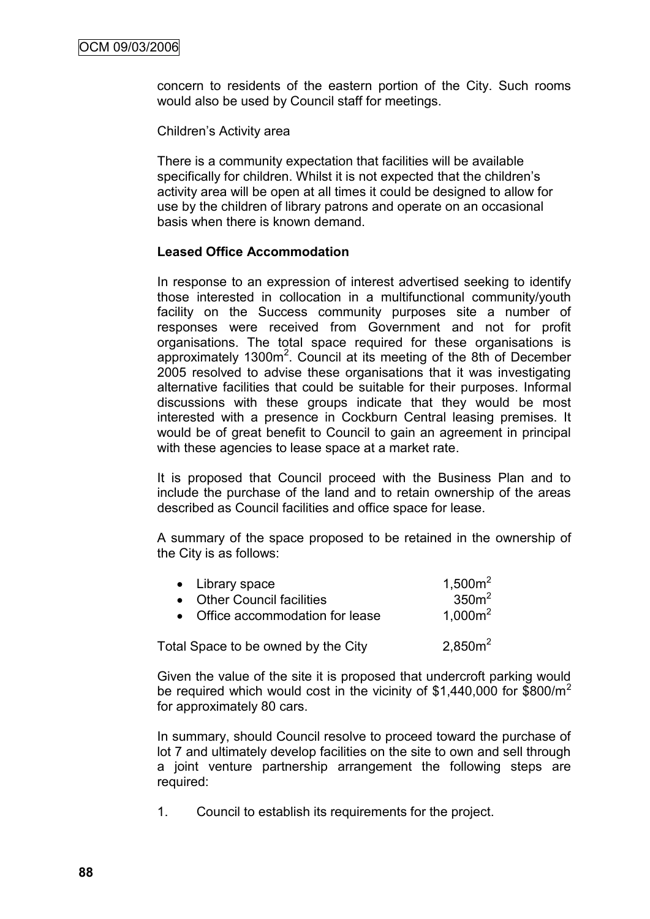concern to residents of the eastern portion of the City. Such rooms would also be used by Council staff for meetings.

Children's Activity area

There is a community expectation that facilities will be available specifically for children. Whilst it is not expected that the children's activity area will be open at all times it could be designed to allow for use by the children of library patrons and operate on an occasional basis when there is known demand.

**Leased Office Accommodation**

In response to an expression of interest advertised seeking to identify those interested in collocation in a multifunctional community/youth facility on the Success community purposes site a number of responses were received from Government and not for profit organisations. The total space required for these organisations is approximately 1300m$^2$. Council at its meeting of the 8th of December 2005 resolved to advise these organisations that it was investigating alternative facilities that could be suitable for their purposes. Informal discussions with these groups indicate that they would be most interested with a presence in Cockburn Central leasing premises. It would be of great benefit to Council to gain an agreement in principal with these agencies to lease space at a market rate.

It is proposed that Council proceed with the Business Plan and to include the purchase of the land and to retain ownership of the areas described as Council facilities and office space for lease.

A summary of the space proposed to be retained in the ownership of the City is as follows:

- Library space 1,500m$^2$
- Other Council facilities 350m$^2$
- Office accommodation for lease 1,000m$^2$

Total Space to be owned by the City 2,850m$^2$

Given the value of the site it is proposed that undercroft parking would be required which would cost in the vicinity of \$1,440,000 for \$800/m$^2$ for approximately 80 cars.

In summary, should Council resolve to proceed toward the purchase of lot 7 and ultimately develop facilities on the site to own and sell through a joint venture partnership arrangement the following steps are required:

1. Council to establish its requirements for the project.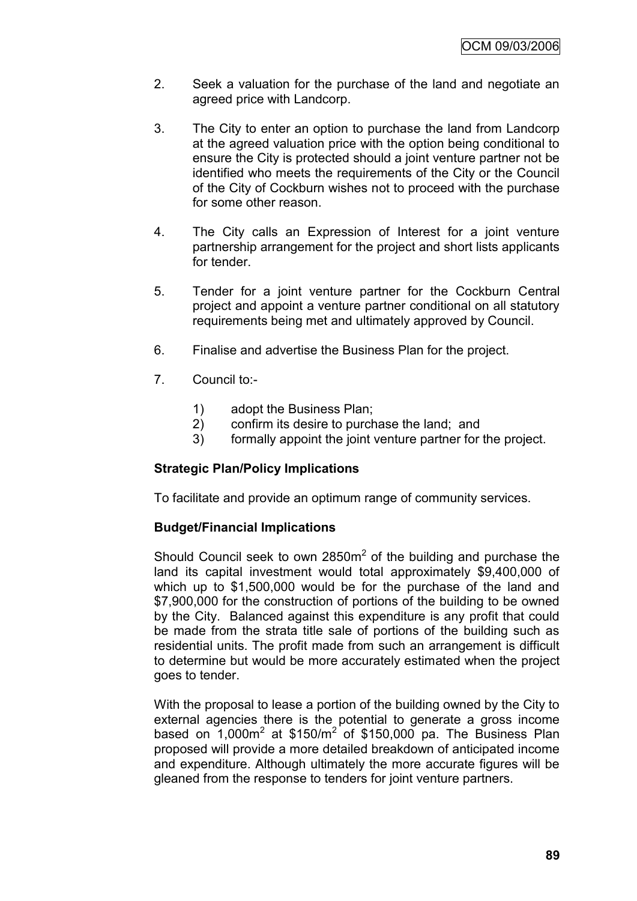2. Seek a valuation for the purchase of the land and negotiate an agreed price with Landcorp.

3. The City to enter an option to purchase the land from Landcorp at the agreed valuation price with the option being conditional to ensure the City is protected should a joint venture partner not be identified who meets the requirements of the City or the Council of the City of Cockburn wishes not to proceed with the purchase for some other reason.

4. The City calls an Expression of Interest for a joint venture partnership arrangement for the project and short lists applicants for tender.

5. Tender for a joint venture partner for the Cockburn Central project and appoint a venture partner conditional on all statutory requirements being met and ultimately approved by Council.

6. Finalise and advertise the Business Plan for the project.

7. Council to:-

   1) adopt the Business Plan;
   2) confirm its desire to purchase the land; and
   3) formally appoint the joint venture partner for the project.

**Strategic Plan/Policy Implications**

To facilitate and provide an optimum range of community services.

**Budget/Financial Implications**

Should Council seek to own 2850m$^2$ of the building and purchase the land its capital investment would total approximately \$9,400,000 of which up to \$1,500,000 would be for the purchase of the land and \$7,900,000 for the construction of portions of the building to be owned by the City. Balanced against this expenditure is any profit that could be made from the strata title sale of portions of the building such as residential units. The profit made from such an arrangement is difficult to determine but would be more accurately estimated when the project goes to tender.

With the proposal to lease a portion of the building owned by the City to external agencies there is the potential to generate a gross income based on 1,000m$^2$ at \$150/m$^2$ of \$150,000 pa. The Business Plan proposed will provide a more detailed breakdown of anticipated income and expenditure. Although ultimately the more accurate figures will be gleaned from the response to tenders for joint venture partners.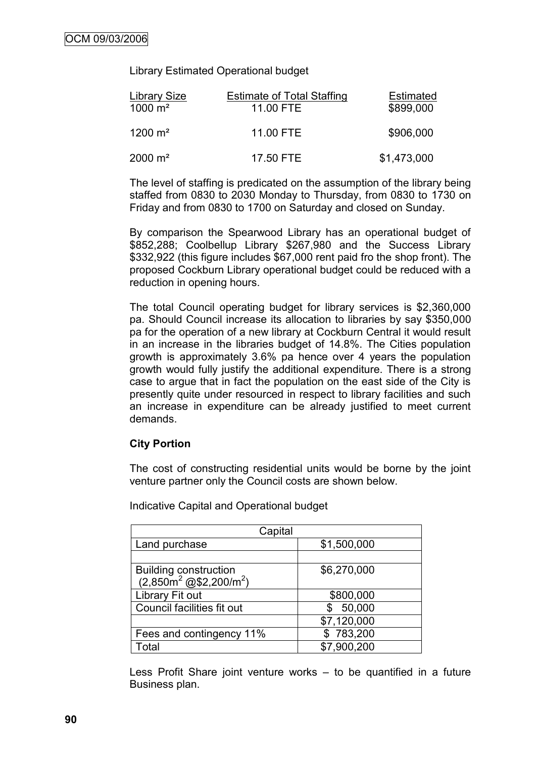Library Estimated Operational budget

| Library Size | Estimate of Total Staffing | Estimated |
|---|---|---|
| 1000 m² | 11.00 FTE | \$899,000 |
| 1200 m² | 11.00 FTE | \$906,000 |
| 2000 m² | 17.50 FTE | \$1,473,000 |

The level of staffing is predicated on the assumption of the library being staffed from 0830 to 2030 Monday to Thursday, from 0830 to 1730 on Friday and from 0830 to 1700 on Saturday and closed on Sunday.

By comparison the Spearwood Library has an operational budget of \$852,288; Coolbellup Library \$267,980 and the Success Library \$332,922 (this figure includes \$67,000 rent paid fro the shop front). The proposed Cockburn Library operational budget could be reduced with a reduction in opening hours.

The total Council operating budget for library services is \$2,360,000 pa. Should Council increase its allocation to libraries by say \$350,000 pa for the operation of a new library at Cockburn Central it would result in an increase in the libraries budget of 14.8%. The Cities population growth is approximately 3.6% pa hence over 4 years the population growth would fully justify the additional expenditure. There is a strong case to argue that in fact the population on the east side of the City is presently quite under resourced in respect to library facilities and such an increase in expenditure can be already justified to meet current demands.

**City Portion**

The cost of constructing residential units would be borne by the joint venture partner only the Council costs are shown below.

Indicative Capital and Operational budget

| Capital | |
|---|---|
| Land purchase | \$1,500,000 |
| | |
| Building construction ($2,850m^2$ @\$2,200/$m^2$) | \$6,270,000 |
| Library Fit out | \$800,000 |
| Council facilities fit out | \$ 50,000 |
| | \$7,120,000 |
| Fees and contingency 11% | \$ 783,200 |
| Total | \$7,900,200 |

Less Profit Share joint venture works – to be quantified in a future Business plan.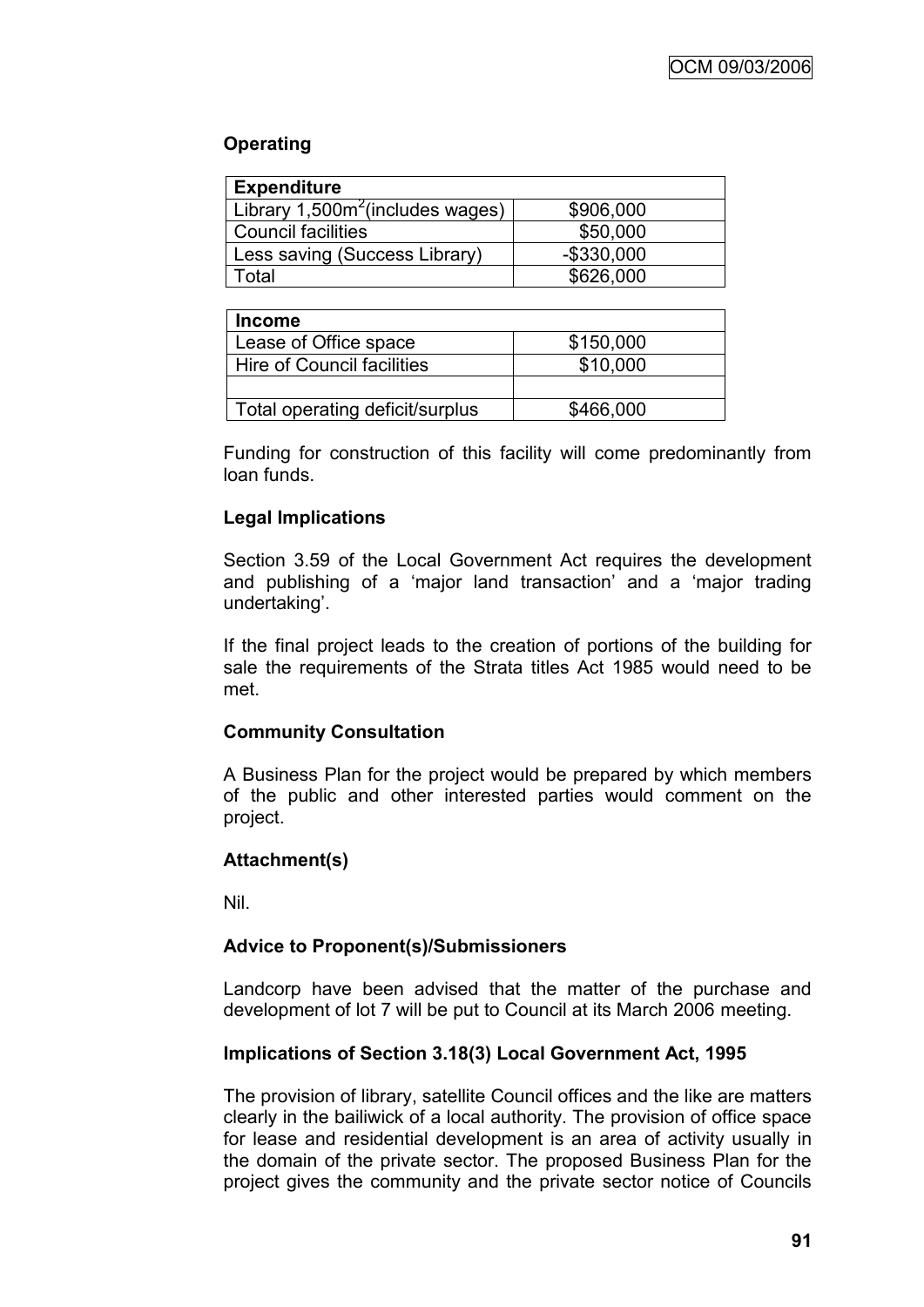**Operating**

| Expenditure | |
|---|---|
| Library 1,500m$^2$(includes wages) | \$906,000 |
| Council facilities | \$50,000 |
| Less saving (Success Library) | -\$330,000 |
| Total | \$626,000 |

| Income | |
|---|---|
| Lease of Office space | \$150,000 |
| Hire of Council facilities | \$10,000 |
| | |
| Total operating deficit/surplus | \$466,000 |

Funding for construction of this facility will come predominantly from loan funds.

**Legal Implications**

Section 3.59 of the Local Government Act requires the development and publishing of a 'major land transaction' and a 'major trading undertaking'.

If the final project leads to the creation of portions of the building for sale the requirements of the Strata titles Act 1985 would need to be met.

**Community Consultation**

A Business Plan for the project would be prepared by which members of the public and other interested parties would comment on the project.

**Attachment(s)**

Nil.

**Advice to Proponent(s)/Submissioners**

Landcorp have been advised that the matter of the purchase and development of lot 7 will be put to Council at its March 2006 meeting.

**Implications of Section 3.18(3) Local Government Act, 1995**

The provision of library, satellite Council offices and the like are matters clearly in the bailiwick of a local authority. The provision of office space for lease and residential development is an area of activity usually in the domain of the private sector. The proposed Business Plan for the project gives the community and the private sector notice of Councils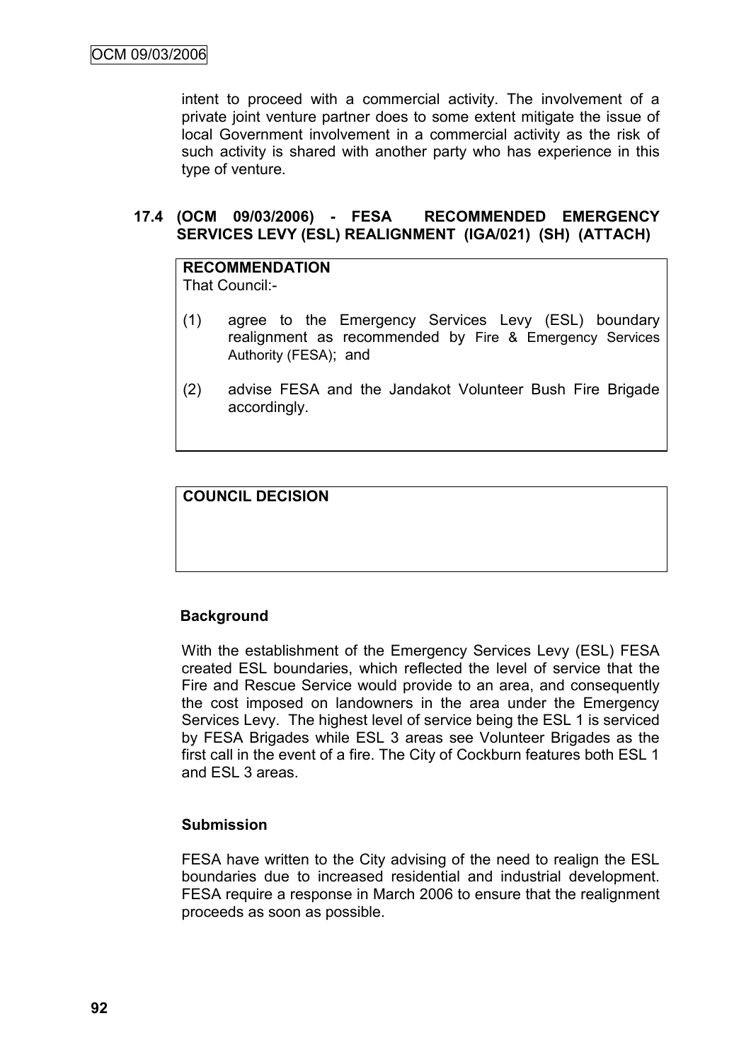intent to proceed with a commercial activity. The involvement of a private joint venture partner does to some extent mitigate the issue of local Government involvement in a commercial activity as the risk of such activity is shared with another party who has experience in this type of venture.

### 17.4 (OCM 09/03/2006) - FESA RECOMMENDED EMERGENCY SERVICES LEVY (ESL) REALIGNMENT (IGA/021) (SH) (ATTACH)

**RECOMMENDATION**

That Council:-

(1) agree to the Emergency Services Levy (ESL) boundary realignment as recommended by Fire & Emergency Services Authority (FESA); and

(2) advise FESA and the Jandakot Volunteer Bush Fire Brigade accordingly.

**COUNCIL DECISION**

**Background**

With the establishment of the Emergency Services Levy (ESL) FESA created ESL boundaries, which reflected the level of service that the Fire and Rescue Service would provide to an area, and consequently the cost imposed on landowners in the area under the Emergency Services Levy. The highest level of service being the ESL 1 is serviced by FESA Brigades while ESL 3 areas see Volunteer Brigades as the first call in the event of a fire. The City of Cockburn features both ESL 1 and ESL 3 areas.

**Submission**

FESA have written to the City advising of the need to realign the ESL boundaries due to increased residential and industrial development. FESA require a response in March 2006 to ensure that the realignment proceeds as soon as possible.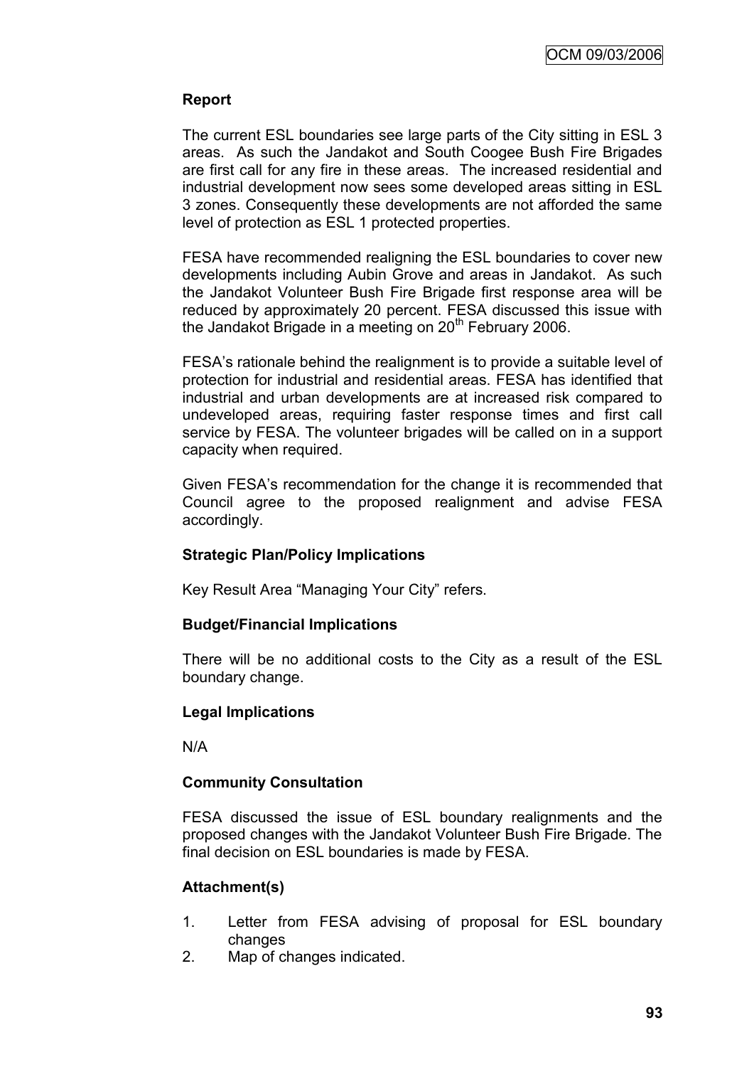**Report**

The current ESL boundaries see large parts of the City sitting in ESL 3 areas. As such the Jandakot and South Coogee Bush Fire Brigades are first call for any fire in these areas. The increased residential and industrial development now sees some developed areas sitting in ESL 3 zones. Consequently these developments are not afforded the same level of protection as ESL 1 protected properties.

FESA have recommended realigning the ESL boundaries to cover new developments including Aubin Grove and areas in Jandakot. As such the Jandakot Volunteer Bush Fire Brigade first response area will be reduced by approximately 20 percent. FESA discussed this issue with the Jandakot Brigade in a meeting on 20th February 2006.

FESA's rationale behind the realignment is to provide a suitable level of protection for industrial and residential areas. FESA has identified that industrial and urban developments are at increased risk compared to undeveloped areas, requiring faster response times and first call service by FESA. The volunteer brigades will be called on in a support capacity when required.

Given FESA's recommendation for the change it is recommended that Council agree to the proposed realignment and advise FESA accordingly.

**Strategic Plan/Policy Implications**

Key Result Area "Managing Your City" refers.

**Budget/Financial Implications**

There will be no additional costs to the City as a result of the ESL boundary change.

**Legal Implications**

N/A

**Community Consultation**

FESA discussed the issue of ESL boundary realignments and the proposed changes with the Jandakot Volunteer Bush Fire Brigade. The final decision on ESL boundaries is made by FESA.

**Attachment(s)**

1. Letter from FESA advising of proposal for ESL boundary changes
2. Map of changes indicated.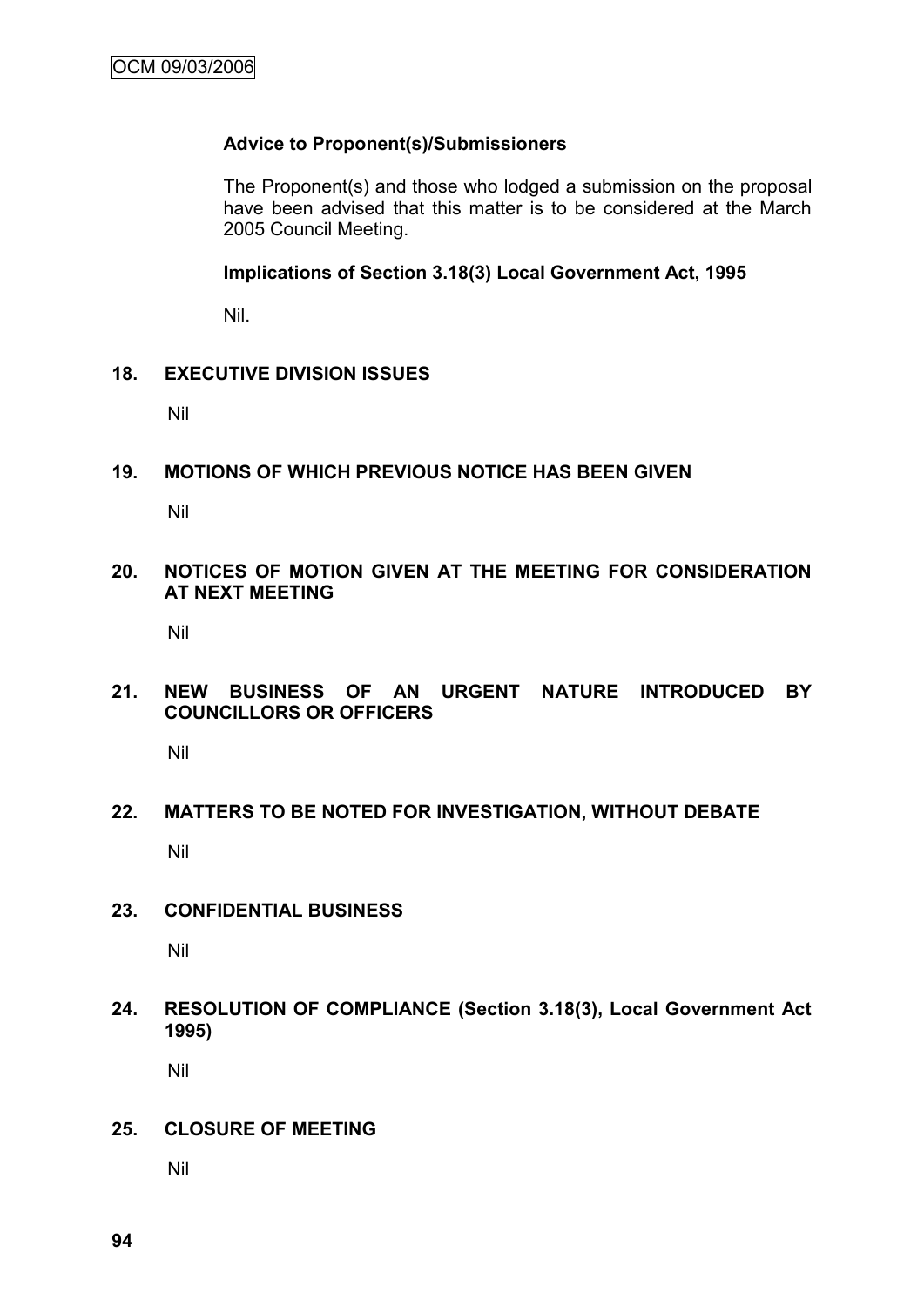**Advice to Proponent(s)/Submissioners**

The Proponent(s) and those who lodged a submission on the proposal have been advised that this matter is to be considered at the March 2005 Council Meeting.

**Implications of Section 3.18(3) Local Government Act, 1995**

Nil.

## 18. EXECUTIVE DIVISION ISSUES

Nil

## 19. MOTIONS OF WHICH PREVIOUS NOTICE HAS BEEN GIVEN

Nil

## 20. NOTICES OF MOTION GIVEN AT THE MEETING FOR CONSIDERATION AT NEXT MEETING

Nil

## 21. NEW BUSINESS OF AN URGENT NATURE INTRODUCED BY COUNCILLORS OR OFFICERS

Nil

## 22. MATTERS TO BE NOTED FOR INVESTIGATION, WITHOUT DEBATE

Nil

## 23. CONFIDENTIAL BUSINESS

Nil

## 24. RESOLUTION OF COMPLIANCE (Section 3.18(3), Local Government Act 1995)

Nil

## 25. CLOSURE OF MEETING

Nil